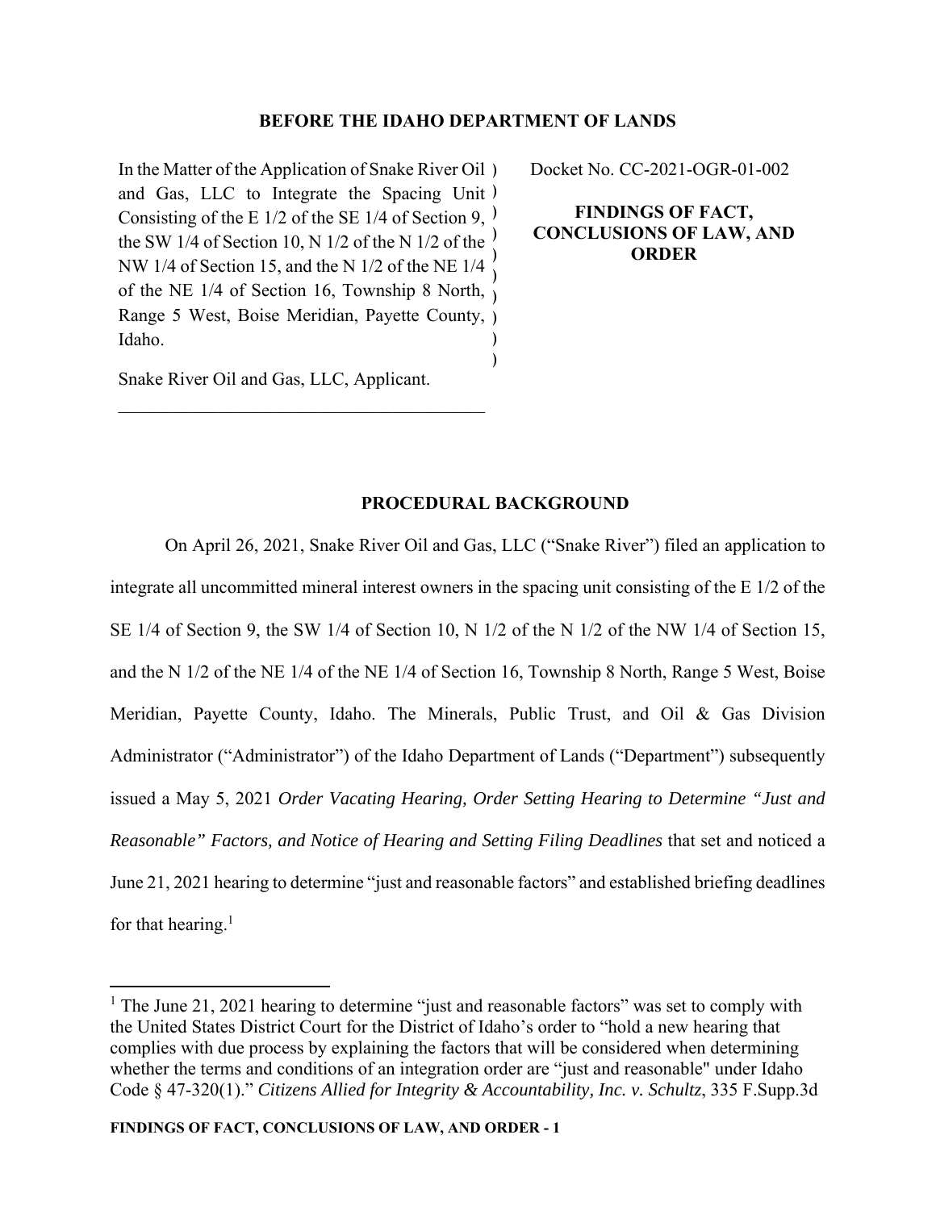**BEFORE THE IDAHO DEPARTMENT OF LANDS**

In the Matter of the Application of Snake River Oil and Gas, LLC to Integrate the Spacing Unit Consisting of the E 1/2 of the SE 1/4 of Section 9, the SW 1/4 of Section 10, N 1/2 of the N 1/2 of the NW 1/4 of Section 15, and the N 1/2 of the NE 1/4 of the NE 1/4 of Section 16, Township 8 North, Range 5 West, Boise Meridian, Payette County, Idaho.

Snake River Oil and Gas, LLC, Applicant.

Docket No. CC-2021-OGR-01-002

**FINDINGS OF FACT, CONCLUSIONS OF LAW, AND ORDER**

## PROCEDURAL BACKGROUND

On April 26, 2021, Snake River Oil and Gas, LLC ("Snake River") filed an application to integrate all uncommitted mineral interest owners in the spacing unit consisting of the E 1/2 of the SE 1/4 of Section 9, the SW 1/4 of Section 10, N 1/2 of the N 1/2 of the NW 1/4 of Section 15, and the N 1/2 of the NE 1/4 of the NE 1/4 of Section 16, Township 8 North, Range 5 West, Boise Meridian, Payette County, Idaho. The Minerals, Public Trust, and Oil & Gas Division Administrator ("Administrator") of the Idaho Department of Lands ("Department") subsequently issued a May 5, 2021 *Order Vacating Hearing, Order Setting Hearing to Determine "Just and Reasonable" Factors, and Notice of Hearing and Setting Filing Deadlines* that set and noticed a June 21, 2021 hearing to determine "just and reasonable factors" and established briefing deadlines for that hearing.[1]

[1] The June 21, 2021 hearing to determine "just and reasonable factors" was set to comply with the United States District Court for the District of Idaho's order to "hold a new hearing that complies with due process by explaining the factors that will be considered when determining whether the terms and conditions of an integration order are "just and reasonable" under Idaho Code § 47-320(1)." *Citizens Allied for Integrity & Accountability, Inc. v. Schultz*, 335 F.Supp.3d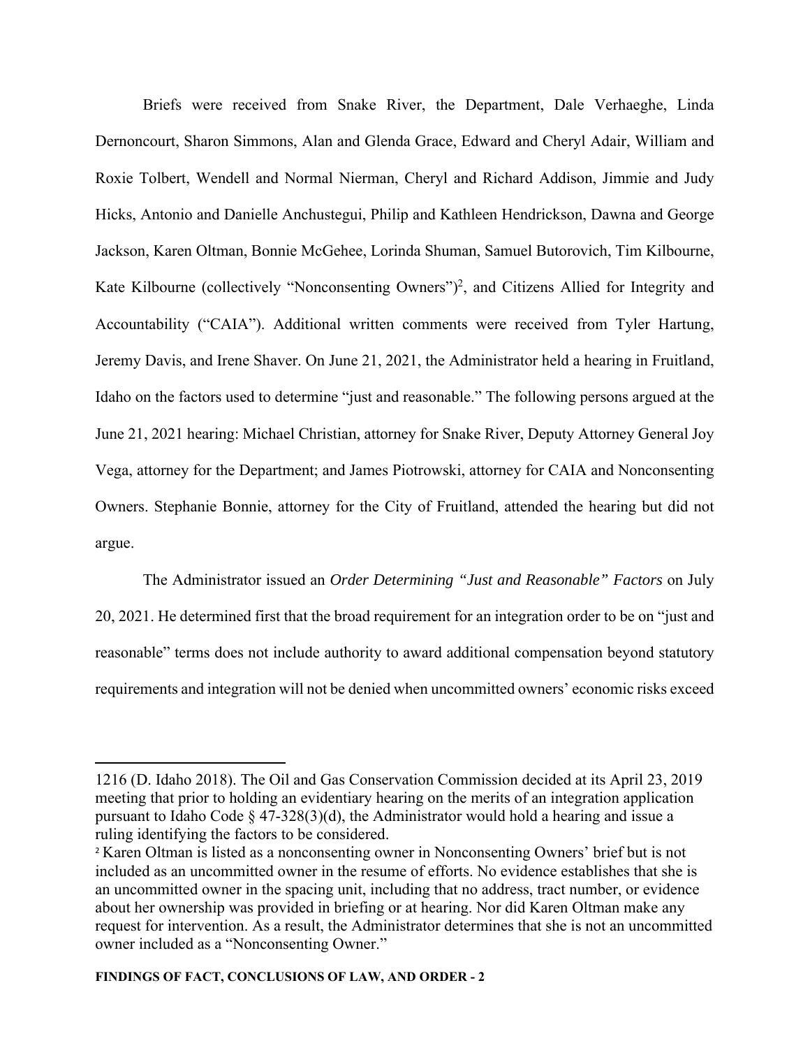Briefs were received from Snake River, the Department, Dale Verhaeghe, Linda Dernoncourt, Sharon Simmons, Alan and Glenda Grace, Edward and Cheryl Adair, William and Roxie Tolbert, Wendell and Normal Nierman, Cheryl and Richard Addison, Jimmie and Judy Hicks, Antonio and Danielle Anchustegui, Philip and Kathleen Hendrickson, Dawna and George Jackson, Karen Oltman, Bonnie McGehee, Lorinda Shuman, Samuel Butorovich, Tim Kilbourne, Kate Kilbourne (collectively "Nonconsenting Owners")[2], and Citizens Allied for Integrity and Accountability ("CAIA"). Additional written comments were received from Tyler Hartung, Jeremy Davis, and Irene Shaver. On June 21, 2021, the Administrator held a hearing in Fruitland, Idaho on the factors used to determine "just and reasonable." The following persons argued at the June 21, 2021 hearing: Michael Christian, attorney for Snake River, Deputy Attorney General Joy Vega, attorney for the Department; and James Piotrowski, attorney for CAIA and Nonconsenting Owners. Stephanie Bonnie, attorney for the City of Fruitland, attended the hearing but did not argue.

The Administrator issued an *Order Determining "Just and Reasonable" Factors* on July 20, 2021. He determined first that the broad requirement for an integration order to be on "just and reasonable" terms does not include authority to award additional compensation beyond statutory requirements and integration will not be denied when uncommitted owners' economic risks exceed

---

1216 (D. Idaho 2018). The Oil and Gas Conservation Commission decided at its April 23, 2019 meeting that prior to holding an evidentiary hearing on the merits of an integration application pursuant to Idaho Code § 47-328(3)(d), the Administrator would hold a hearing and issue a ruling identifying the factors to be considered.

[2] Karen Oltman is listed as a nonconsenting owner in Nonconsenting Owners' brief but is not included as an uncommitted owner in the resume of efforts. No evidence establishes that she is an uncommitted owner in the spacing unit, including that no address, tract number, or evidence about her ownership was provided in briefing or at hearing. Nor did Karen Oltman make any request for intervention. As a result, the Administrator determines that she is not an uncommitted owner included as a "Nonconsenting Owner."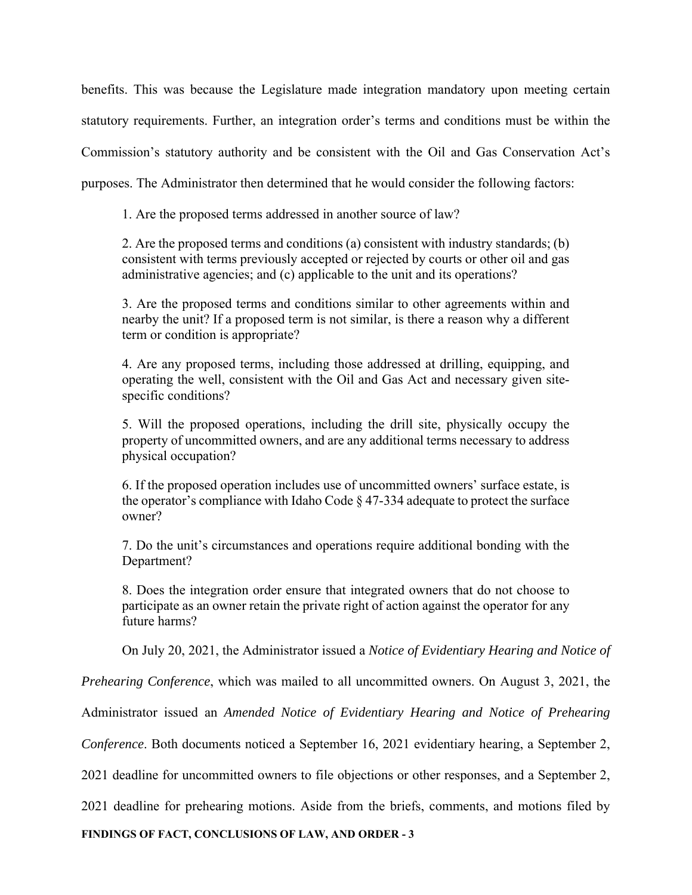benefits. This was because the Legislature made integration mandatory upon meeting certain statutory requirements. Further, an integration order's terms and conditions must be within the Commission's statutory authority and be consistent with the Oil and Gas Conservation Act's purposes. The Administrator then determined that he would consider the following factors:

> 1. Are the proposed terms addressed in another source of law?
>
> 2. Are the proposed terms and conditions (a) consistent with industry standards; (b) consistent with terms previously accepted or rejected by courts or other oil and gas administrative agencies; and (c) applicable to the unit and its operations?
>
> 3. Are the proposed terms and conditions similar to other agreements within and nearby the unit? If a proposed term is not similar, is there a reason why a different term or condition is appropriate?
>
> 4. Are any proposed terms, including those addressed at drilling, equipping, and operating the well, consistent with the Oil and Gas Act and necessary given site-specific conditions?
>
> 5. Will the proposed operations, including the drill site, physically occupy the property of uncommitted owners, and are any additional terms necessary to address physical occupation?
>
> 6. If the proposed operation includes use of uncommitted owners' surface estate, is the operator's compliance with Idaho Code § 47-334 adequate to protect the surface owner?
>
> 7. Do the unit's circumstances and operations require additional bonding with the Department?
>
> 8. Does the integration order ensure that integrated owners that do not choose to participate as an owner retain the private right of action against the operator for any future harms?

On July 20, 2021, the Administrator issued a *Notice of Evidentiary Hearing and Notice of Prehearing Conference*, which was mailed to all uncommitted owners. On August 3, 2021, the Administrator issued an *Amended Notice of Evidentiary Hearing and Notice of Prehearing Conference*. Both documents noticed a September 16, 2021 evidentiary hearing, a September 2, 2021 deadline for uncommitted owners to file objections or other responses, and a September 2, 2021 deadline for prehearing motions. Aside from the briefs, comments, and motions filed by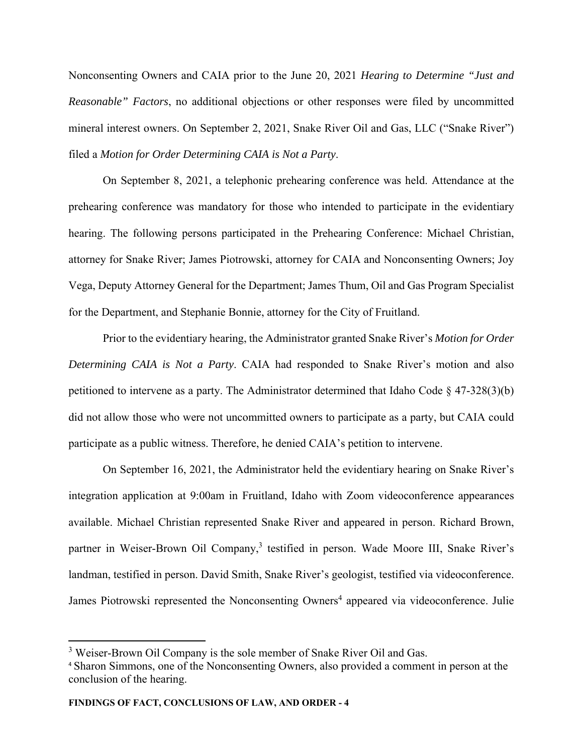Nonconsenting Owners and CAIA prior to the June 20, 2021 *Hearing to Determine "Just and Reasonable" Factors*, no additional objections or other responses were filed by uncommitted mineral interest owners. On September 2, 2021, Snake River Oil and Gas, LLC ("Snake River") filed a *Motion for Order Determining CAIA is Not a Party*.

On September 8, 2021, a telephonic prehearing conference was held. Attendance at the prehearing conference was mandatory for those who intended to participate in the evidentiary hearing. The following persons participated in the Prehearing Conference: Michael Christian, attorney for Snake River; James Piotrowski, attorney for CAIA and Nonconsenting Owners; Joy Vega, Deputy Attorney General for the Department; James Thum, Oil and Gas Program Specialist for the Department, and Stephanie Bonnie, attorney for the City of Fruitland.

Prior to the evidentiary hearing, the Administrator granted Snake River's *Motion for Order Determining CAIA is Not a Party*. CAIA had responded to Snake River's motion and also petitioned to intervene as a party. The Administrator determined that Idaho Code § 47-328(3)(b) did not allow those who were not uncommitted owners to participate as a party, but CAIA could participate as a public witness. Therefore, he denied CAIA's petition to intervene.

On September 16, 2021, the Administrator held the evidentiary hearing on Snake River's integration application at 9:00am in Fruitland, Idaho with Zoom videoconference appearances available. Michael Christian represented Snake River and appeared in person. Richard Brown, partner in Weiser-Brown Oil Company,[3] testified in person. Wade Moore III, Snake River's landman, testified in person. David Smith, Snake River's geologist, testified via videoconference. James Piotrowski represented the Nonconsenting Owners[4] appeared via videoconference. Julie

---

[3] Weiser-Brown Oil Company is the sole member of Snake River Oil and Gas.

[4] Sharon Simmons, one of the Nonconsenting Owners, also provided a comment in person at the conclusion of the hearing.

**FINDINGS OF FACT, CONCLUSIONS OF LAW, AND ORDER - 4**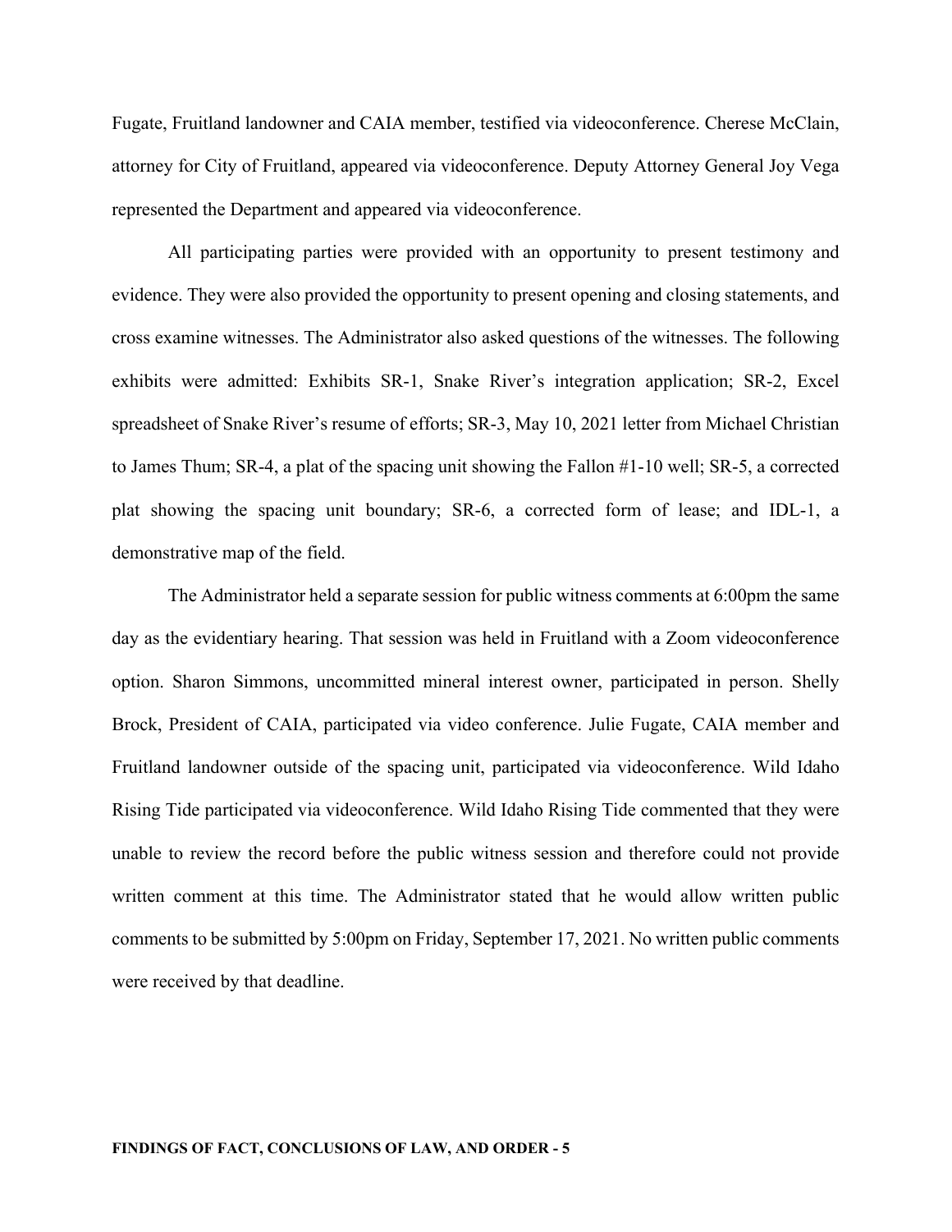Fugate, Fruitland landowner and CAIA member, testified via videoconference. Cherese McClain, attorney for City of Fruitland, appeared via videoconference. Deputy Attorney General Joy Vega represented the Department and appeared via videoconference.

All participating parties were provided with an opportunity to present testimony and evidence. They were also provided the opportunity to present opening and closing statements, and cross examine witnesses. The Administrator also asked questions of the witnesses. The following exhibits were admitted: Exhibits SR-1, Snake River's integration application; SR-2, Excel spreadsheet of Snake River's resume of efforts; SR-3, May 10, 2021 letter from Michael Christian to James Thum; SR-4, a plat of the spacing unit showing the Fallon #1-10 well; SR-5, a corrected plat showing the spacing unit boundary; SR-6, a corrected form of lease; and IDL-1, a demonstrative map of the field.

The Administrator held a separate session for public witness comments at 6:00pm the same day as the evidentiary hearing. That session was held in Fruitland with a Zoom videoconference option. Sharon Simmons, uncommitted mineral interest owner, participated in person. Shelly Brock, President of CAIA, participated via video conference. Julie Fugate, CAIA member and Fruitland landowner outside of the spacing unit, participated via videoconference. Wild Idaho Rising Tide participated via videoconference. Wild Idaho Rising Tide commented that they were unable to review the record before the public witness session and therefore could not provide written comment at this time. The Administrator stated that he would allow written public comments to be submitted by 5:00pm on Friday, September 17, 2021. No written public comments were received by that deadline.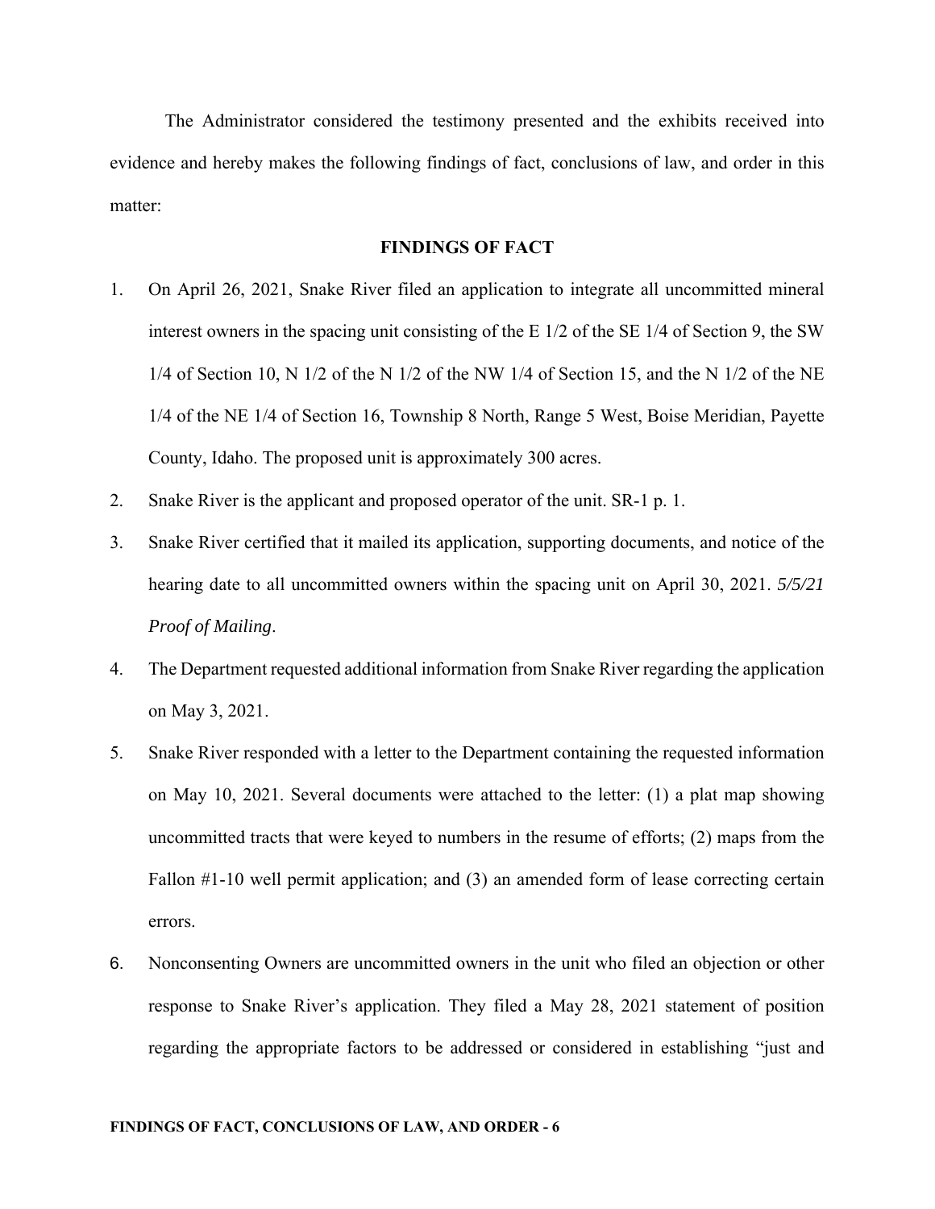The Administrator considered the testimony presented and the exhibits received into evidence and hereby makes the following findings of fact, conclusions of law, and order in this matter:

## FINDINGS OF FACT

1. On April 26, 2021, Snake River filed an application to integrate all uncommitted mineral interest owners in the spacing unit consisting of the E 1/2 of the SE 1/4 of Section 9, the SW 1/4 of Section 10, N 1/2 of the N 1/2 of the NW 1/4 of Section 15, and the N 1/2 of the NE 1/4 of the NE 1/4 of Section 16, Township 8 North, Range 5 West, Boise Meridian, Payette County, Idaho. The proposed unit is approximately 300 acres.
2. Snake River is the applicant and proposed operator of the unit. SR-1 p. 1.
3. Snake River certified that it mailed its application, supporting documents, and notice of the hearing date to all uncommitted owners within the spacing unit on April 30, 2021. *5/5/21 Proof of Mailing*.
4. The Department requested additional information from Snake River regarding the application on May 3, 2021.
5. Snake River responded with a letter to the Department containing the requested information on May 10, 2021. Several documents were attached to the letter: (1) a plat map showing uncommitted tracts that were keyed to numbers in the resume of efforts; (2) maps from the Fallon #1-10 well permit application; and (3) an amended form of lease correcting certain errors.
6. Nonconsenting Owners are uncommitted owners in the unit who filed an objection or other response to Snake River's application. They filed a May 28, 2021 statement of position regarding the appropriate factors to be addressed or considered in establishing "just and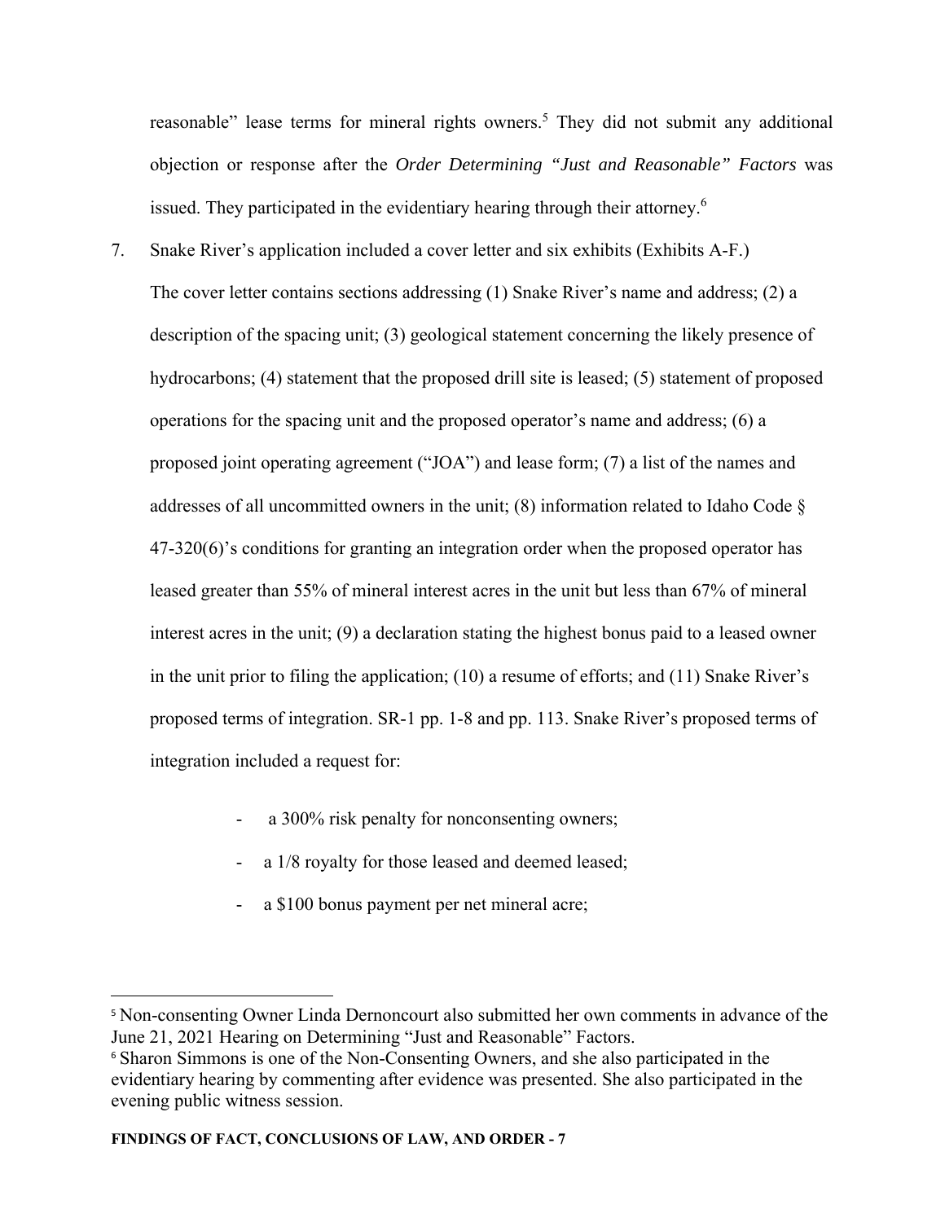reasonable" lease terms for mineral rights owners.[5] They did not submit any additional objection or response after the *Order Determining "Just and Reasonable" Factors* was issued. They participated in the evidentiary hearing through their attorney.[6]

7. Snake River's application included a cover letter and six exhibits (Exhibits A-F.) The cover letter contains sections addressing (1) Snake River's name and address; (2) a description of the spacing unit; (3) geological statement concerning the likely presence of hydrocarbons; (4) statement that the proposed drill site is leased; (5) statement of proposed operations for the spacing unit and the proposed operator's name and address; (6) a proposed joint operating agreement ("JOA") and lease form; (7) a list of the names and addresses of all uncommitted owners in the unit; (8) information related to Idaho Code § 47-320(6)'s conditions for granting an integration order when the proposed operator has leased greater than 55% of mineral interest acres in the unit but less than 67% of mineral interest acres in the unit; (9) a declaration stating the highest bonus paid to a leased owner in the unit prior to filing the application; (10) a resume of efforts; and (11) Snake River's proposed terms of integration. SR-1 pp. 1-8 and pp. 113. Snake River's proposed terms of integration included a request for:

   - a 300% risk penalty for nonconsenting owners;
   - a 1/8 royalty for those leased and deemed leased;
   - a $100 bonus payment per net mineral acre;

---

[5] Non-consenting Owner Linda Dernoncourt also submitted her own comments in advance of the June 21, 2021 Hearing on Determining "Just and Reasonable" Factors.

[6] Sharon Simmons is one of the Non-Consenting Owners, and she also participated in the evidentiary hearing by commenting after evidence was presented. She also participated in the evening public witness session.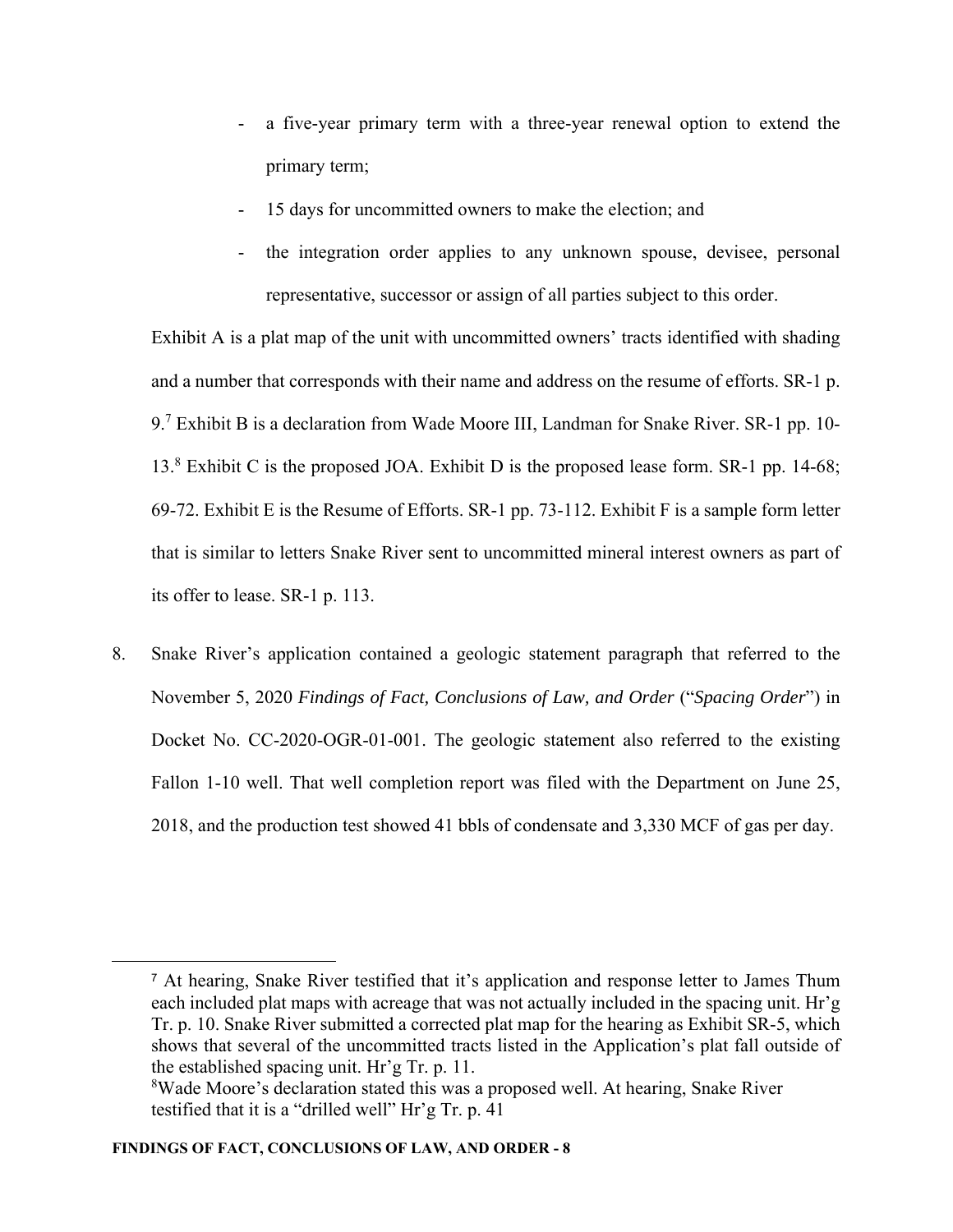- a five-year primary term with a three-year renewal option to extend the primary term;
- 15 days for uncommitted owners to make the election; and
- the integration order applies to any unknown spouse, devisee, personal representative, successor or assign of all parties subject to this order.

Exhibit A is a plat map of the unit with uncommitted owners' tracts identified with shading and a number that corresponds with their name and address on the resume of efforts. SR-1 p. 9.[7] Exhibit B is a declaration from Wade Moore III, Landman for Snake River. SR-1 pp. 10-13.[8] Exhibit C is the proposed JOA. Exhibit D is the proposed lease form. SR-1 pp. 14-68; 69-72. Exhibit E is the Resume of Efforts. SR-1 pp. 73-112. Exhibit F is a sample form letter that is similar to letters Snake River sent to uncommitted mineral interest owners as part of its offer to lease. SR-1 p. 113.

8. Snake River's application contained a geologic statement paragraph that referred to the November 5, 2020 *Findings of Fact, Conclusions of Law, and Order* ("*Spacing Order*") in Docket No. CC-2020-OGR-01-001. The geologic statement also referred to the existing Fallon 1-10 well. That well completion report was filed with the Department on June 25, 2018, and the production test showed 41 bbls of condensate and 3,330 MCF of gas per day.

[7] At hearing, Snake River testified that it's application and response letter to James Thum each included plat maps with acreage that was not actually included in the spacing unit. Hr'g Tr. p. 10. Snake River submitted a corrected plat map for the hearing as Exhibit SR-5, which shows that several of the uncommitted tracts listed in the Application's plat fall outside of the established spacing unit. Hr'g Tr. p. 11.

[8] Wade Moore's declaration stated this was a proposed well. At hearing, Snake River testified that it is a "drilled well" Hr'g Tr. p. 41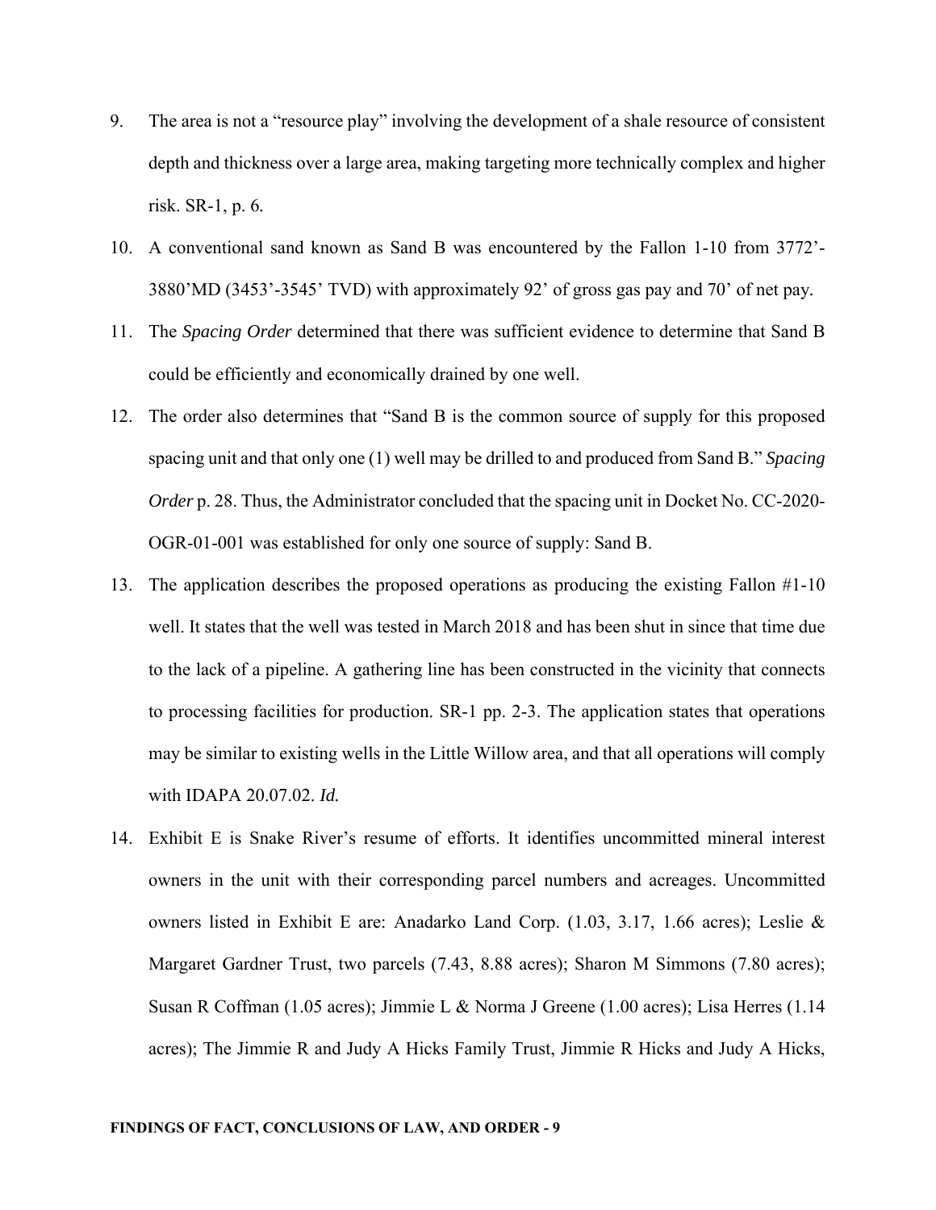9. The area is not a "resource play" involving the development of a shale resource of consistent depth and thickness over a large area, making targeting more technically complex and higher risk. SR-1, p. 6.
10. A conventional sand known as Sand B was encountered by the Fallon 1-10 from 3772'-3880'MD (3453'-3545' TVD) with approximately 92' of gross gas pay and 70' of net pay.
11. The *Spacing Order* determined that there was sufficient evidence to determine that Sand B could be efficiently and economically drained by one well.
12. The order also determines that "Sand B is the common source of supply for this proposed spacing unit and that only one (1) well may be drilled to and produced from Sand B." *Spacing Order* p. 28. Thus, the Administrator concluded that the spacing unit in Docket No. CC-2020-OGR-01-001 was established for only one source of supply: Sand B.
13. The application describes the proposed operations as producing the existing Fallon #1-10 well. It states that the well was tested in March 2018 and has been shut in since that time due to the lack of a pipeline. A gathering line has been constructed in the vicinity that connects to processing facilities for production. SR-1 pp. 2-3. The application states that operations may be similar to existing wells in the Little Willow area, and that all operations will comply with IDAPA 20.07.02. *Id.*
14. Exhibit E is Snake River's resume of efforts. It identifies uncommitted mineral interest owners in the unit with their corresponding parcel numbers and acreages. Uncommitted owners listed in Exhibit E are: Anadarko Land Corp. (1.03, 3.17, 1.66 acres); Leslie & Margaret Gardner Trust, two parcels (7.43, 8.88 acres); Sharon M Simmons (7.80 acres); Susan R Coffman (1.05 acres); Jimmie L & Norma J Greene (1.00 acres); Lisa Herres (1.14 acres); The Jimmie R and Judy A Hicks Family Trust, Jimmie R Hicks and Judy A Hicks,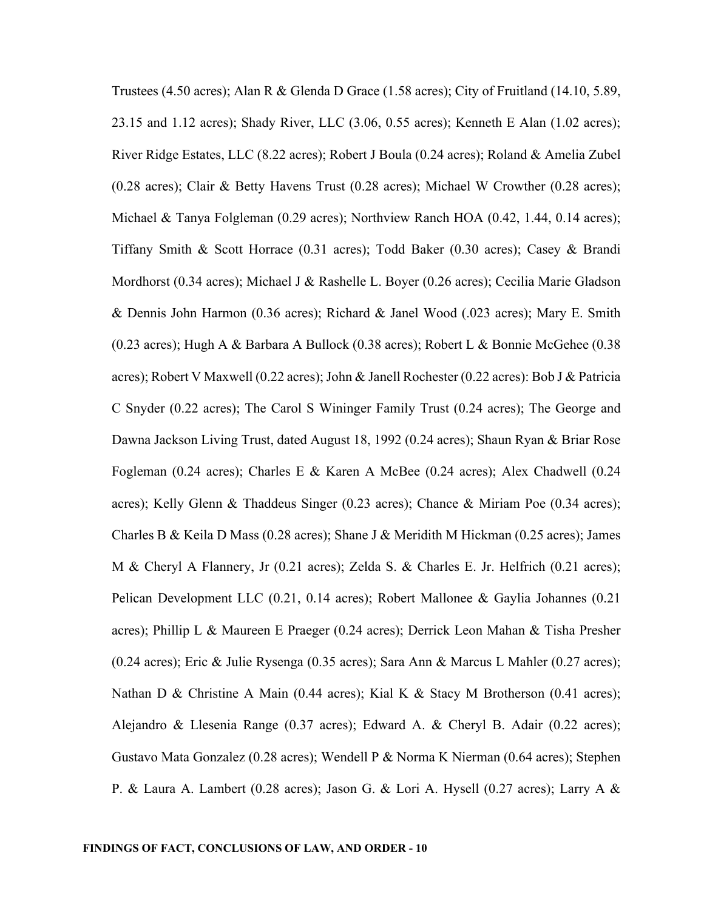Trustees (4.50 acres); Alan R & Glenda D Grace (1.58 acres); City of Fruitland (14.10, 5.89, 23.15 and 1.12 acres); Shady River, LLC (3.06, 0.55 acres); Kenneth E Alan (1.02 acres); River Ridge Estates, LLC (8.22 acres); Robert J Boula (0.24 acres); Roland & Amelia Zubel (0.28 acres); Clair & Betty Havens Trust (0.28 acres); Michael W Crowther (0.28 acres); Michael & Tanya Folgleman (0.29 acres); Northview Ranch HOA (0.42, 1.44, 0.14 acres); Tiffany Smith & Scott Horrace (0.31 acres); Todd Baker (0.30 acres); Casey & Brandi Mordhorst (0.34 acres); Michael J & Rashelle L. Boyer (0.26 acres); Cecilia Marie Gladson & Dennis John Harmon (0.36 acres); Richard & Janel Wood (.023 acres); Mary E. Smith (0.23 acres); Hugh A & Barbara A Bullock (0.38 acres); Robert L & Bonnie McGehee (0.38 acres); Robert V Maxwell (0.22 acres); John & Janell Rochester (0.22 acres): Bob J & Patricia C Snyder (0.22 acres); The Carol S Wininger Family Trust (0.24 acres); The George and Dawna Jackson Living Trust, dated August 18, 1992 (0.24 acres); Shaun Ryan & Briar Rose Fogleman (0.24 acres); Charles E & Karen A McBee (0.24 acres); Alex Chadwell (0.24 acres); Kelly Glenn & Thaddeus Singer (0.23 acres); Chance & Miriam Poe (0.34 acres); Charles B & Keila D Mass (0.28 acres); Shane J & Meridith M Hickman (0.25 acres); James M & Cheryl A Flannery, Jr (0.21 acres); Zelda S. & Charles E. Jr. Helfrich (0.21 acres); Pelican Development LLC (0.21, 0.14 acres); Robert Mallonee & Gaylia Johannes (0.21 acres); Phillip L & Maureen E Praeger (0.24 acres); Derrick Leon Mahan & Tisha Presher (0.24 acres); Eric & Julie Rysenga (0.35 acres); Sara Ann & Marcus L Mahler (0.27 acres); Nathan D & Christine A Main (0.44 acres); Kial K & Stacy M Brotherson (0.41 acres); Alejandro & Llesenia Range (0.37 acres); Edward A. & Cheryl B. Adair (0.22 acres); Gustavo Mata Gonzalez (0.28 acres); Wendell P & Norma K Nierman (0.64 acres); Stephen P. & Laura A. Lambert (0.28 acres); Jason G. & Lori A. Hysell (0.27 acres); Larry A &

**FINDINGS OF FACT, CONCLUSIONS OF LAW, AND ORDER - 10**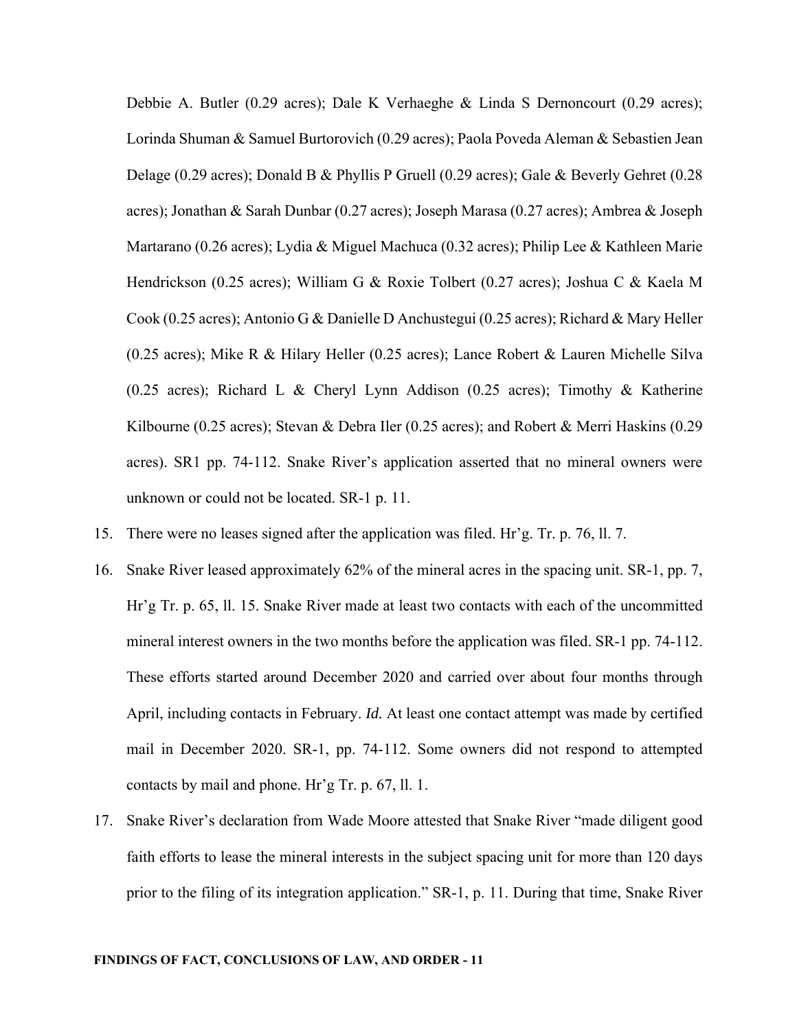Debbie A. Butler (0.29 acres); Dale K Verhaeghe & Linda S Dernoncourt (0.29 acres); Lorinda Shuman & Samuel Burtorovich (0.29 acres); Paola Poveda Aleman & Sebastien Jean Delage (0.29 acres); Donald B & Phyllis P Gruell (0.29 acres); Gale & Beverly Gehret (0.28 acres); Jonathan & Sarah Dunbar (0.27 acres); Joseph Marasa (0.27 acres); Ambrea & Joseph Martarano (0.26 acres); Lydia & Miguel Machuca (0.32 acres); Philip Lee & Kathleen Marie Hendrickson (0.25 acres); William G & Roxie Tolbert (0.27 acres); Joshua C & Kaela M Cook (0.25 acres); Antonio G & Danielle D Anchustegui (0.25 acres); Richard & Mary Heller (0.25 acres); Mike R & Hilary Heller (0.25 acres); Lance Robert & Lauren Michelle Silva (0.25 acres); Richard L & Cheryl Lynn Addison (0.25 acres); Timothy & Katherine Kilbourne (0.25 acres); Stevan & Debra Iler (0.25 acres); and Robert & Merri Haskins (0.29 acres). SR1 pp. 74-112. Snake River's application asserted that no mineral owners were unknown or could not be located. SR-1 p. 11.

15. There were no leases signed after the application was filed. Hr'g. Tr. p. 76, ll. 7.

16. Snake River leased approximately 62% of the mineral acres in the spacing unit. SR-1, pp. 7, Hr'g Tr. p. 65, ll. 15. Snake River made at least two contacts with each of the uncommitted mineral interest owners in the two months before the application was filed. SR-1 pp. 74-112. These efforts started around December 2020 and carried over about four months through April, including contacts in February. *Id.* At least one contact attempt was made by certified mail in December 2020. SR-1, pp. 74-112. Some owners did not respond to attempted contacts by mail and phone. Hr'g Tr. p. 67, ll. 1.

17. Snake River's declaration from Wade Moore attested that Snake River "made diligent good faith efforts to lease the mineral interests in the subject spacing unit for more than 120 days prior to the filing of its integration application." SR-1, p. 11. During that time, Snake River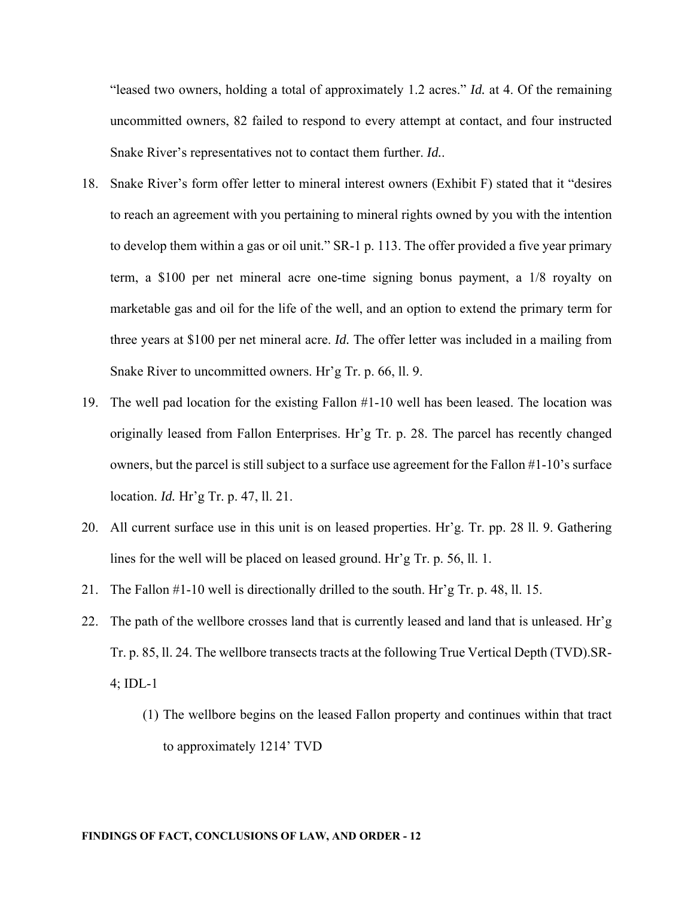"leased two owners, holding a total of approximately 1.2 acres." *Id.* at 4. Of the remaining uncommitted owners, 82 failed to respond to every attempt at contact, and four instructed Snake River's representatives not to contact them further. *Id.*.

18. Snake River's form offer letter to mineral interest owners (Exhibit F) stated that it "desires to reach an agreement with you pertaining to mineral rights owned by you with the intention to develop them within a gas or oil unit." SR-1 p. 113. The offer provided a five year primary term, a $100 per net mineral acre one-time signing bonus payment, a 1/8 royalty on marketable gas and oil for the life of the well, and an option to extend the primary term for three years at $100 per net mineral acre. *Id.* The offer letter was included in a mailing from Snake River to uncommitted owners. Hr'g Tr. p. 66, ll. 9.

19. The well pad location for the existing Fallon #1-10 well has been leased. The location was originally leased from Fallon Enterprises. Hr'g Tr. p. 28. The parcel has recently changed owners, but the parcel is still subject to a surface use agreement for the Fallon #1-10's surface location. *Id.* Hr'g Tr. p. 47, ll. 21.

20. All current surface use in this unit is on leased properties. Hr'g. Tr. pp. 28 ll. 9. Gathering lines for the well will be placed on leased ground. Hr'g Tr. p. 56, ll. 1.

21. The Fallon #1-10 well is directionally drilled to the south. Hr'g Tr. p. 48, ll. 15.

22. The path of the wellbore crosses land that is currently leased and land that is unleased. Hr'g Tr. p. 85, ll. 24. The wellbore transects tracts at the following True Vertical Depth (TVD).SR-4; IDL-1

    (1) The wellbore begins on the leased Fallon property and continues within that tract to approximately 1214' TVD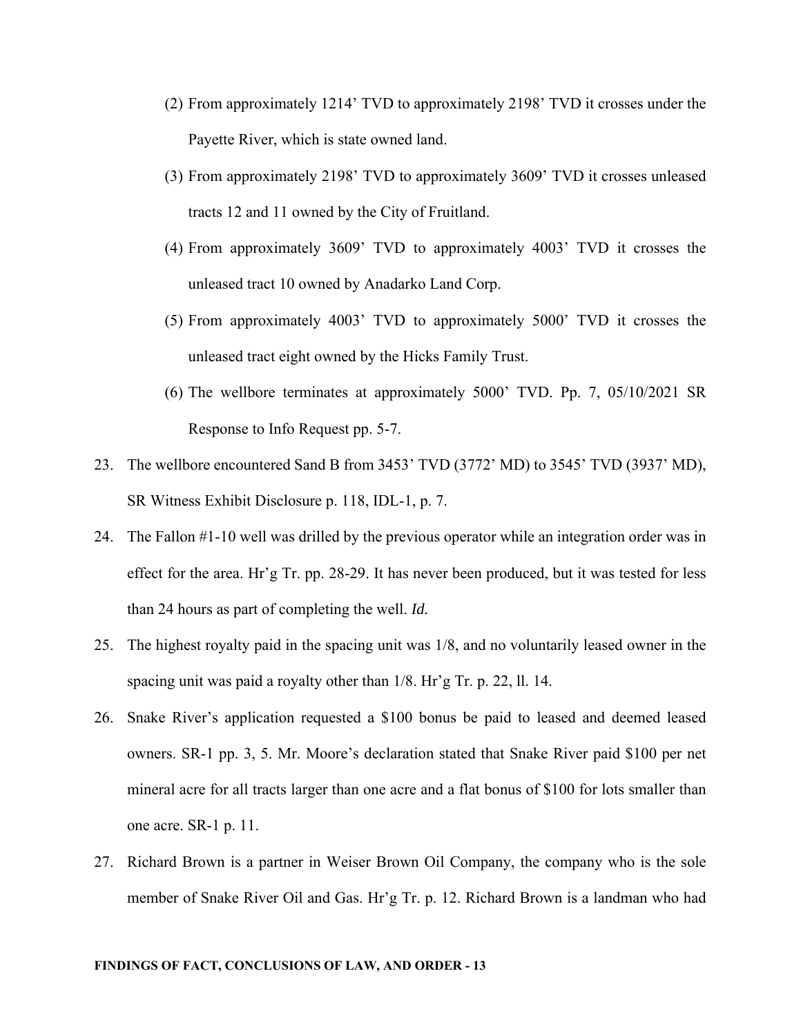(2) From approximately 1214' TVD to approximately 2198' TVD it crosses under the Payette River, which is state owned land.

(3) From approximately 2198' TVD to approximately 3609' TVD it crosses unleased tracts 12 and 11 owned by the City of Fruitland.

(4) From approximately 3609' TVD to approximately 4003' TVD it crosses the unleased tract 10 owned by Anadarko Land Corp.

(5) From approximately 4003' TVD to approximately 5000' TVD it crosses the unleased tract eight owned by the Hicks Family Trust.

(6) The wellbore terminates at approximately 5000' TVD. Pp. 7, 05/10/2021 SR Response to Info Request pp. 5-7.

23. The wellbore encountered Sand B from 3453' TVD (3772' MD) to 3545' TVD (3937' MD), SR Witness Exhibit Disclosure p. 118, IDL-1, p. 7.

24. The Fallon #1-10 well was drilled by the previous operator while an integration order was in effect for the area. Hr'g Tr. pp. 28-29. It has never been produced, but it was tested for less than 24 hours as part of completing the well. *Id.*

25. The highest royalty paid in the spacing unit was 1/8, and no voluntarily leased owner in the spacing unit was paid a royalty other than 1/8. Hr'g Tr. p. 22, ll. 14.

26. Snake River's application requested a $100 bonus be paid to leased and deemed leased owners. SR-1 pp. 3, 5. Mr. Moore's declaration stated that Snake River paid $100 per net mineral acre for all tracts larger than one acre and a flat bonus of $100 for lots smaller than one acre. SR-1 p. 11.

27. Richard Brown is a partner in Weiser Brown Oil Company, the company who is the sole member of Snake River Oil and Gas. Hr'g Tr. p. 12. Richard Brown is a landman who had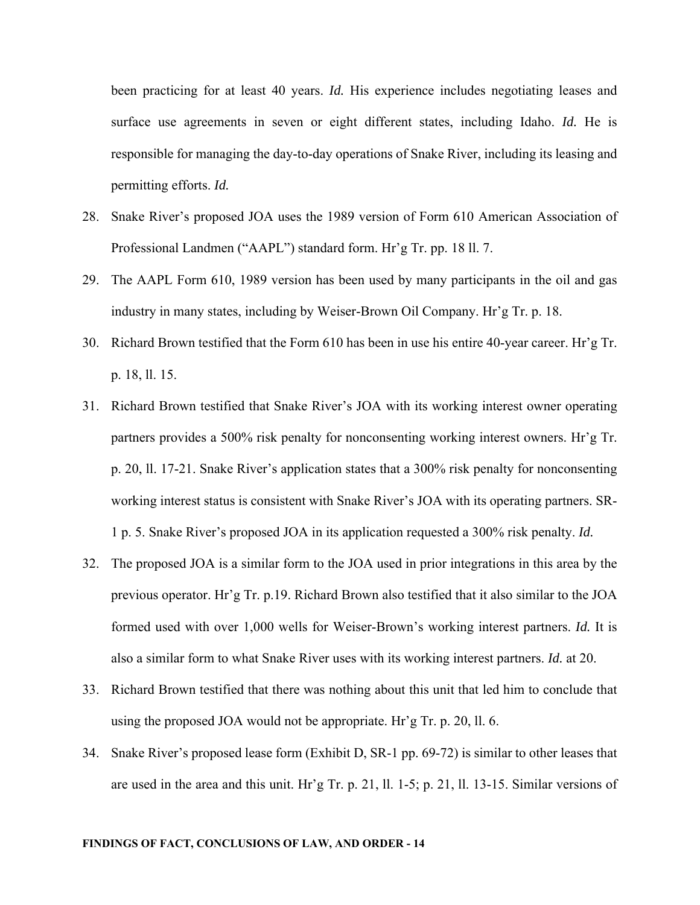been practicing for at least 40 years. *Id.* His experience includes negotiating leases and surface use agreements in seven or eight different states, including Idaho. *Id.* He is responsible for managing the day-to-day operations of Snake River, including its leasing and permitting efforts. *Id.*

28. Snake River's proposed JOA uses the 1989 version of Form 610 American Association of Professional Landmen ("AAPL") standard form. Hr'g Tr. pp. 18 ll. 7.

29. The AAPL Form 610, 1989 version has been used by many participants in the oil and gas industry in many states, including by Weiser-Brown Oil Company. Hr'g Tr. p. 18.

30. Richard Brown testified that the Form 610 has been in use his entire 40-year career. Hr'g Tr. p. 18, ll. 15.

31. Richard Brown testified that Snake River's JOA with its working interest owner operating partners provides a 500% risk penalty for nonconsenting working interest owners. Hr'g Tr. p. 20, ll. 17-21. Snake River's application states that a 300% risk penalty for nonconsenting working interest status is consistent with Snake River's JOA with its operating partners. SR-1 p. 5. Snake River's proposed JOA in its application requested a 300% risk penalty. *Id.*

32. The proposed JOA is a similar form to the JOA used in prior integrations in this area by the previous operator. Hr'g Tr. p.19. Richard Brown also testified that it also similar to the JOA formed used with over 1,000 wells for Weiser-Brown's working interest partners. *Id.* It is also a similar form to what Snake River uses with its working interest partners. *Id.* at 20.

33. Richard Brown testified that there was nothing about this unit that led him to conclude that using the proposed JOA would not be appropriate. Hr'g Tr. p. 20, ll. 6.

34. Snake River's proposed lease form (Exhibit D, SR-1 pp. 69-72) is similar to other leases that are used in the area and this unit. Hr'g Tr. p. 21, ll. 1-5; p. 21, ll. 13-15. Similar versions of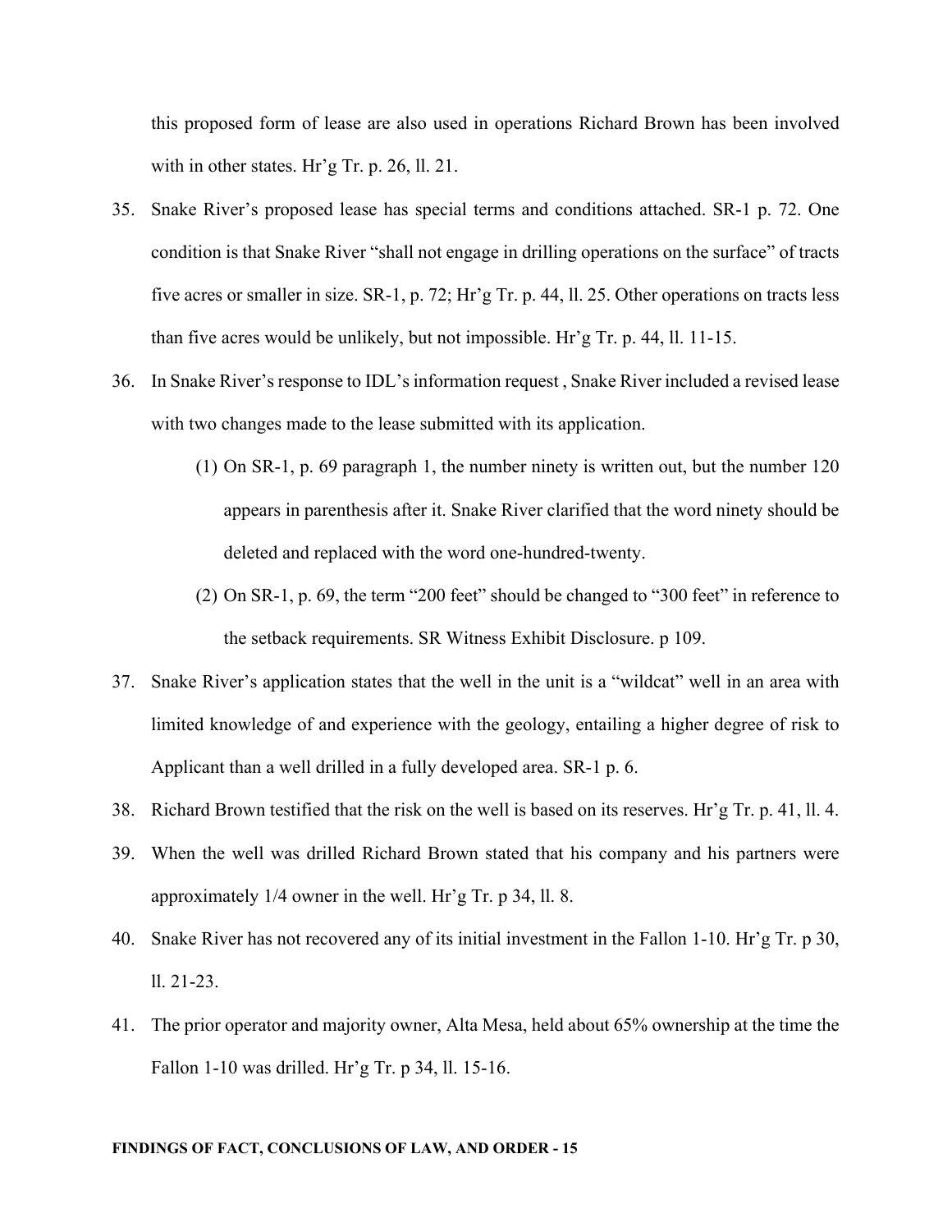this proposed form of lease are also used in operations Richard Brown has been involved with in other states. Hr'g Tr. p. 26, ll. 21.

35. Snake River's proposed lease has special terms and conditions attached. SR-1 p. 72. One condition is that Snake River "shall not engage in drilling operations on the surface" of tracts five acres or smaller in size. SR-1, p. 72; Hr'g Tr. p. 44, ll. 25. Other operations on tracts less than five acres would be unlikely, but not impossible. Hr'g Tr. p. 44, ll. 11-15.

36. In Snake River's response to IDL's information request , Snake River included a revised lease with two changes made to the lease submitted with its application.

    (1) On SR-1, p. 69 paragraph 1, the number ninety is written out, but the number 120 appears in parenthesis after it. Snake River clarified that the word ninety should be deleted and replaced with the word one-hundred-twenty.

    (2) On SR-1, p. 69, the term "200 feet" should be changed to "300 feet" in reference to the setback requirements. SR Witness Exhibit Disclosure. p 109.

37. Snake River's application states that the well in the unit is a "wildcat" well in an area with limited knowledge of and experience with the geology, entailing a higher degree of risk to Applicant than a well drilled in a fully developed area. SR-1 p. 6.

38. Richard Brown testified that the risk on the well is based on its reserves. Hr'g Tr. p. 41, ll. 4.

39. When the well was drilled Richard Brown stated that his company and his partners were approximately 1/4 owner in the well. Hr'g Tr. p 34, ll. 8.

40. Snake River has not recovered any of its initial investment in the Fallon 1-10. Hr'g Tr. p 30, ll. 21-23.

41. The prior operator and majority owner, Alta Mesa, held about 65% ownership at the time the Fallon 1-10 was drilled. Hr'g Tr. p 34, ll. 15-16.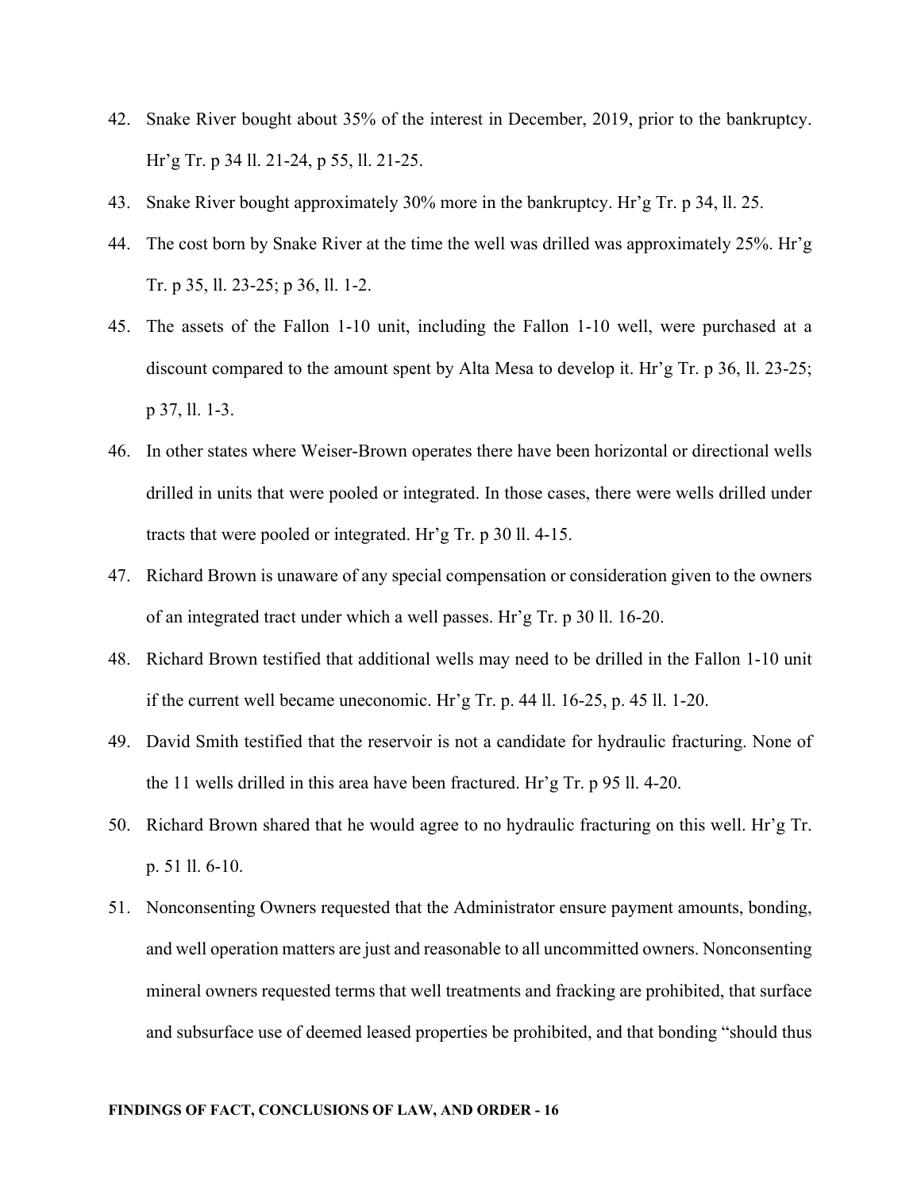42. Snake River bought about 35% of the interest in December, 2019, prior to the bankruptcy. Hr'g Tr. p 34 ll. 21-24, p 55, ll. 21-25.
43. Snake River bought approximately 30% more in the bankruptcy. Hr'g Tr. p 34, ll. 25.
44. The cost born by Snake River at the time the well was drilled was approximately 25%. Hr'g Tr. p 35, ll. 23-25; p 36, ll. 1-2.
45. The assets of the Fallon 1-10 unit, including the Fallon 1-10 well, were purchased at a discount compared to the amount spent by Alta Mesa to develop it. Hr'g Tr. p 36, ll. 23-25; p 37, ll. 1-3.
46. In other states where Weiser-Brown operates there have been horizontal or directional wells drilled in units that were pooled or integrated. In those cases, there were wells drilled under tracts that were pooled or integrated. Hr'g Tr. p 30 ll. 4-15.
47. Richard Brown is unaware of any special compensation or consideration given to the owners of an integrated tract under which a well passes. Hr'g Tr. p 30 ll. 16-20.
48. Richard Brown testified that additional wells may need to be drilled in the Fallon 1-10 unit if the current well became uneconomic. Hr'g Tr. p. 44 ll. 16-25, p. 45 ll. 1-20.
49. David Smith testified that the reservoir is not a candidate for hydraulic fracturing. None of the 11 wells drilled in this area have been fractured. Hr'g Tr. p 95 ll. 4-20.
50. Richard Brown shared that he would agree to no hydraulic fracturing on this well. Hr'g Tr. p. 51 ll. 6-10.
51. Nonconsenting Owners requested that the Administrator ensure payment amounts, bonding, and well operation matters are just and reasonable to all uncommitted owners. Nonconsenting mineral owners requested terms that well treatments and fracking are prohibited, that surface and subsurface use of deemed leased properties be prohibited, and that bonding "should thus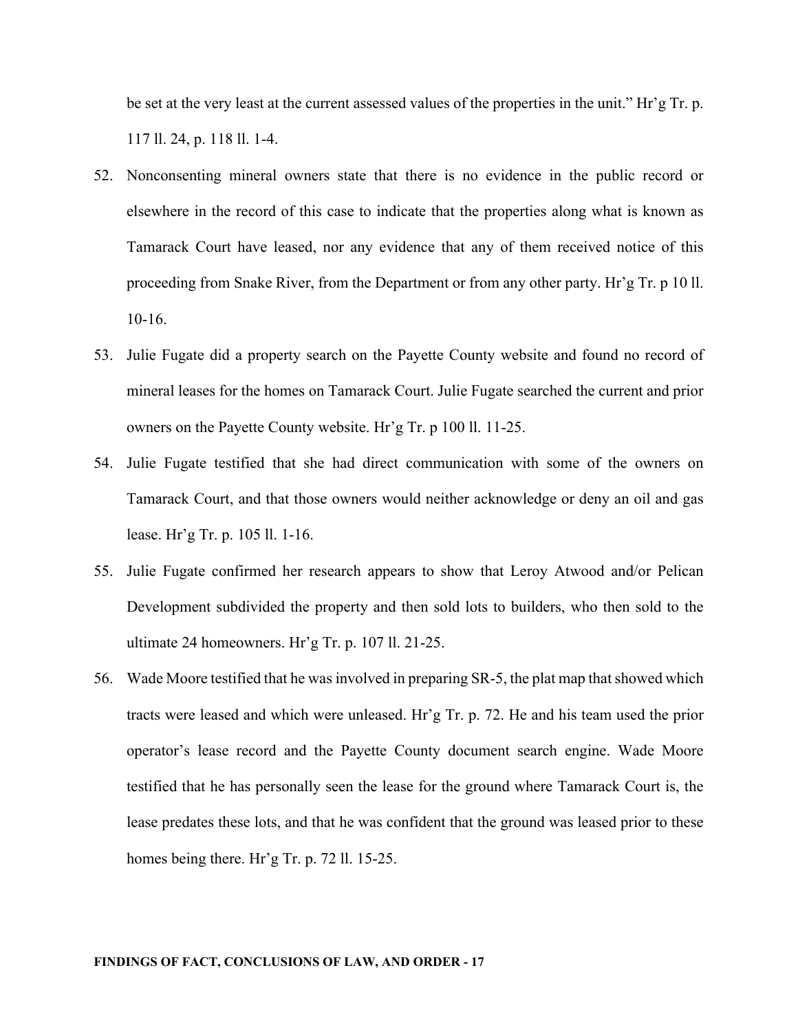be set at the very least at the current assessed values of the properties in the unit." Hr'g Tr. p. 117 ll. 24, p. 118 ll. 1-4.

52. Nonconsenting mineral owners state that there is no evidence in the public record or elsewhere in the record of this case to indicate that the properties along what is known as Tamarack Court have leased, nor any evidence that any of them received notice of this proceeding from Snake River, from the Department or from any other party. Hr'g Tr. p 10 ll. 10-16.

53. Julie Fugate did a property search on the Payette County website and found no record of mineral leases for the homes on Tamarack Court. Julie Fugate searched the current and prior owners on the Payette County website. Hr'g Tr. p 100 ll. 11-25.

54. Julie Fugate testified that she had direct communication with some of the owners on Tamarack Court, and that those owners would neither acknowledge or deny an oil and gas lease. Hr'g Tr. p. 105 ll. 1-16.

55. Julie Fugate confirmed her research appears to show that Leroy Atwood and/or Pelican Development subdivided the property and then sold lots to builders, who then sold to the ultimate 24 homeowners. Hr'g Tr. p. 107 ll. 21-25.

56. Wade Moore testified that he was involved in preparing SR-5, the plat map that showed which tracts were leased and which were unleased. Hr'g Tr. p. 72. He and his team used the prior operator's lease record and the Payette County document search engine. Wade Moore testified that he has personally seen the lease for the ground where Tamarack Court is, the lease predates these lots, and that he was confident that the ground was leased prior to these homes being there. Hr'g Tr. p. 72 ll. 15-25.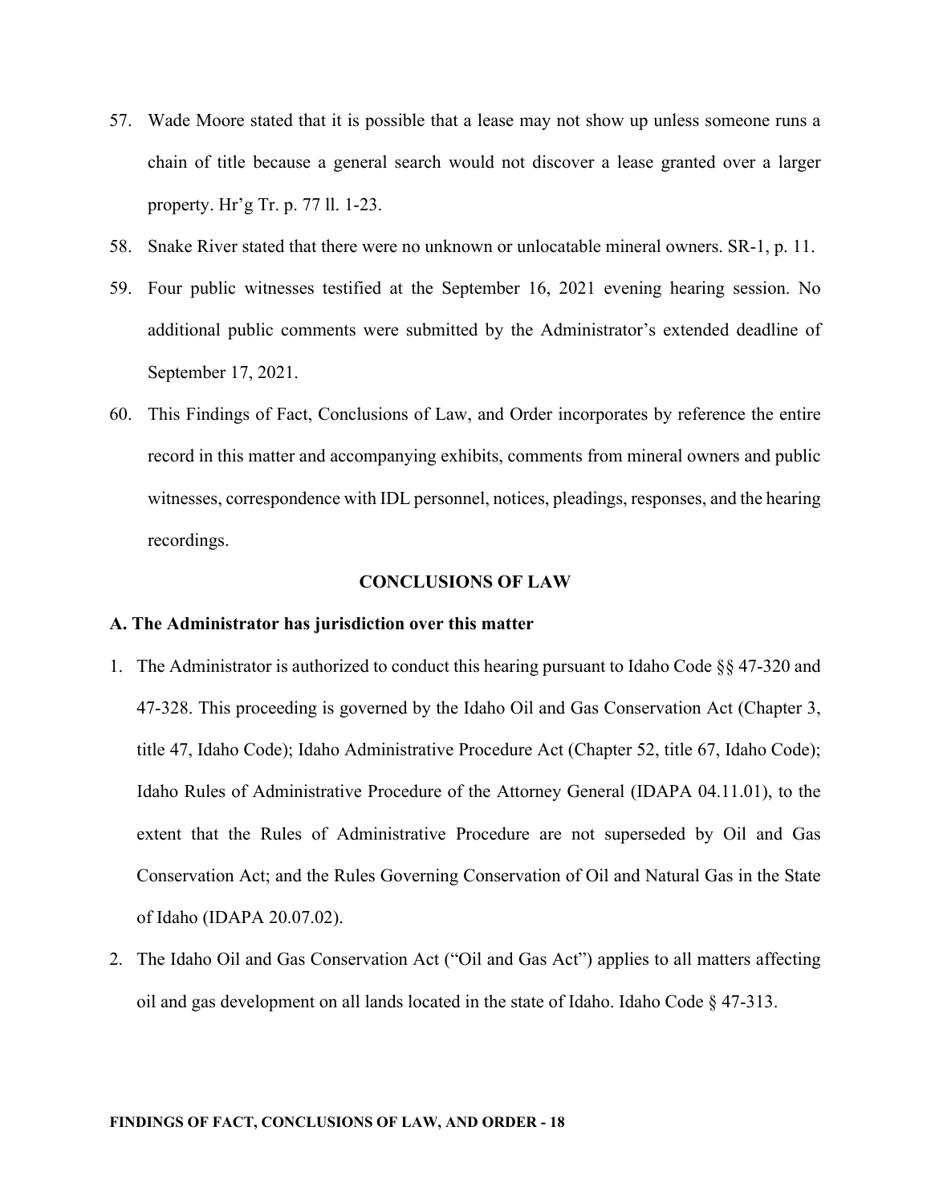57. Wade Moore stated that it is possible that a lease may not show up unless someone runs a chain of title because a general search would not discover a lease granted over a larger property. Hr'g Tr. p. 77 ll. 1-23.
58. Snake River stated that there were no unknown or unlocatable mineral owners. SR-1, p. 11.
59. Four public witnesses testified at the September 16, 2021 evening hearing session. No additional public comments were submitted by the Administrator's extended deadline of September 17, 2021.
60. This Findings of Fact, Conclusions of Law, and Order incorporates by reference the entire record in this matter and accompanying exhibits, comments from mineral owners and public witnesses, correspondence with IDL personnel, notices, pleadings, responses, and the hearing recordings.

## CONCLUSIONS OF LAW

### A. The Administrator has jurisdiction over this matter

1. The Administrator is authorized to conduct this hearing pursuant to Idaho Code §§ 47-320 and 47-328. This proceeding is governed by the Idaho Oil and Gas Conservation Act (Chapter 3, title 47, Idaho Code); Idaho Administrative Procedure Act (Chapter 52, title 67, Idaho Code); Idaho Rules of Administrative Procedure of the Attorney General (IDAPA 04.11.01), to the extent that the Rules of Administrative Procedure are not superseded by Oil and Gas Conservation Act; and the Rules Governing Conservation of Oil and Natural Gas in the State of Idaho (IDAPA 20.07.02).
2. The Idaho Oil and Gas Conservation Act ("Oil and Gas Act") applies to all matters affecting oil and gas development on all lands located in the state of Idaho. Idaho Code § 47-313.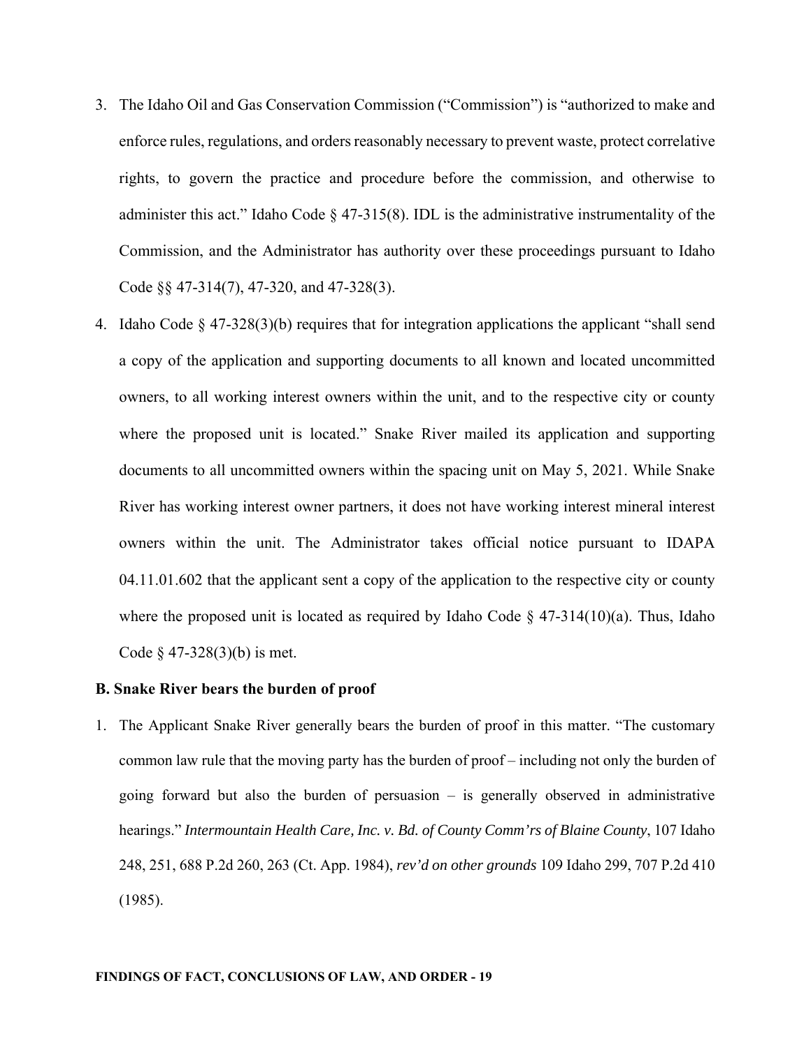3. The Idaho Oil and Gas Conservation Commission ("Commission") is "authorized to make and enforce rules, regulations, and orders reasonably necessary to prevent waste, protect correlative rights, to govern the practice and procedure before the commission, and otherwise to administer this act." Idaho Code § 47-315(8). IDL is the administrative instrumentality of the Commission, and the Administrator has authority over these proceedings pursuant to Idaho Code §§ 47-314(7), 47-320, and 47-328(3).

4. Idaho Code § 47-328(3)(b) requires that for integration applications the applicant "shall send a copy of the application and supporting documents to all known and located uncommitted owners, to all working interest owners within the unit, and to the respective city or county where the proposed unit is located." Snake River mailed its application and supporting documents to all uncommitted owners within the spacing unit on May 5, 2021. While Snake River has working interest owner partners, it does not have working interest mineral interest owners within the unit. The Administrator takes official notice pursuant to IDAPA 04.11.01.602 that the applicant sent a copy of the application to the respective city or county where the proposed unit is located as required by Idaho Code § 47-314(10)(a). Thus, Idaho Code § 47-328(3)(b) is met.

**B. Snake River bears the burden of proof**

1. The Applicant Snake River generally bears the burden of proof in this matter. "The customary common law rule that the moving party has the burden of proof – including not only the burden of going forward but also the burden of persuasion – is generally observed in administrative hearings." *Intermountain Health Care, Inc. v. Bd. of County Comm'rs of Blaine County*, 107 Idaho 248, 251, 688 P.2d 260, 263 (Ct. App. 1984), *rev'd on other grounds* 109 Idaho 299, 707 P.2d 410 (1985).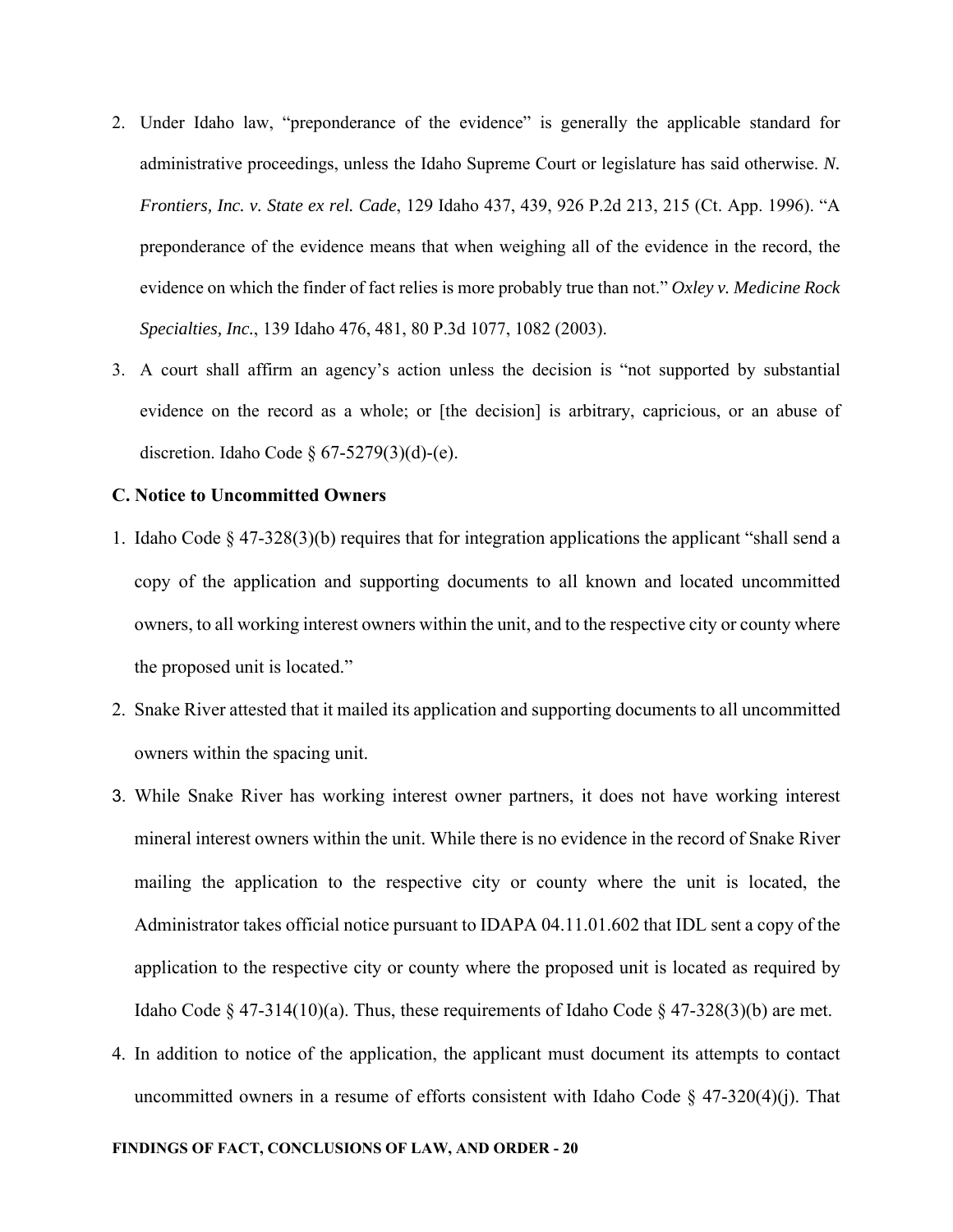2. Under Idaho law, "preponderance of the evidence" is generally the applicable standard for administrative proceedings, unless the Idaho Supreme Court or legislature has said otherwise. *N. Frontiers, Inc. v. State ex rel. Cade*, 129 Idaho 437, 439, 926 P.2d 213, 215 (Ct. App. 1996). "A preponderance of the evidence means that when weighing all of the evidence in the record, the evidence on which the finder of fact relies is more probably true than not." *Oxley v. Medicine Rock Specialties, Inc.*, 139 Idaho 476, 481, 80 P.3d 1077, 1082 (2003).

3. A court shall affirm an agency's action unless the decision is "not supported by substantial evidence on the record as a whole; or [the decision] is arbitrary, capricious, or an abuse of discretion. Idaho Code § 67-5279(3)(d)-(e).

**C. Notice to Uncommitted Owners**

1. Idaho Code § 47-328(3)(b) requires that for integration applications the applicant "shall send a copy of the application and supporting documents to all known and located uncommitted owners, to all working interest owners within the unit, and to the respective city or county where the proposed unit is located."

2. Snake River attested that it mailed its application and supporting documents to all uncommitted owners within the spacing unit.

3. While Snake River has working interest owner partners, it does not have working interest mineral interest owners within the unit. While there is no evidence in the record of Snake River mailing the application to the respective city or county where the unit is located, the Administrator takes official notice pursuant to IDAPA 04.11.01.602 that IDL sent a copy of the application to the respective city or county where the proposed unit is located as required by Idaho Code § 47-314(10)(a). Thus, these requirements of Idaho Code § 47-328(3)(b) are met.

4. In addition to notice of the application, the applicant must document its attempts to contact uncommitted owners in a resume of efforts consistent with Idaho Code § 47-320(4)(j). That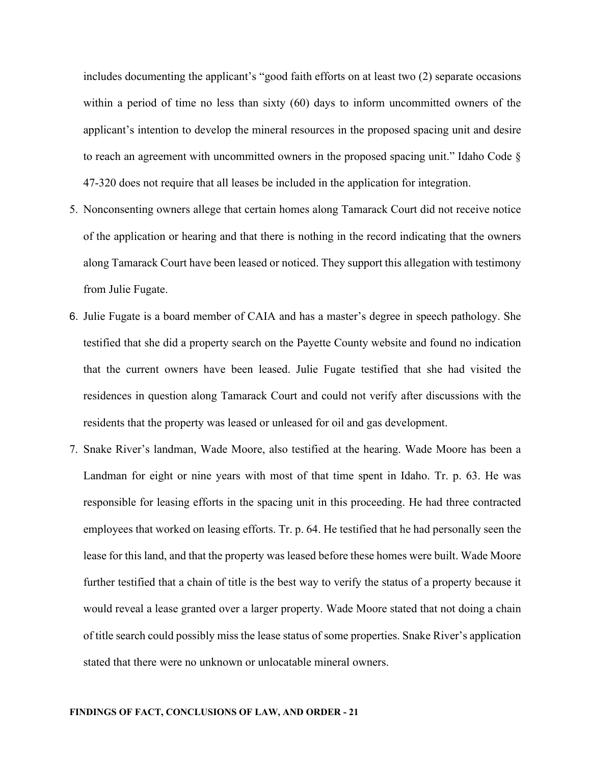includes documenting the applicant's "good faith efforts on at least two (2) separate occasions within a period of time no less than sixty (60) days to inform uncommitted owners of the applicant's intention to develop the mineral resources in the proposed spacing unit and desire to reach an agreement with uncommitted owners in the proposed spacing unit." Idaho Code § 47-320 does not require that all leases be included in the application for integration.

5. Nonconsenting owners allege that certain homes along Tamarack Court did not receive notice of the application or hearing and that there is nothing in the record indicating that the owners along Tamarack Court have been leased or noticed. They support this allegation with testimony from Julie Fugate.
6. Julie Fugate is a board member of CAIA and has a master's degree in speech pathology. She testified that she did a property search on the Payette County website and found no indication that the current owners have been leased. Julie Fugate testified that she had visited the residences in question along Tamarack Court and could not verify after discussions with the residents that the property was leased or unleased for oil and gas development.
7. Snake River's landman, Wade Moore, also testified at the hearing. Wade Moore has been a Landman for eight or nine years with most of that time spent in Idaho. Tr. p. 63. He was responsible for leasing efforts in the spacing unit in this proceeding. He had three contracted employees that worked on leasing efforts. Tr. p. 64. He testified that he had personally seen the lease for this land, and that the property was leased before these homes were built. Wade Moore further testified that a chain of title is the best way to verify the status of a property because it would reveal a lease granted over a larger property. Wade Moore stated that not doing a chain of title search could possibly miss the lease status of some properties. Snake River's application stated that there were no unknown or unlocatable mineral owners.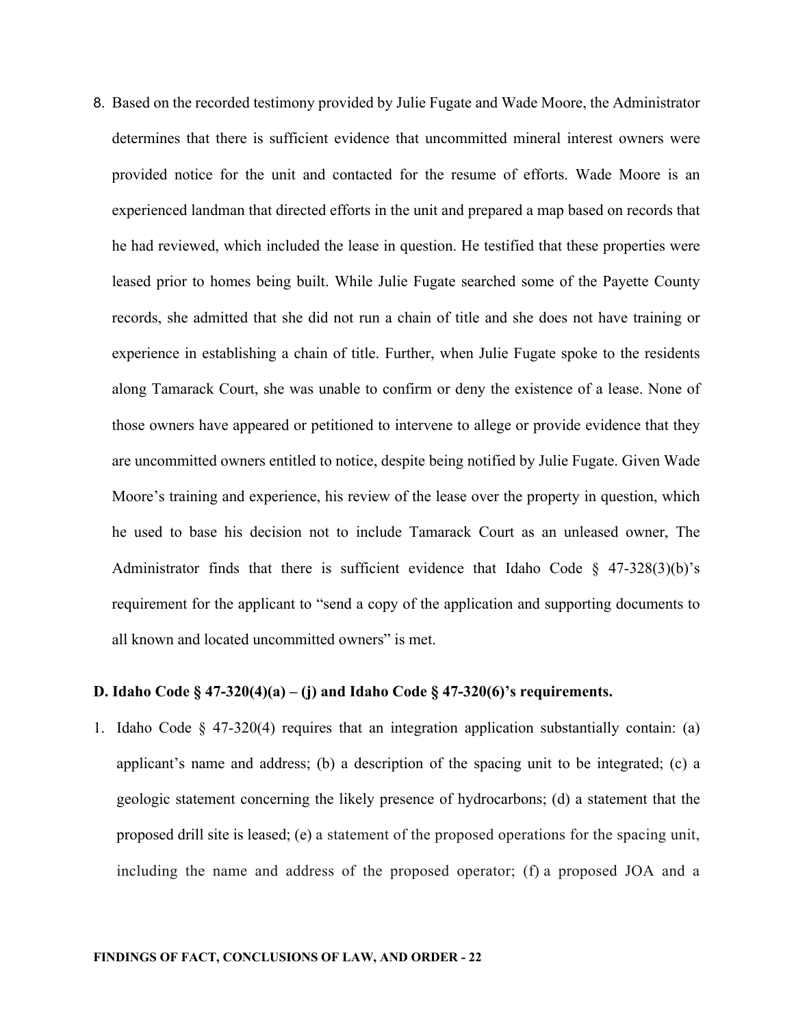8. Based on the recorded testimony provided by Julie Fugate and Wade Moore, the Administrator determines that there is sufficient evidence that uncommitted mineral interest owners were provided notice for the unit and contacted for the resume of efforts. Wade Moore is an experienced landman that directed efforts in the unit and prepared a map based on records that he had reviewed, which included the lease in question. He testified that these properties were leased prior to homes being built. While Julie Fugate searched some of the Payette County records, she admitted that she did not run a chain of title and she does not have training or experience in establishing a chain of title. Further, when Julie Fugate spoke to the residents along Tamarack Court, she was unable to confirm or deny the existence of a lease. None of those owners have appeared or petitioned to intervene to allege or provide evidence that they are uncommitted owners entitled to notice, despite being notified by Julie Fugate. Given Wade Moore's training and experience, his review of the lease over the property in question, which he used to base his decision not to include Tamarack Court as an unleased owner, The Administrator finds that there is sufficient evidence that Idaho Code § 47-328(3)(b)'s requirement for the applicant to "send a copy of the application and supporting documents to all known and located uncommitted owners" is met.

**D. Idaho Code § 47-320(4)(a) – (j) and Idaho Code § 47-320(6)'s requirements.**

1. Idaho Code § 47-320(4) requires that an integration application substantially contain: (a) applicant's name and address; (b) a description of the spacing unit to be integrated; (c) a geologic statement concerning the likely presence of hydrocarbons; (d) a statement that the proposed drill site is leased; (e) a statement of the proposed operations for the spacing unit, including the name and address of the proposed operator; (f) a proposed JOA and a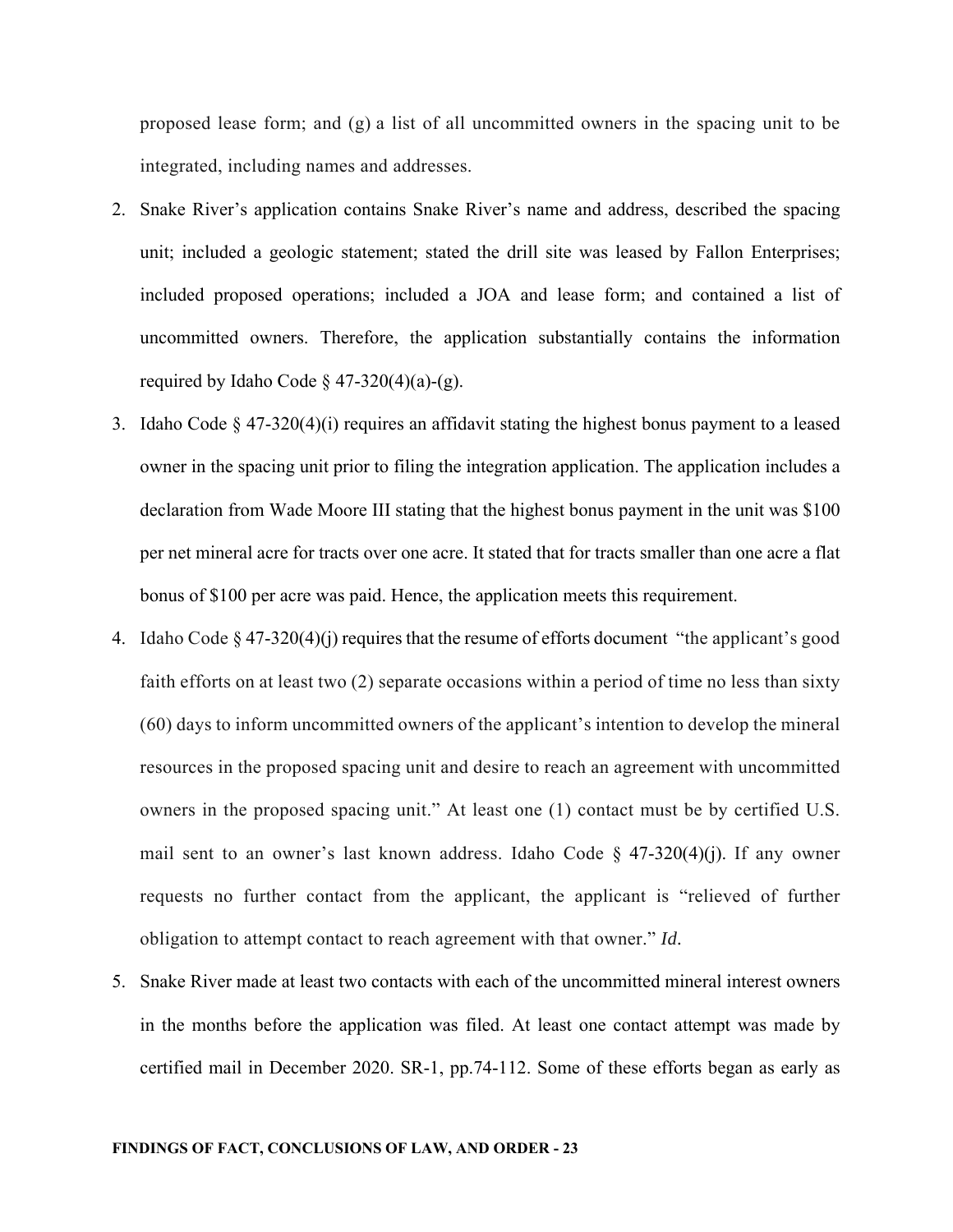proposed lease form; and (g) a list of all uncommitted owners in the spacing unit to be integrated, including names and addresses.

2. Snake River's application contains Snake River's name and address, described the spacing unit; included a geologic statement; stated the drill site was leased by Fallon Enterprises; included proposed operations; included a JOA and lease form; and contained a list of uncommitted owners. Therefore, the application substantially contains the information required by Idaho Code § 47-320(4)(a)-(g).

3. Idaho Code § 47-320(4)(i) requires an affidavit stating the highest bonus payment to a leased owner in the spacing unit prior to filing the integration application. The application includes a declaration from Wade Moore III stating that the highest bonus payment in the unit was $100 per net mineral acre for tracts over one acre. It stated that for tracts smaller than one acre a flat bonus of $100 per acre was paid. Hence, the application meets this requirement.

4. Idaho Code § 47-320(4)(j) requires that the resume of efforts document "the applicant's good faith efforts on at least two (2) separate occasions within a period of time no less than sixty (60) days to inform uncommitted owners of the applicant's intention to develop the mineral resources in the proposed spacing unit and desire to reach an agreement with uncommitted owners in the proposed spacing unit." At least one (1) contact must be by certified U.S. mail sent to an owner's last known address. Idaho Code § 47-320(4)(j). If any owner requests no further contact from the applicant, the applicant is "relieved of further obligation to attempt contact to reach agreement with that owner." *Id.*

5. Snake River made at least two contacts with each of the uncommitted mineral interest owners in the months before the application was filed. At least one contact attempt was made by certified mail in December 2020. SR-1, pp.74-112. Some of these efforts began as early as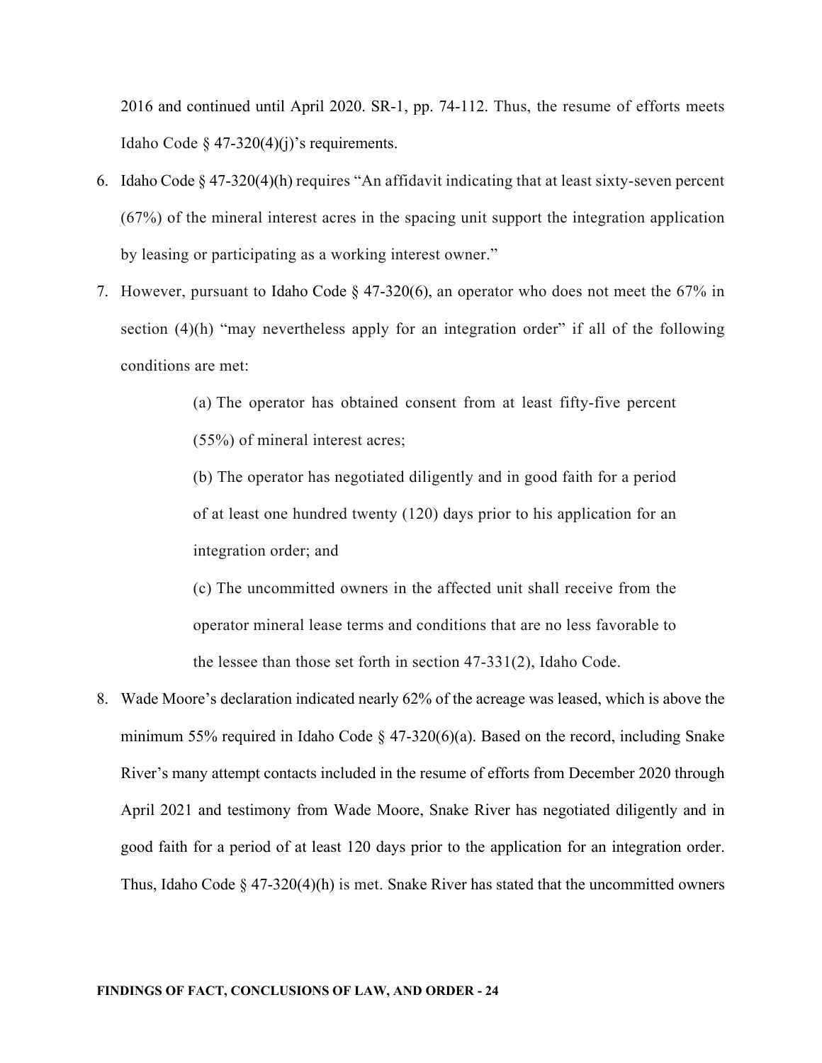2016 and continued until April 2020. SR-1, pp. 74-112. Thus, the resume of efforts meets Idaho Code § 47-320(4)(j)'s requirements.

6. Idaho Code § 47-320(4)(h) requires "An affidavit indicating that at least sixty-seven percent (67%) of the mineral interest acres in the spacing unit support the integration application by leasing or participating as a working interest owner."

7. However, pursuant to Idaho Code § 47-320(6), an operator who does not meet the 67% in section (4)(h) "may nevertheless apply for an integration order" if all of the following conditions are met:

   > (a) The operator has obtained consent from at least fifty-five percent (55%) of mineral interest acres;
   >
   > (b) The operator has negotiated diligently and in good faith for a period of at least one hundred twenty (120) days prior to his application for an integration order; and
   >
   > (c) The uncommitted owners in the affected unit shall receive from the operator mineral lease terms and conditions that are no less favorable to the lessee than those set forth in section 47-331(2), Idaho Code.

8. Wade Moore's declaration indicated nearly 62% of the acreage was leased, which is above the minimum 55% required in Idaho Code § 47-320(6)(a). Based on the record, including Snake River's many attempt contacts included in the resume of efforts from December 2020 through April 2021 and testimony from Wade Moore, Snake River has negotiated diligently and in good faith for a period of at least 120 days prior to the application for an integration order. Thus, Idaho Code § 47-320(4)(h) is met. Snake River has stated that the uncommitted owners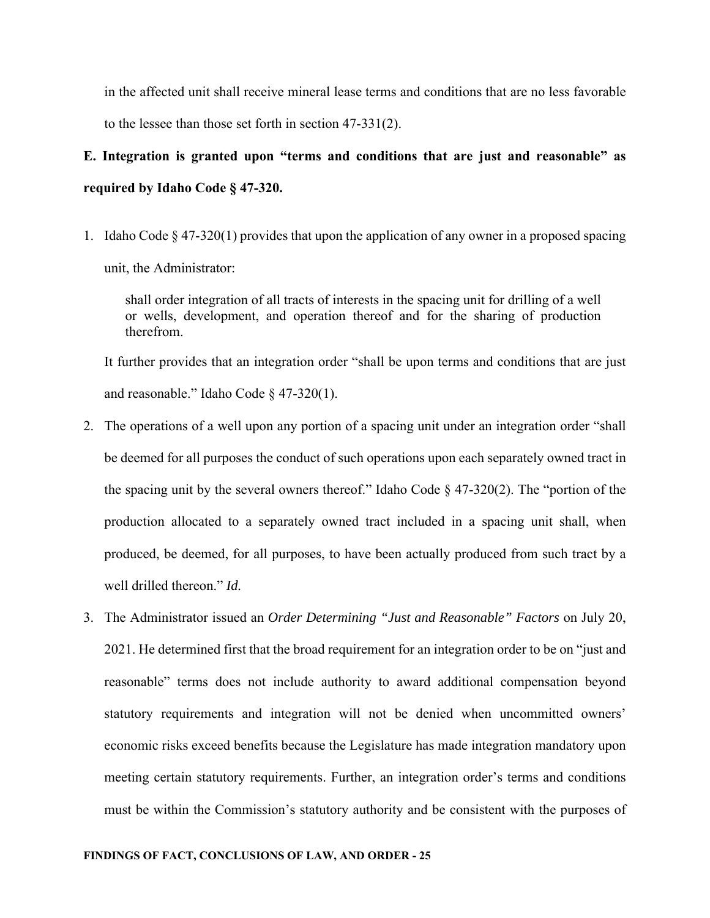in the affected unit shall receive mineral lease terms and conditions that are no less favorable to the lessee than those set forth in section 47-331(2).

**E. Integration is granted upon "terms and conditions that are just and reasonable" as required by Idaho Code § 47-320.**

1. Idaho Code § 47-320(1) provides that upon the application of any owner in a proposed spacing unit, the Administrator:

   > shall order integration of all tracts of interests in the spacing unit for drilling of a well or wells, development, and operation thereof and for the sharing of production therefrom.

   It further provides that an integration order "shall be upon terms and conditions that are just and reasonable." Idaho Code § 47-320(1).

2. The operations of a well upon any portion of a spacing unit under an integration order "shall be deemed for all purposes the conduct of such operations upon each separately owned tract in the spacing unit by the several owners thereof." Idaho Code § 47-320(2). The "portion of the production allocated to a separately owned tract included in a spacing unit shall, when produced, be deemed, for all purposes, to have been actually produced from such tract by a well drilled thereon." *Id.*

3. The Administrator issued an *Order Determining "Just and Reasonable" Factors* on July 20, 2021. He determined first that the broad requirement for an integration order to be on "just and reasonable" terms does not include authority to award additional compensation beyond statutory requirements and integration will not be denied when uncommitted owners' economic risks exceed benefits because the Legislature has made integration mandatory upon meeting certain statutory requirements. Further, an integration order's terms and conditions must be within the Commission's statutory authority and be consistent with the purposes of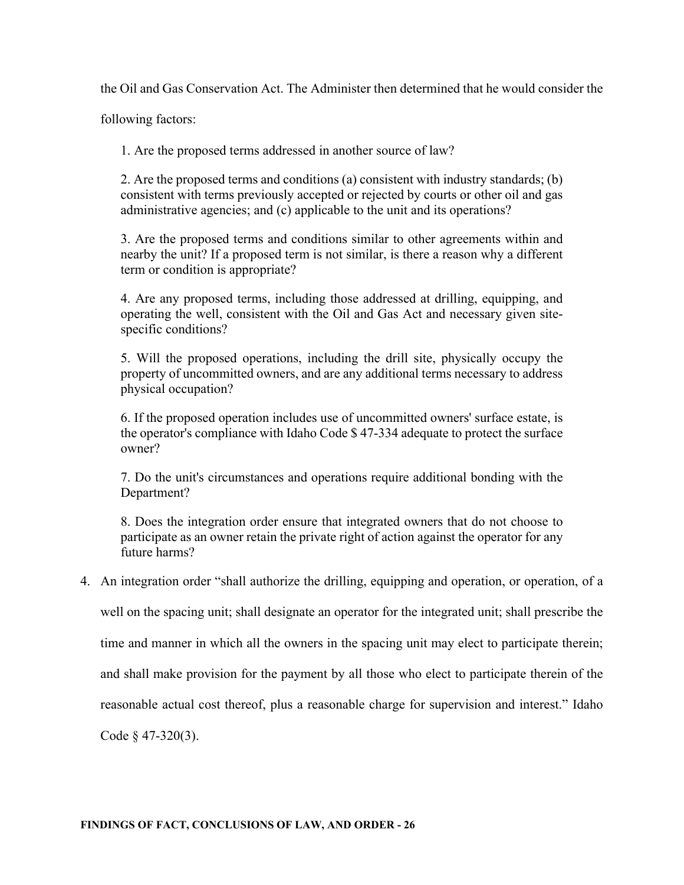the Oil and Gas Conservation Act. The Administer then determined that he would consider the following factors:

> 1. Are the proposed terms addressed in another source of law?
>
> 2. Are the proposed terms and conditions (a) consistent with industry standards; (b) consistent with terms previously accepted or rejected by courts or other oil and gas administrative agencies; and (c) applicable to the unit and its operations?
>
> 3. Are the proposed terms and conditions similar to other agreements within and nearby the unit? If a proposed term is not similar, is there a reason why a different term or condition is appropriate?
>
> 4. Are any proposed terms, including those addressed at drilling, equipping, and operating the well, consistent with the Oil and Gas Act and necessary given site-specific conditions?
>
> 5. Will the proposed operations, including the drill site, physically occupy the property of uncommitted owners, and are any additional terms necessary to address physical occupation?
>
> 6. If the proposed operation includes use of uncommitted owners' surface estate, is the operator's compliance with Idaho Code $ 47-334 adequate to protect the surface owner?
>
> 7. Do the unit's circumstances and operations require additional bonding with the Department?
>
> 8. Does the integration order ensure that integrated owners that do not choose to participate as an owner retain the private right of action against the operator for any future harms?

4. An integration order "shall authorize the drilling, equipping and operation, or operation, of a well on the spacing unit; shall designate an operator for the integrated unit; shall prescribe the time and manner in which all the owners in the spacing unit may elect to participate therein; and shall make provision for the payment by all those who elect to participate therein of the reasonable actual cost thereof, plus a reasonable charge for supervision and interest." Idaho Code § 47-320(3).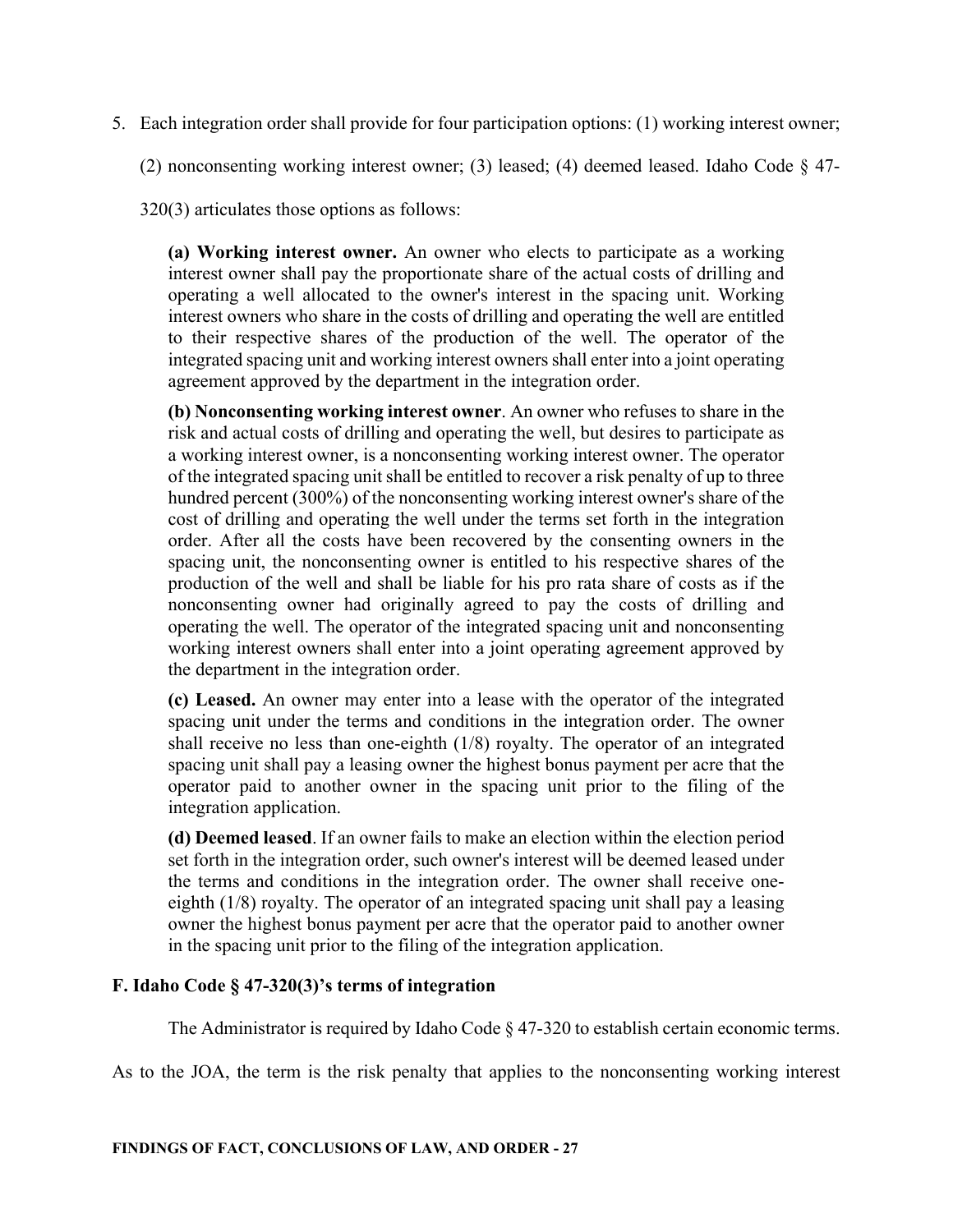5. Each integration order shall provide for four participation options: (1) working interest owner; (2) nonconsenting working interest owner; (3) leased; (4) deemed leased. Idaho Code § 47-320(3) articulates those options as follows:

> **(a) Working interest owner.** An owner who elects to participate as a working interest owner shall pay the proportionate share of the actual costs of drilling and operating a well allocated to the owner's interest in the spacing unit. Working interest owners who share in the costs of drilling and operating the well are entitled to their respective shares of the production of the well. The operator of the integrated spacing unit and working interest owners shall enter into a joint operating agreement approved by the department in the integration order.
>
> **(b) Nonconsenting working interest owner**. An owner who refuses to share in the risk and actual costs of drilling and operating the well, but desires to participate as a working interest owner, is a nonconsenting working interest owner. The operator of the integrated spacing unit shall be entitled to recover a risk penalty of up to three hundred percent (300%) of the nonconsenting working interest owner's share of the cost of drilling and operating the well under the terms set forth in the integration order. After all the costs have been recovered by the consenting owners in the spacing unit, the nonconsenting owner is entitled to his respective shares of the production of the well and shall be liable for his pro rata share of costs as if the nonconsenting owner had originally agreed to pay the costs of drilling and operating the well. The operator of the integrated spacing unit and nonconsenting working interest owners shall enter into a joint operating agreement approved by the department in the integration order.
>
> **(c) Leased.** An owner may enter into a lease with the operator of the integrated spacing unit under the terms and conditions in the integration order. The owner shall receive no less than one-eighth (1/8) royalty. The operator of an integrated spacing unit shall pay a leasing owner the highest bonus payment per acre that the operator paid to another owner in the spacing unit prior to the filing of the integration application.
>
> **(d) Deemed leased**. If an owner fails to make an election within the election period set forth in the integration order, such owner's interest will be deemed leased under the terms and conditions in the integration order. The owner shall receive one-eighth (1/8) royalty. The operator of an integrated spacing unit shall pay a leasing owner the highest bonus payment per acre that the operator paid to another owner in the spacing unit prior to the filing of the integration application.

**F. Idaho Code § 47-320(3)'s terms of integration**

The Administrator is required by Idaho Code § 47-320 to establish certain economic terms. As to the JOA, the term is the risk penalty that applies to the nonconsenting working interest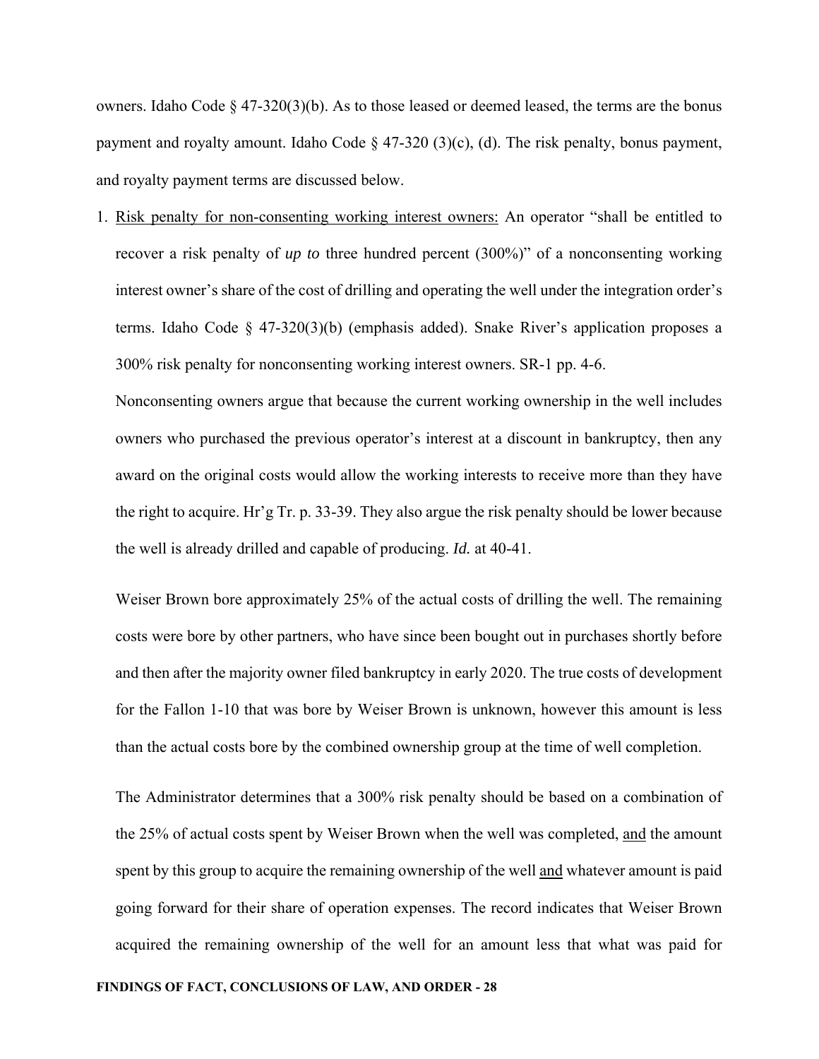owners. Idaho Code § 47-320(3)(b). As to those leased or deemed leased, the terms are the bonus payment and royalty amount. Idaho Code § 47-320 (3)(c), (d). The risk penalty, bonus payment, and royalty payment terms are discussed below.

1. <u>Risk penalty for non-consenting working interest owners:</u> An operator "shall be entitled to recover a risk penalty of *up to* three hundred percent (300%)" of a nonconsenting working interest owner's share of the cost of drilling and operating the well under the integration order's terms. Idaho Code § 47-320(3)(b) (emphasis added). Snake River's application proposes a 300% risk penalty for nonconsenting working interest owners. SR-1 pp. 4-6.

   Nonconsenting owners argue that because the current working ownership in the well includes owners who purchased the previous operator's interest at a discount in bankruptcy, then any award on the original costs would allow the working interests to receive more than they have the right to acquire. Hr'g Tr. p. 33-39. They also argue the risk penalty should be lower because the well is already drilled and capable of producing. *Id.* at 40-41.

   Weiser Brown bore approximately 25% of the actual costs of drilling the well. The remaining costs were bore by other partners, who have since been bought out in purchases shortly before and then after the majority owner filed bankruptcy in early 2020. The true costs of development for the Fallon 1-10 that was bore by Weiser Brown is unknown, however this amount is less than the actual costs bore by the combined ownership group at the time of well completion.

   The Administrator determines that a 300% risk penalty should be based on a combination of the 25% of actual costs spent by Weiser Brown when the well was completed, <u>and</u> the amount spent by this group to acquire the remaining ownership of the well <u>and</u> whatever amount is paid going forward for their share of operation expenses. The record indicates that Weiser Brown acquired the remaining ownership of the well for an amount less that what was paid for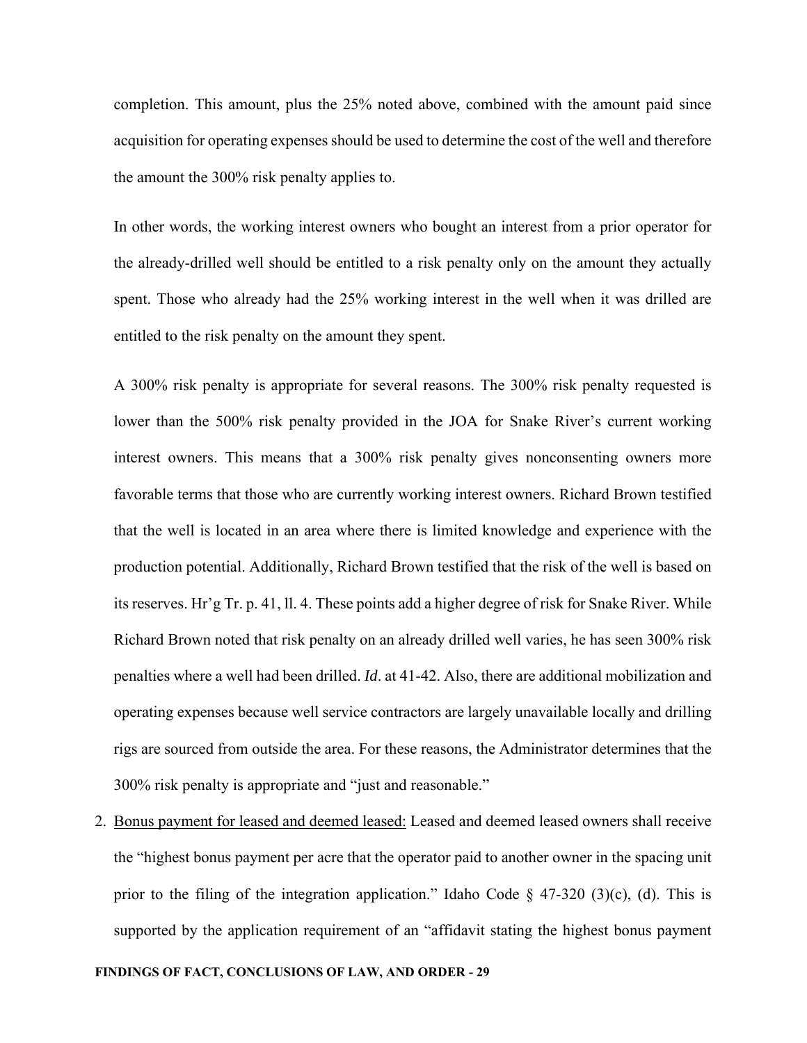completion. This amount, plus the 25% noted above, combined with the amount paid since acquisition for operating expenses should be used to determine the cost of the well and therefore the amount the 300% risk penalty applies to.

In other words, the working interest owners who bought an interest from a prior operator for the already-drilled well should be entitled to a risk penalty only on the amount they actually spent. Those who already had the 25% working interest in the well when it was drilled are entitled to the risk penalty on the amount they spent.

A 300% risk penalty is appropriate for several reasons. The 300% risk penalty requested is lower than the 500% risk penalty provided in the JOA for Snake River's current working interest owners. This means that a 300% risk penalty gives nonconsenting owners more favorable terms that those who are currently working interest owners. Richard Brown testified that the well is located in an area where there is limited knowledge and experience with the production potential. Additionally, Richard Brown testified that the risk of the well is based on its reserves. Hr'g Tr. p. 41, ll. 4. These points add a higher degree of risk for Snake River. While Richard Brown noted that risk penalty on an already drilled well varies, he has seen 300% risk penalties where a well had been drilled. *Id*. at 41-42. Also, there are additional mobilization and operating expenses because well service contractors are largely unavailable locally and drilling rigs are sourced from outside the area. For these reasons, the Administrator determines that the 300% risk penalty is appropriate and "just and reasonable."

2. <u>Bonus payment for leased and deemed leased:</u> Leased and deemed leased owners shall receive the "highest bonus payment per acre that the operator paid to another owner in the spacing unit prior to the filing of the integration application." Idaho Code § 47-320 (3)(c), (d). This is supported by the application requirement of an "affidavit stating the highest bonus payment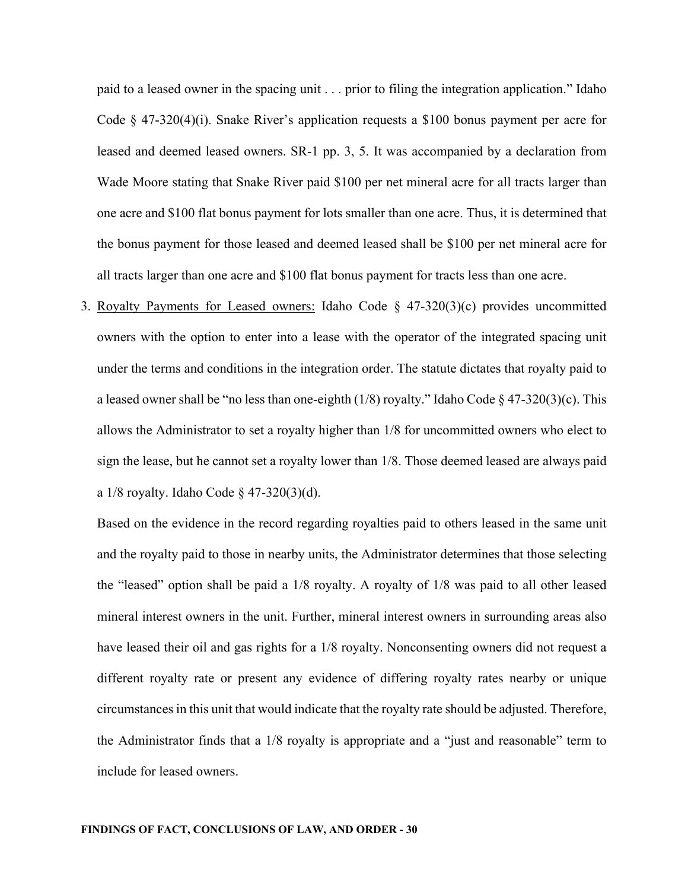paid to a leased owner in the spacing unit . . . prior to filing the integration application." Idaho Code § 47-320(4)(i). Snake River's application requests a $100 bonus payment per acre for leased and deemed leased owners. SR-1 pp. 3, 5. It was accompanied by a declaration from Wade Moore stating that Snake River paid $100 per net mineral acre for all tracts larger than one acre and $100 flat bonus payment for lots smaller than one acre. Thus, it is determined that the bonus payment for those leased and deemed leased shall be $100 per net mineral acre for all tracts larger than one acre and $100 flat bonus payment for tracts less than one acre.

3. <u>Royalty Payments for Leased owners:</u> Idaho Code § 47-320(3)(c) provides uncommitted owners with the option to enter into a lease with the operator of the integrated spacing unit under the terms and conditions in the integration order. The statute dictates that royalty paid to a leased owner shall be "no less than one-eighth (1/8) royalty." Idaho Code § 47-320(3)(c). This allows the Administrator to set a royalty higher than 1/8 for uncommitted owners who elect to sign the lease, but he cannot set a royalty lower than 1/8. Those deemed leased are always paid a 1/8 royalty. Idaho Code § 47-320(3)(d).

   Based on the evidence in the record regarding royalties paid to others leased in the same unit and the royalty paid to those in nearby units, the Administrator determines that those selecting the "leased" option shall be paid a 1/8 royalty. A royalty of 1/8 was paid to all other leased mineral interest owners in the unit. Further, mineral interest owners in surrounding areas also have leased their oil and gas rights for a 1/8 royalty. Nonconsenting owners did not request a different royalty rate or present any evidence of differing royalty rates nearby or unique circumstances in this unit that would indicate that the royalty rate should be adjusted. Therefore, the Administrator finds that a 1/8 royalty is appropriate and a "just and reasonable" term to include for leased owners.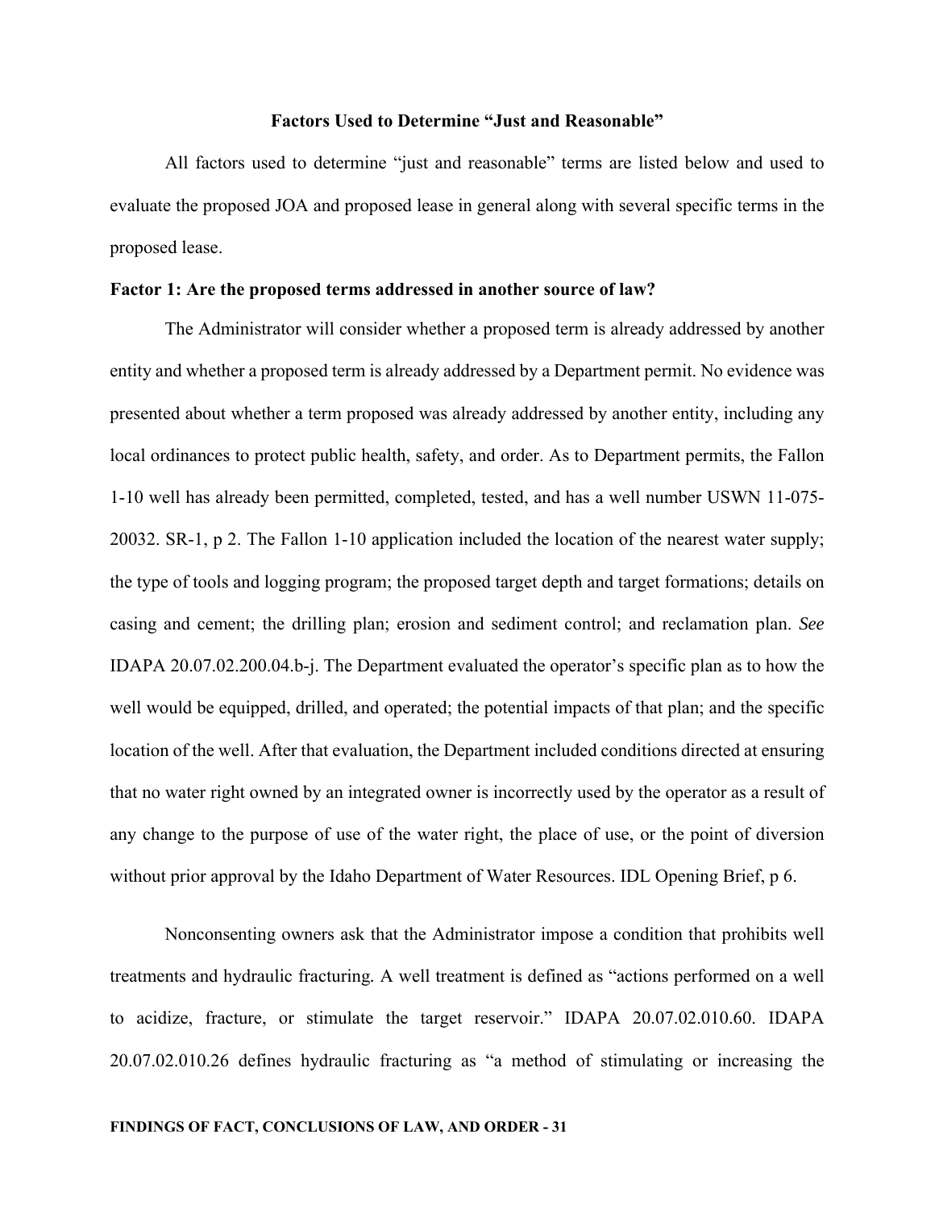### Factors Used to Determine "Just and Reasonable"

All factors used to determine "just and reasonable" terms are listed below and used to evaluate the proposed JOA and proposed lease in general along with several specific terms in the proposed lease.

**Factor 1: Are the proposed terms addressed in another source of law?**

The Administrator will consider whether a proposed term is already addressed by another entity and whether a proposed term is already addressed by a Department permit. No evidence was presented about whether a term proposed was already addressed by another entity, including any local ordinances to protect public health, safety, and order. As to Department permits, the Fallon 1-10 well has already been permitted, completed, tested, and has a well number USWN 11-075-20032. SR-1, p 2. The Fallon 1-10 application included the location of the nearest water supply; the type of tools and logging program; the proposed target depth and target formations; details on casing and cement; the drilling plan; erosion and sediment control; and reclamation plan. *See* IDAPA 20.07.02.200.04.b-j. The Department evaluated the operator's specific plan as to how the well would be equipped, drilled, and operated; the potential impacts of that plan; and the specific location of the well. After that evaluation, the Department included conditions directed at ensuring that no water right owned by an integrated owner is incorrectly used by the operator as a result of any change to the purpose of use of the water right, the place of use, or the point of diversion without prior approval by the Idaho Department of Water Resources. IDL Opening Brief, p 6.

Nonconsenting owners ask that the Administrator impose a condition that prohibits well treatments and hydraulic fracturing. A well treatment is defined as "actions performed on a well to acidize, fracture, or stimulate the target reservoir." IDAPA 20.07.02.010.60. IDAPA 20.07.02.010.26 defines hydraulic fracturing as "a method of stimulating or increasing the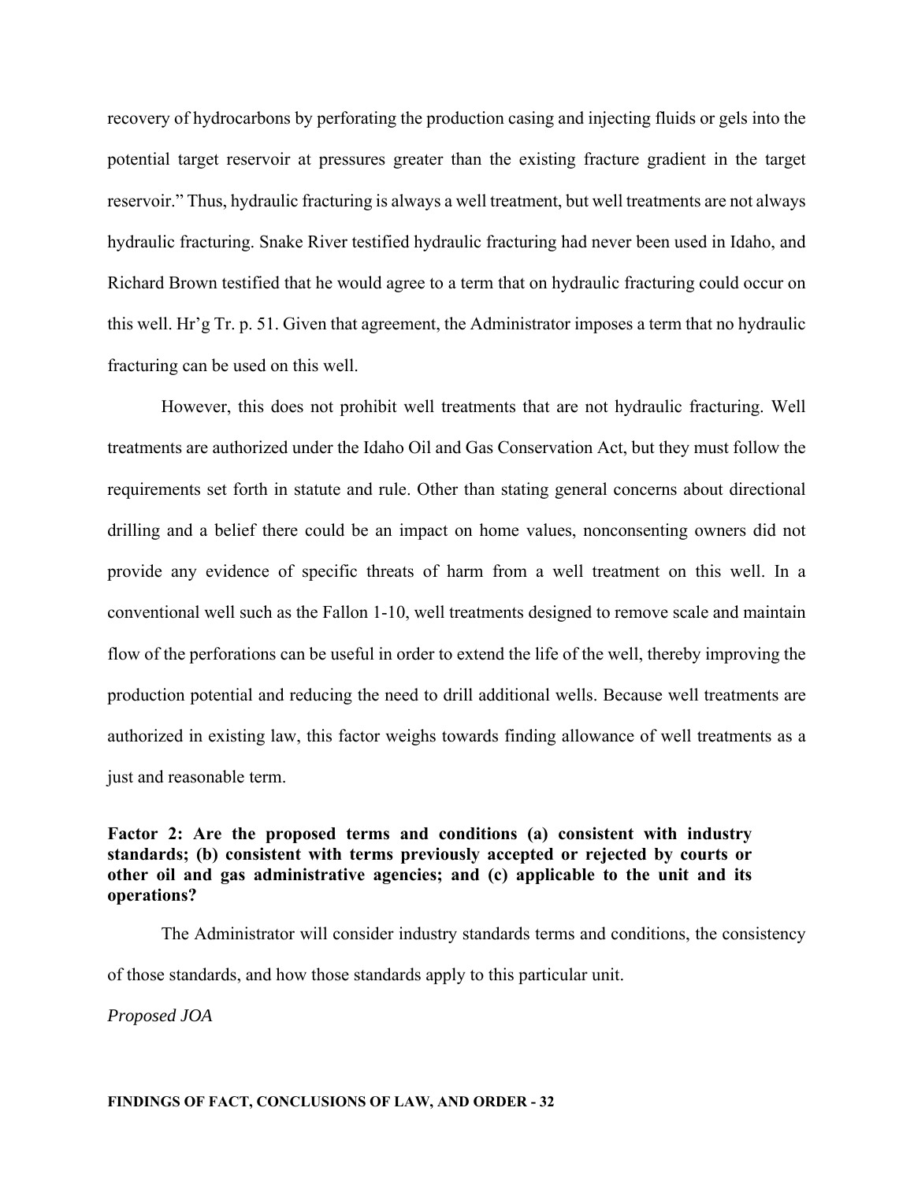recovery of hydrocarbons by perforating the production casing and injecting fluids or gels into the potential target reservoir at pressures greater than the existing fracture gradient in the target reservoir." Thus, hydraulic fracturing is always a well treatment, but well treatments are not always hydraulic fracturing. Snake River testified hydraulic fracturing had never been used in Idaho, and Richard Brown testified that he would agree to a term that on hydraulic fracturing could occur on this well. Hr'g Tr. p. 51. Given that agreement, the Administrator imposes a term that no hydraulic fracturing can be used on this well.

However, this does not prohibit well treatments that are not hydraulic fracturing. Well treatments are authorized under the Idaho Oil and Gas Conservation Act, but they must follow the requirements set forth in statute and rule. Other than stating general concerns about directional drilling and a belief there could be an impact on home values, nonconsenting owners did not provide any evidence of specific threats of harm from a well treatment on this well. In a conventional well such as the Fallon 1-10, well treatments designed to remove scale and maintain flow of the perforations can be useful in order to extend the life of the well, thereby improving the production potential and reducing the need to drill additional wells. Because well treatments are authorized in existing law, this factor weighs towards finding allowance of well treatments as a just and reasonable term.

**Factor 2: Are the proposed terms and conditions (a) consistent with industry standards; (b) consistent with terms previously accepted or rejected by courts or other oil and gas administrative agencies; and (c) applicable to the unit and its operations?**

The Administrator will consider industry standards terms and conditions, the consistency of those standards, and how those standards apply to this particular unit.

*Proposed JOA*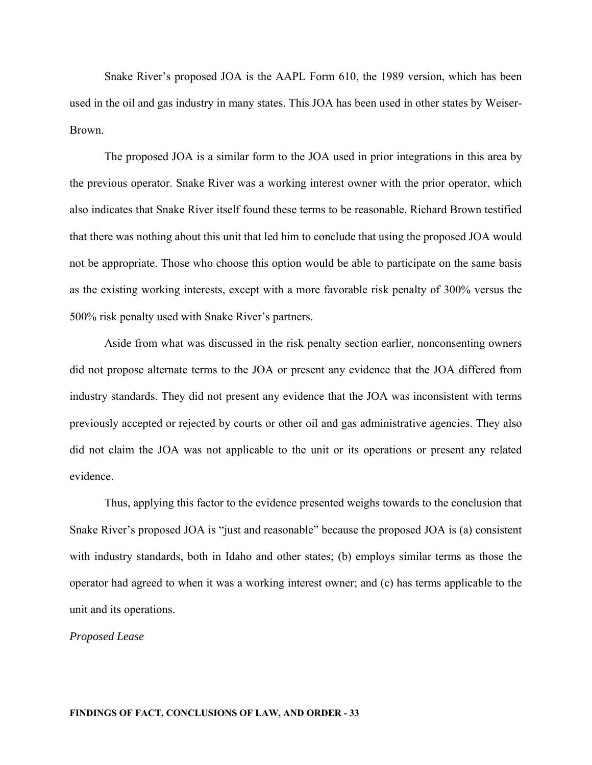Snake River's proposed JOA is the AAPL Form 610, the 1989 version, which has been used in the oil and gas industry in many states. This JOA has been used in other states by Weiser-Brown.

The proposed JOA is a similar form to the JOA used in prior integrations in this area by the previous operator. Snake River was a working interest owner with the prior operator, which also indicates that Snake River itself found these terms to be reasonable. Richard Brown testified that there was nothing about this unit that led him to conclude that using the proposed JOA would not be appropriate. Those who choose this option would be able to participate on the same basis as the existing working interests, except with a more favorable risk penalty of 300% versus the 500% risk penalty used with Snake River's partners.

Aside from what was discussed in the risk penalty section earlier, nonconsenting owners did not propose alternate terms to the JOA or present any evidence that the JOA differed from industry standards. They did not present any evidence that the JOA was inconsistent with terms previously accepted or rejected by courts or other oil and gas administrative agencies. They also did not claim the JOA was not applicable to the unit or its operations or present any related evidence.

Thus, applying this factor to the evidence presented weighs towards to the conclusion that Snake River's proposed JOA is "just and reasonable" because the proposed JOA is (a) consistent with industry standards, both in Idaho and other states; (b) employs similar terms as those the operator had agreed to when it was a working interest owner; and (c) has terms applicable to the unit and its operations.

*Proposed Lease*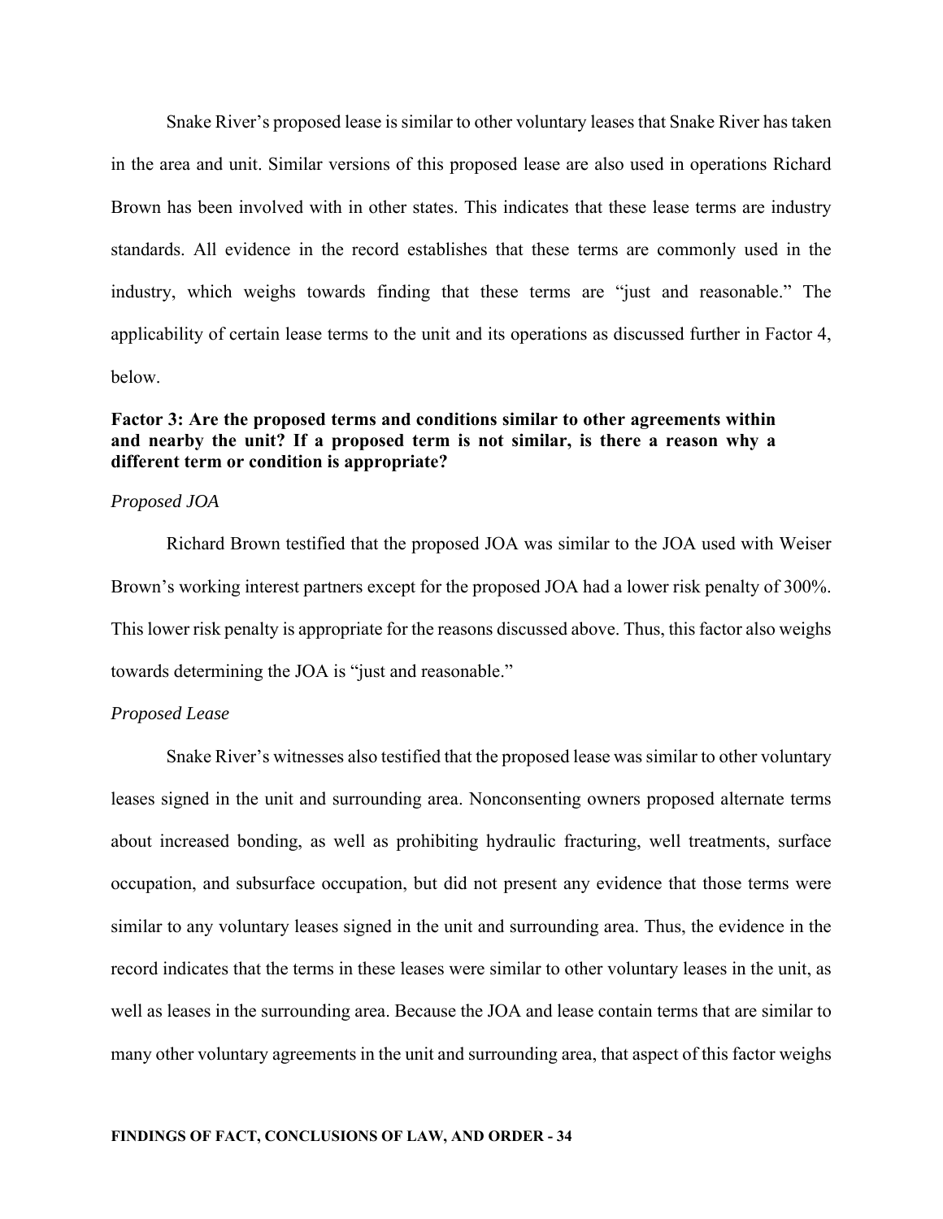Snake River's proposed lease is similar to other voluntary leases that Snake River has taken in the area and unit. Similar versions of this proposed lease are also used in operations Richard Brown has been involved with in other states. This indicates that these lease terms are industry standards. All evidence in the record establishes that these terms are commonly used in the industry, which weighs towards finding that these terms are "just and reasonable." The applicability of certain lease terms to the unit and its operations as discussed further in Factor 4, below.

**Factor 3: Are the proposed terms and conditions similar to other agreements within and nearby the unit? If a proposed term is not similar, is there a reason why a different term or condition is appropriate?**

*Proposed JOA*

Richard Brown testified that the proposed JOA was similar to the JOA used with Weiser Brown's working interest partners except for the proposed JOA had a lower risk penalty of 300%. This lower risk penalty is appropriate for the reasons discussed above. Thus, this factor also weighs towards determining the JOA is "just and reasonable."

*Proposed Lease*

Snake River's witnesses also testified that the proposed lease was similar to other voluntary leases signed in the unit and surrounding area. Nonconsenting owners proposed alternate terms about increased bonding, as well as prohibiting hydraulic fracturing, well treatments, surface occupation, and subsurface occupation, but did not present any evidence that those terms were similar to any voluntary leases signed in the unit and surrounding area. Thus, the evidence in the record indicates that the terms in these leases were similar to other voluntary leases in the unit, as well as leases in the surrounding area. Because the JOA and lease contain terms that are similar to many other voluntary agreements in the unit and surrounding area, that aspect of this factor weighs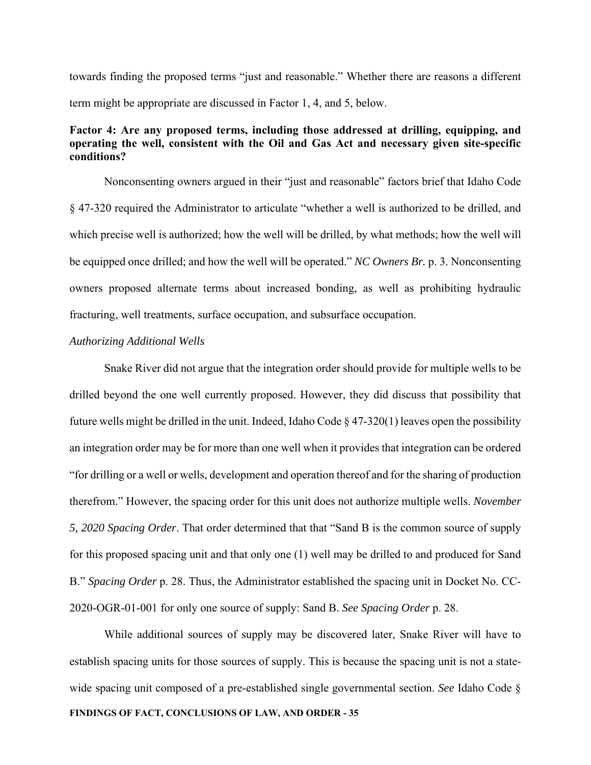towards finding the proposed terms "just and reasonable." Whether there are reasons a different term might be appropriate are discussed in Factor 1, 4, and 5, below.

**Factor 4: Are any proposed terms, including those addressed at drilling, equipping, and operating the well, consistent with the Oil and Gas Act and necessary given site-specific conditions?**

Nonconsenting owners argued in their "just and reasonable" factors brief that Idaho Code § 47-320 required the Administrator to articulate "whether a well is authorized to be drilled, and which precise well is authorized; how the well will be drilled, by what methods; how the well will be equipped once drilled; and how the well will be operated." *NC Owners Br.* p. 3. Nonconsenting owners proposed alternate terms about increased bonding, as well as prohibiting hydraulic fracturing, well treatments, surface occupation, and subsurface occupation.

*Authorizing Additional Wells*

Snake River did not argue that the integration order should provide for multiple wells to be drilled beyond the one well currently proposed. However, they did discuss that possibility that future wells might be drilled in the unit. Indeed, Idaho Code § 47-320(1) leaves open the possibility an integration order may be for more than one well when it provides that integration can be ordered "for drilling or a well or wells, development and operation thereof and for the sharing of production therefrom." However, the spacing order for this unit does not authorize multiple wells. *November 5, 2020 Spacing Order*. That order determined that that "Sand B is the common source of supply for this proposed spacing unit and that only one (1) well may be drilled to and produced for Sand B." *Spacing Order* p. 28. Thus, the Administrator established the spacing unit in Docket No. CC-2020-OGR-01-001 for only one source of supply: Sand B. *See Spacing Order* p. 28.

While additional sources of supply may be discovered later, Snake River will have to establish spacing units for those sources of supply. This is because the spacing unit is not a state-wide spacing unit composed of a pre-established single governmental section. *See* Idaho Code §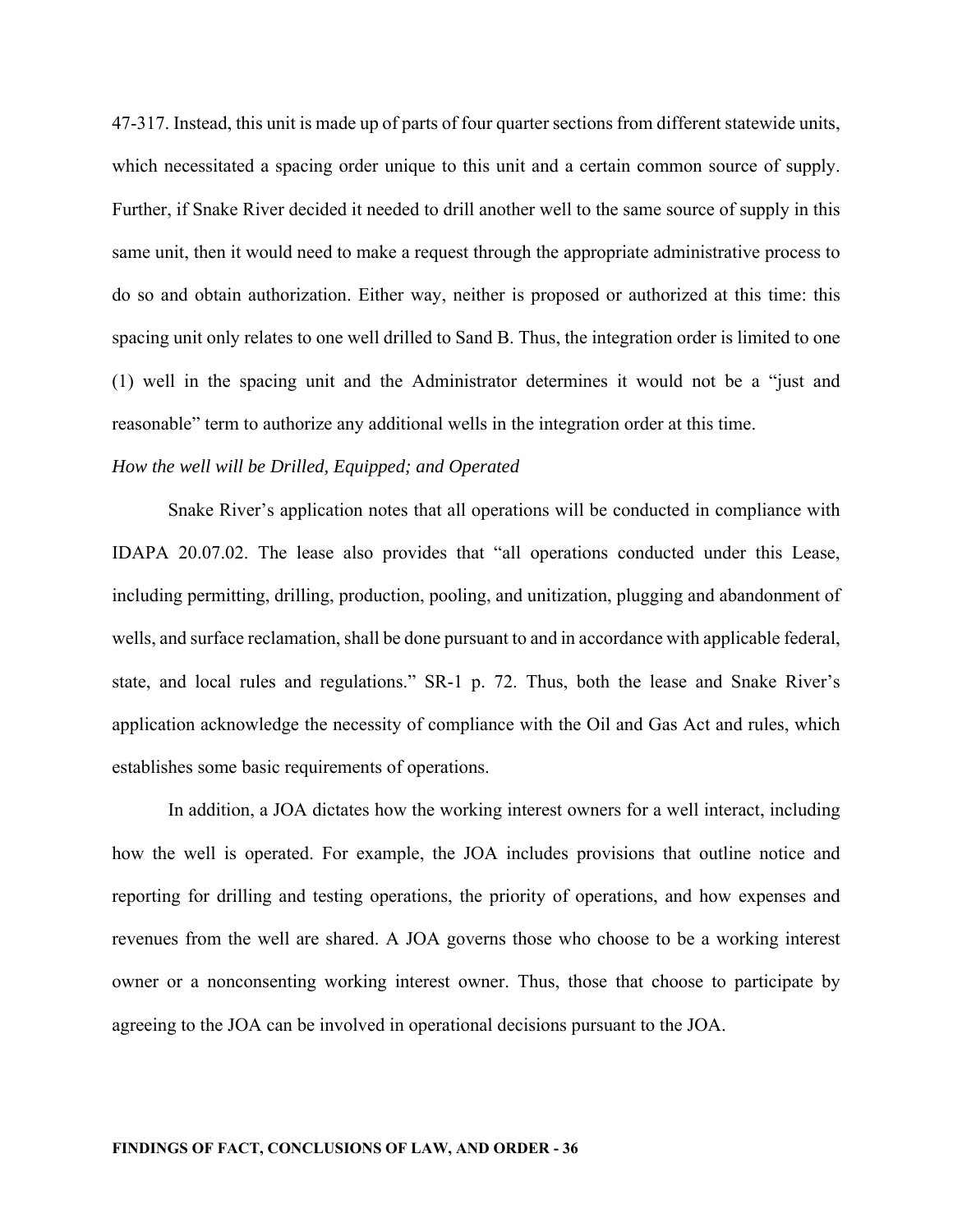47-317. Instead, this unit is made up of parts of four quarter sections from different statewide units, which necessitated a spacing order unique to this unit and a certain common source of supply. Further, if Snake River decided it needed to drill another well to the same source of supply in this same unit, then it would need to make a request through the appropriate administrative process to do so and obtain authorization. Either way, neither is proposed or authorized at this time: this spacing unit only relates to one well drilled to Sand B. Thus, the integration order is limited to one (1) well in the spacing unit and the Administrator determines it would not be a "just and reasonable" term to authorize any additional wells in the integration order at this time.

*How the well will be Drilled, Equipped; and Operated*

Snake River's application notes that all operations will be conducted in compliance with IDAPA 20.07.02. The lease also provides that "all operations conducted under this Lease, including permitting, drilling, production, pooling, and unitization, plugging and abandonment of wells, and surface reclamation, shall be done pursuant to and in accordance with applicable federal, state, and local rules and regulations." SR-1 p. 72. Thus, both the lease and Snake River's application acknowledge the necessity of compliance with the Oil and Gas Act and rules, which establishes some basic requirements of operations.

In addition, a JOA dictates how the working interest owners for a well interact, including how the well is operated. For example, the JOA includes provisions that outline notice and reporting for drilling and testing operations, the priority of operations, and how expenses and revenues from the well are shared. A JOA governs those who choose to be a working interest owner or a nonconsenting working interest owner. Thus, those that choose to participate by agreeing to the JOA can be involved in operational decisions pursuant to the JOA.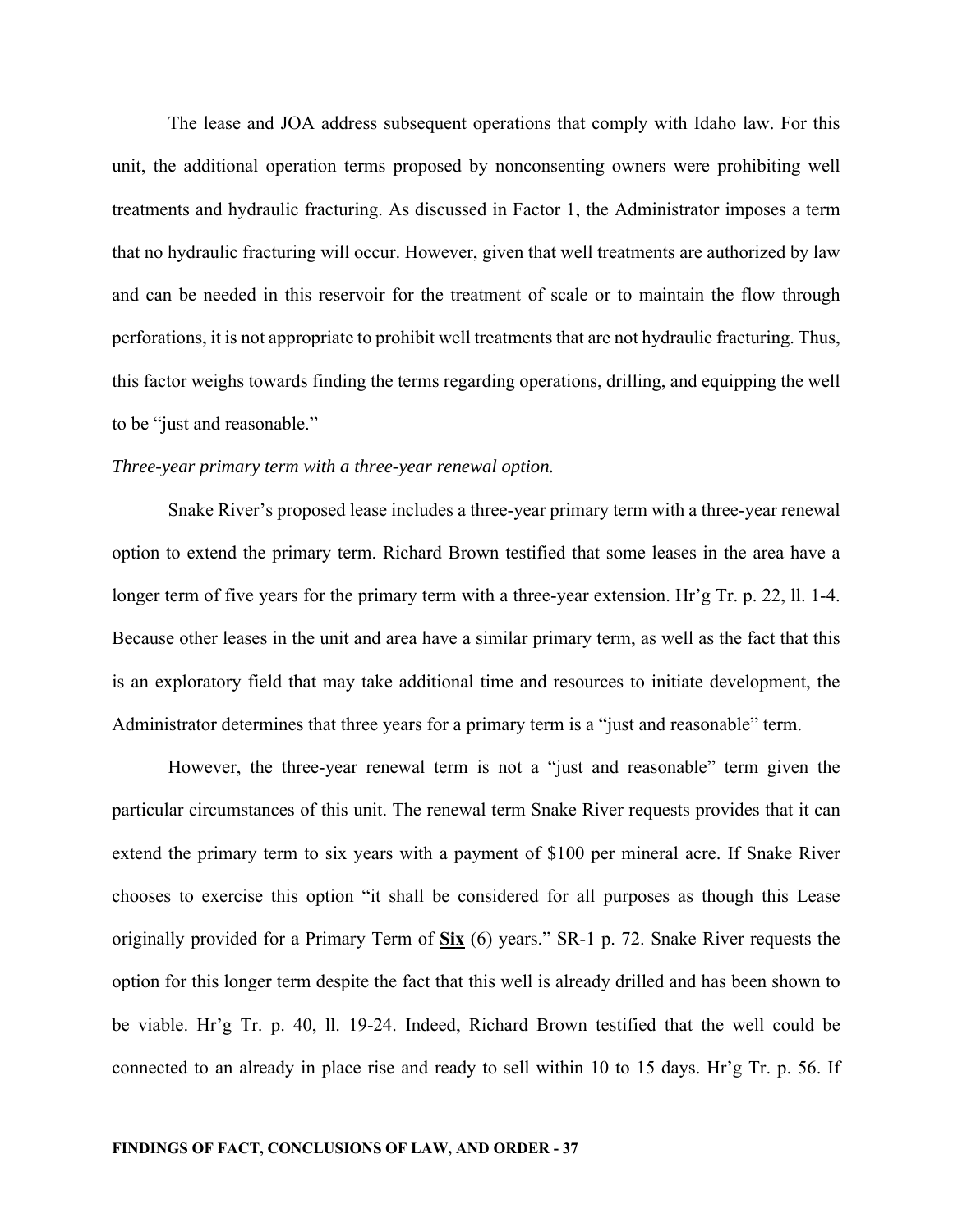The lease and JOA address subsequent operations that comply with Idaho law. For this unit, the additional operation terms proposed by nonconsenting owners were prohibiting well treatments and hydraulic fracturing. As discussed in Factor 1, the Administrator imposes a term that no hydraulic fracturing will occur. However, given that well treatments are authorized by law and can be needed in this reservoir for the treatment of scale or to maintain the flow through perforations, it is not appropriate to prohibit well treatments that are not hydraulic fracturing. Thus, this factor weighs towards finding the terms regarding operations, drilling, and equipping the well to be "just and reasonable."

*Three-year primary term with a three-year renewal option.*

Snake River's proposed lease includes a three-year primary term with a three-year renewal option to extend the primary term. Richard Brown testified that some leases in the area have a longer term of five years for the primary term with a three-year extension. Hr'g Tr. p. 22, ll. 1-4. Because other leases in the unit and area have a similar primary term, as well as the fact that this is an exploratory field that may take additional time and resources to initiate development, the Administrator determines that three years for a primary term is a "just and reasonable" term.

However, the three-year renewal term is not a "just and reasonable" term given the particular circumstances of this unit. The renewal term Snake River requests provides that it can extend the primary term to six years with a payment of $100 per mineral acre. If Snake River chooses to exercise this option "it shall be considered for all purposes as though this Lease originally provided for a Primary Term of **Six** (6) years." SR-1 p. 72. Snake River requests the option for this longer term despite the fact that this well is already drilled and has been shown to be viable. Hr'g Tr. p. 40, ll. 19-24. Indeed, Richard Brown testified that the well could be connected to an already in place rise and ready to sell within 10 to 15 days. Hr'g Tr. p. 56. If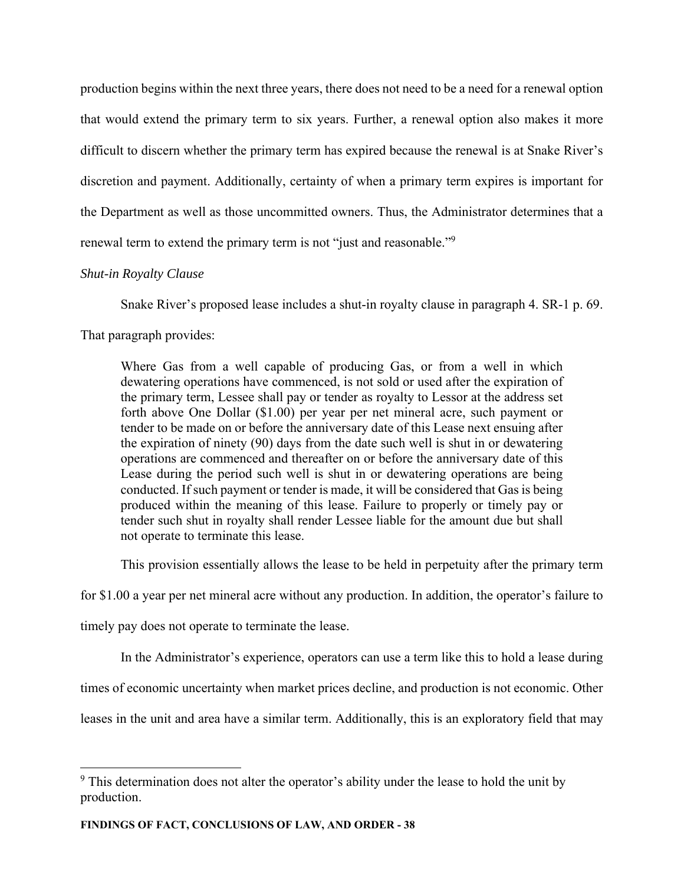production begins within the next three years, there does not need to be a need for a renewal option that would extend the primary term to six years. Further, a renewal option also makes it more difficult to discern whether the primary term has expired because the renewal is at Snake River's discretion and payment. Additionally, certainty of when a primary term expires is important for the Department as well as those uncommitted owners. Thus, the Administrator determines that a renewal term to extend the primary term is not "just and reasonable."[9]

*Shut-in Royalty Clause*

Snake River's proposed lease includes a shut-in royalty clause in paragraph 4. SR-1 p. 69. That paragraph provides:

> Where Gas from a well capable of producing Gas, or from a well in which dewatering operations have commenced, is not sold or used after the expiration of the primary term, Lessee shall pay or tender as royalty to Lessor at the address set forth above One Dollar ($1.00) per year per net mineral acre, such payment or tender to be made on or before the anniversary date of this Lease next ensuing after the expiration of ninety (90) days from the date such well is shut in or dewatering operations are commenced and thereafter on or before the anniversary date of this Lease during the period such well is shut in or dewatering operations are being conducted. If such payment or tender is made, it will be considered that Gas is being produced within the meaning of this lease. Failure to properly or timely pay or tender such shut in royalty shall render Lessee liable for the amount due but shall not operate to terminate this lease.

This provision essentially allows the lease to be held in perpetuity after the primary term for $1.00 a year per net mineral acre without any production. In addition, the operator's failure to timely pay does not operate to terminate the lease.

In the Administrator's experience, operators can use a term like this to hold a lease during times of economic uncertainty when market prices decline, and production is not economic. Other leases in the unit and area have a similar term. Additionally, this is an exploratory field that may

---

[9] This determination does not alter the operator's ability under the lease to hold the unit by production.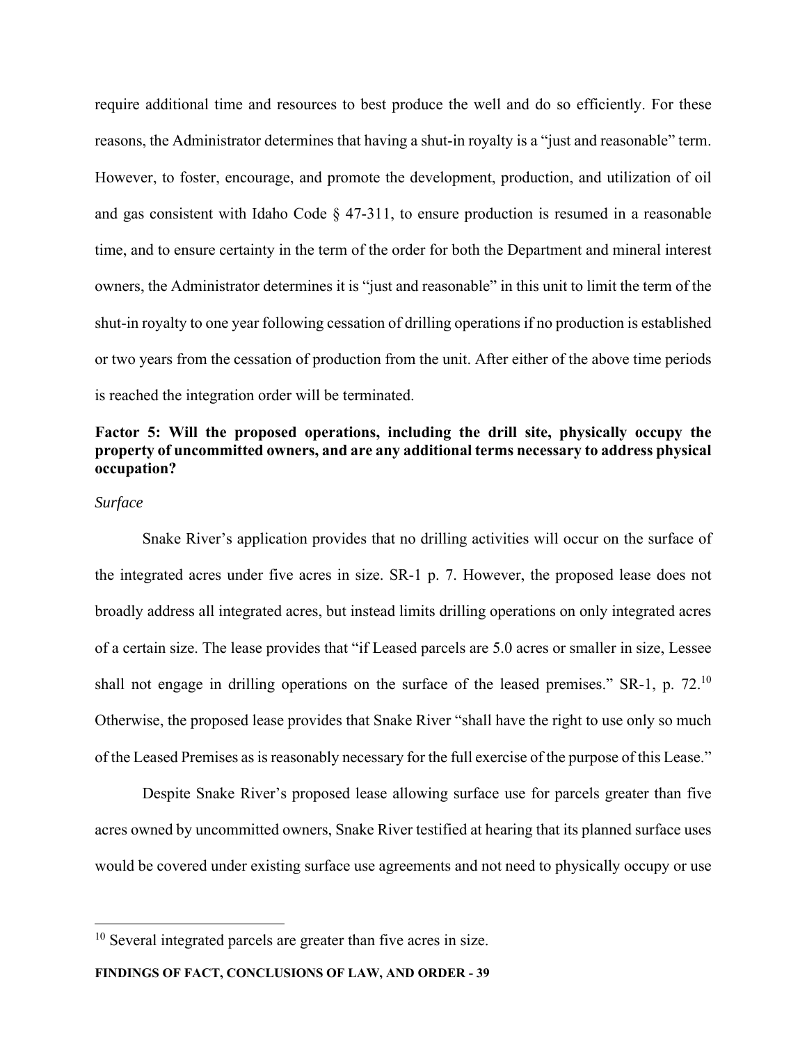require additional time and resources to best produce the well and do so efficiently. For these reasons, the Administrator determines that having a shut-in royalty is a "just and reasonable" term. However, to foster, encourage, and promote the development, production, and utilization of oil and gas consistent with Idaho Code § 47-311, to ensure production is resumed in a reasonable time, and to ensure certainty in the term of the order for both the Department and mineral interest owners, the Administrator determines it is "just and reasonable" in this unit to limit the term of the shut-in royalty to one year following cessation of drilling operations if no production is established or two years from the cessation of production from the unit. After either of the above time periods is reached the integration order will be terminated.

**Factor 5: Will the proposed operations, including the drill site, physically occupy the property of uncommitted owners, and are any additional terms necessary to address physical occupation?**

*Surface*

Snake River's application provides that no drilling activities will occur on the surface of the integrated acres under five acres in size. SR-1 p. 7. However, the proposed lease does not broadly address all integrated acres, but instead limits drilling operations on only integrated acres of a certain size. The lease provides that "if Leased parcels are 5.0 acres or smaller in size, Lessee shall not engage in drilling operations on the surface of the leased premises." SR-1, p. 72.[10] Otherwise, the proposed lease provides that Snake River "shall have the right to use only so much of the Leased Premises as is reasonably necessary for the full exercise of the purpose of this Lease."

Despite Snake River's proposed lease allowing surface use for parcels greater than five acres owned by uncommitted owners, Snake River testified at hearing that its planned surface uses would be covered under existing surface use agreements and not need to physically occupy or use

[10] Several integrated parcels are greater than five acres in size.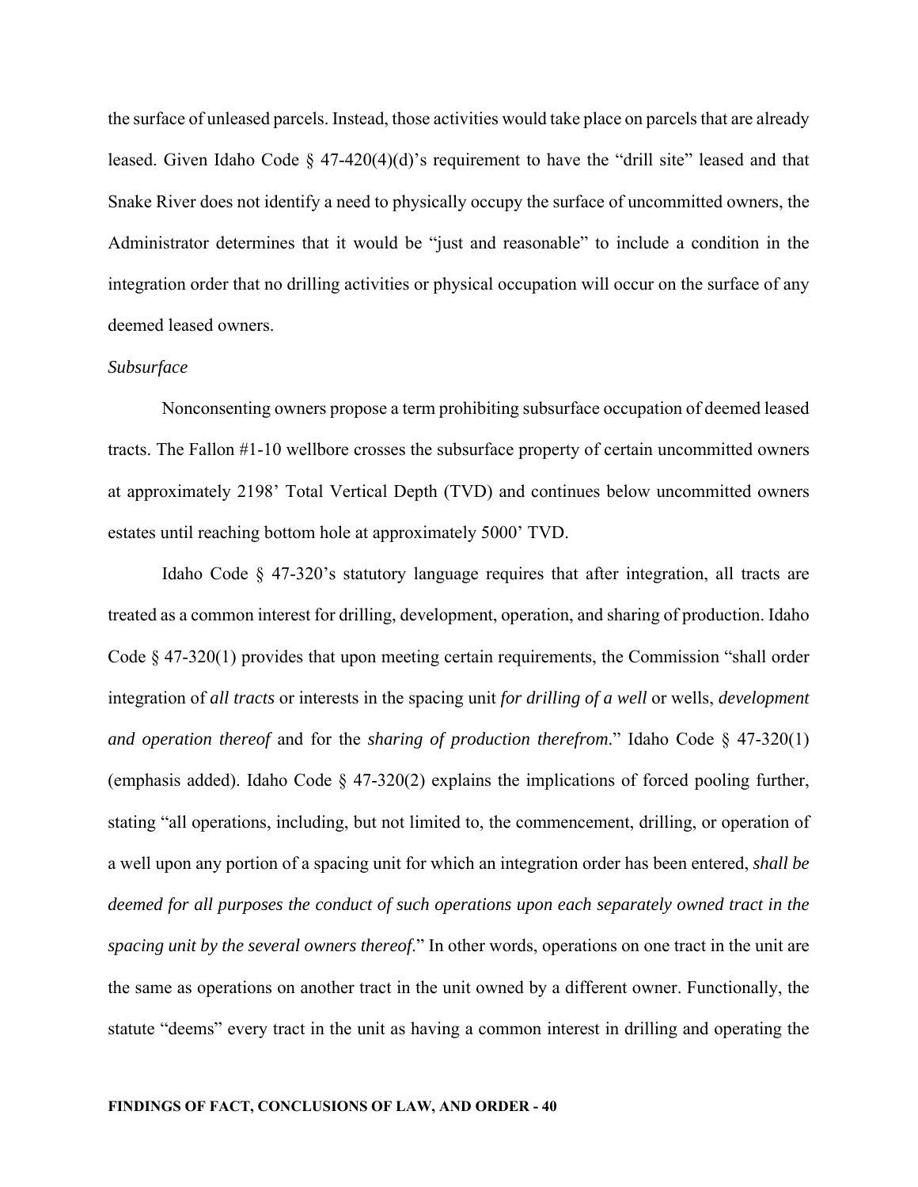the surface of unleased parcels. Instead, those activities would take place on parcels that are already leased. Given Idaho Code § 47-420(4)(d)'s requirement to have the "drill site" leased and that Snake River does not identify a need to physically occupy the surface of uncommitted owners, the Administrator determines that it would be "just and reasonable" to include a condition in the integration order that no drilling activities or physical occupation will occur on the surface of any deemed leased owners.

*Subsurface*

Nonconsenting owners propose a term prohibiting subsurface occupation of deemed leased tracts. The Fallon #1-10 wellbore crosses the subsurface property of certain uncommitted owners at approximately 2198' Total Vertical Depth (TVD) and continues below uncommitted owners estates until reaching bottom hole at approximately 5000' TVD.

Idaho Code § 47-320's statutory language requires that after integration, all tracts are treated as a common interest for drilling, development, operation, and sharing of production. Idaho Code § 47-320(1) provides that upon meeting certain requirements, the Commission "shall order integration of *all tracts* or interests in the spacing unit *for drilling of a well* or wells, *development and operation thereof* and for the *sharing of production therefrom*." Idaho Code § 47-320(1) (emphasis added). Idaho Code § 47-320(2) explains the implications of forced pooling further, stating "all operations, including, but not limited to, the commencement, drilling, or operation of a well upon any portion of a spacing unit for which an integration order has been entered, *shall be deemed for all purposes the conduct of such operations upon each separately owned tract in the spacing unit by the several owners thereof*." In other words, operations on one tract in the unit are the same as operations on another tract in the unit owned by a different owner. Functionally, the statute "deems" every tract in the unit as having a common interest in drilling and operating the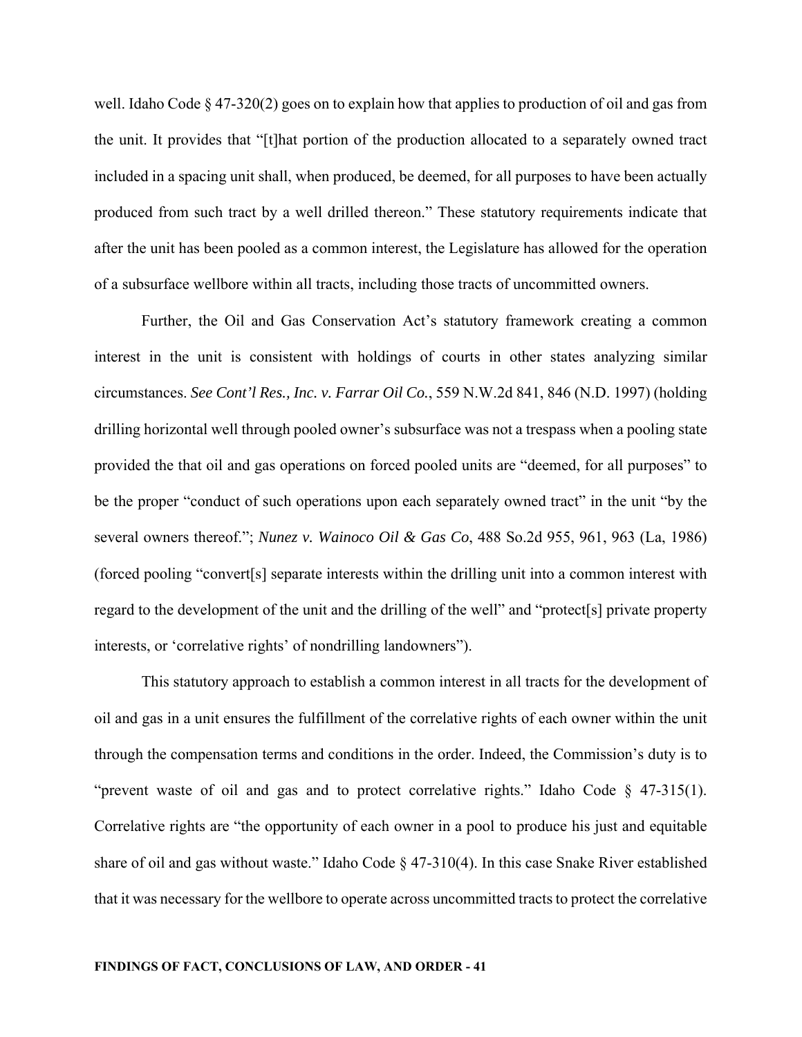well. Idaho Code § 47-320(2) goes on to explain how that applies to production of oil and gas from the unit. It provides that "[t]hat portion of the production allocated to a separately owned tract included in a spacing unit shall, when produced, be deemed, for all purposes to have been actually produced from such tract by a well drilled thereon." These statutory requirements indicate that after the unit has been pooled as a common interest, the Legislature has allowed for the operation of a subsurface wellbore within all tracts, including those tracts of uncommitted owners.

Further, the Oil and Gas Conservation Act's statutory framework creating a common interest in the unit is consistent with holdings of courts in other states analyzing similar circumstances. *See Cont'l Res., Inc. v. Farrar Oil Co.*, 559 N.W.2d 841, 846 (N.D. 1997) (holding drilling horizontal well through pooled owner's subsurface was not a trespass when a pooling state provided the that oil and gas operations on forced pooled units are "deemed, for all purposes" to be the proper "conduct of such operations upon each separately owned tract" in the unit "by the several owners thereof."; *Nunez v. Wainoco Oil & Gas Co*, 488 So.2d 955, 961, 963 (La, 1986) (forced pooling "convert[s] separate interests within the drilling unit into a common interest with regard to the development of the unit and the drilling of the well" and "protect[s] private property interests, or 'correlative rights' of nondrilling landowners").

This statutory approach to establish a common interest in all tracts for the development of oil and gas in a unit ensures the fulfillment of the correlative rights of each owner within the unit through the compensation terms and conditions in the order. Indeed, the Commission's duty is to "prevent waste of oil and gas and to protect correlative rights." Idaho Code § 47-315(1). Correlative rights are "the opportunity of each owner in a pool to produce his just and equitable share of oil and gas without waste." Idaho Code § 47-310(4). In this case Snake River established that it was necessary for the wellbore to operate across uncommitted tracts to protect the correlative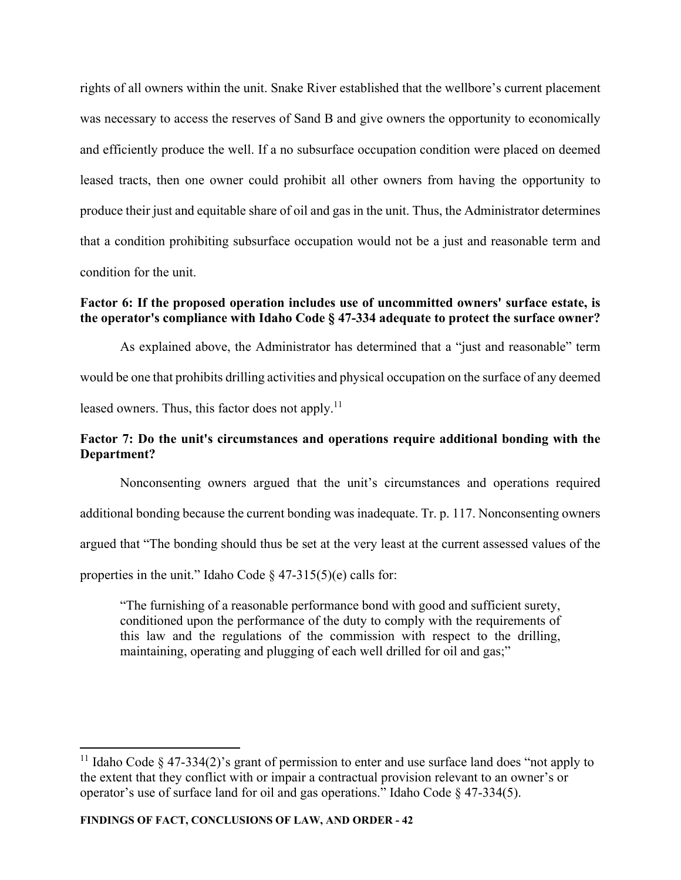rights of all owners within the unit. Snake River established that the wellbore's current placement was necessary to access the reserves of Sand B and give owners the opportunity to economically and efficiently produce the well. If a no subsurface occupation condition were placed on deemed leased tracts, then one owner could prohibit all other owners from having the opportunity to produce their just and equitable share of oil and gas in the unit. Thus, the Administrator determines that a condition prohibiting subsurface occupation would not be a just and reasonable term and condition for the unit.

**Factor 6: If the proposed operation includes use of uncommitted owners' surface estate, is the operator's compliance with Idaho Code § 47-334 adequate to protect the surface owner?**

As explained above, the Administrator has determined that a "just and reasonable" term would be one that prohibits drilling activities and physical occupation on the surface of any deemed leased owners. Thus, this factor does not apply.[11]

**Factor 7: Do the unit's circumstances and operations require additional bonding with the Department?**

Nonconsenting owners argued that the unit's circumstances and operations required additional bonding because the current bonding was inadequate. Tr. p. 117. Nonconsenting owners argued that "The bonding should thus be set at the very least at the current assessed values of the properties in the unit." Idaho Code § 47-315(5)(e) calls for:

> "The furnishing of a reasonable performance bond with good and sufficient surety, conditioned upon the performance of the duty to comply with the requirements of this law and the regulations of the commission with respect to the drilling, maintaining, operating and plugging of each well drilled for oil and gas;"

---

[11] Idaho Code § 47-334(2)'s grant of permission to enter and use surface land does "not apply to the extent that they conflict with or impair a contractual provision relevant to an owner's or operator's use of surface land for oil and gas operations." Idaho Code § 47-334(5).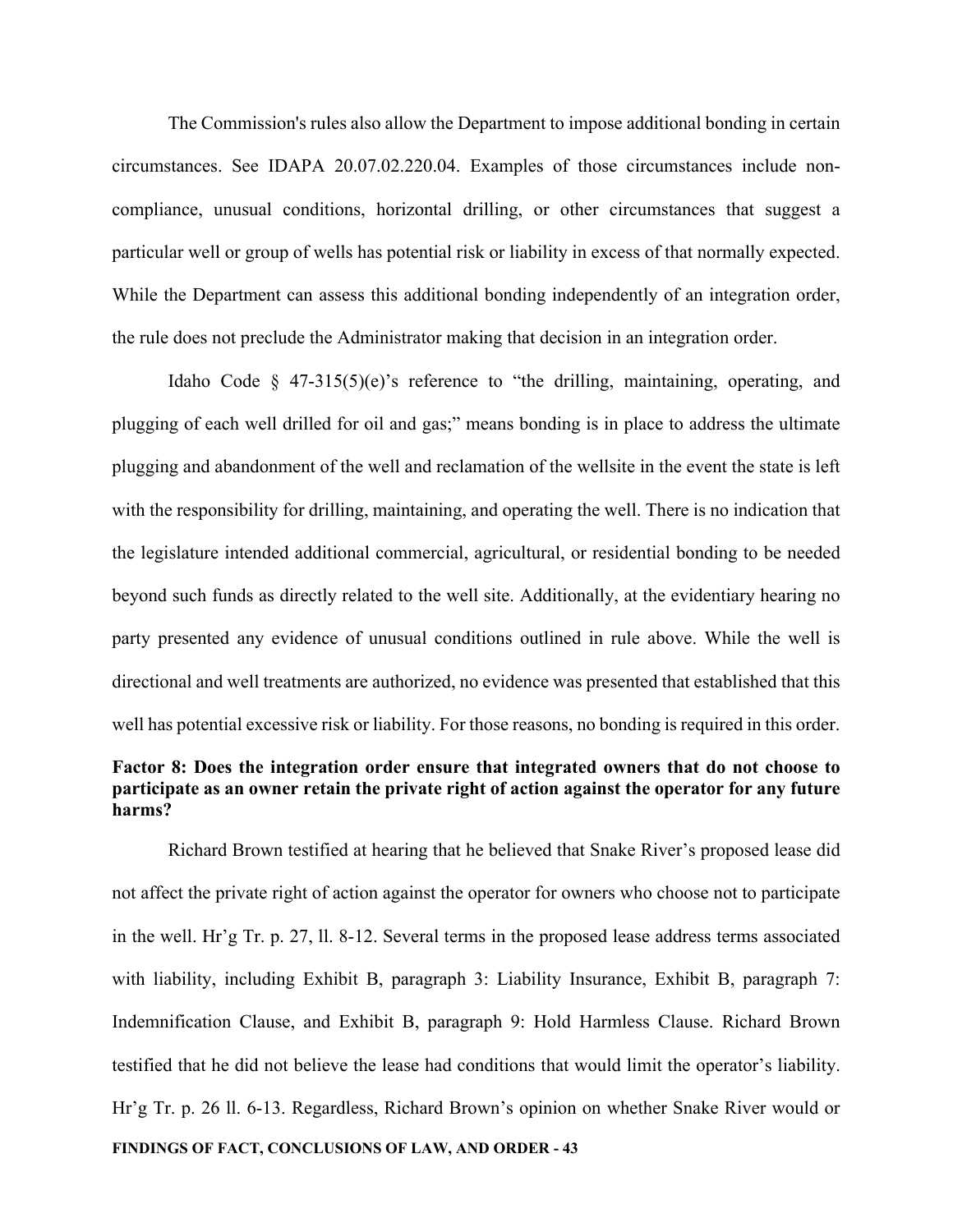The Commission's rules also allow the Department to impose additional bonding in certain circumstances. See IDAPA 20.07.02.220.04. Examples of those circumstances include non-compliance, unusual conditions, horizontal drilling, or other circumstances that suggest a particular well or group of wells has potential risk or liability in excess of that normally expected. While the Department can assess this additional bonding independently of an integration order, the rule does not preclude the Administrator making that decision in an integration order.

Idaho Code § 47-315(5)(e)'s reference to "the drilling, maintaining, operating, and plugging of each well drilled for oil and gas;" means bonding is in place to address the ultimate plugging and abandonment of the well and reclamation of the wellsite in the event the state is left with the responsibility for drilling, maintaining, and operating the well. There is no indication that the legislature intended additional commercial, agricultural, or residential bonding to be needed beyond such funds as directly related to the well site. Additionally, at the evidentiary hearing no party presented any evidence of unusual conditions outlined in rule above. While the well is directional and well treatments are authorized, no evidence was presented that established that this well has potential excessive risk or liability. For those reasons, no bonding is required in this order.

**Factor 8: Does the integration order ensure that integrated owners that do not choose to participate as an owner retain the private right of action against the operator for any future harms?**

Richard Brown testified at hearing that he believed that Snake River's proposed lease did not affect the private right of action against the operator for owners who choose not to participate in the well. Hr'g Tr. p. 27, ll. 8-12. Several terms in the proposed lease address terms associated with liability, including Exhibit B, paragraph 3: Liability Insurance, Exhibit B, paragraph 7: Indemnification Clause, and Exhibit B, paragraph 9: Hold Harmless Clause. Richard Brown testified that he did not believe the lease had conditions that would limit the operator's liability. Hr'g Tr. p. 26 ll. 6-13. Regardless, Richard Brown's opinion on whether Snake River would or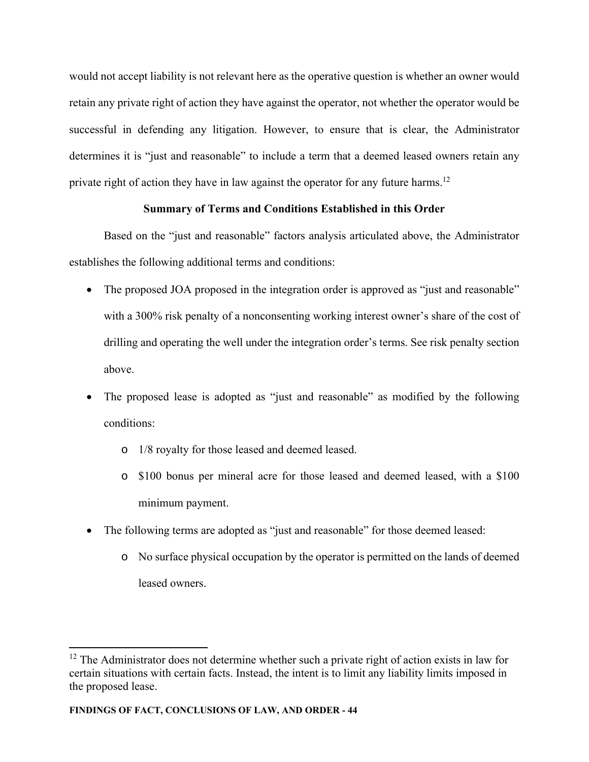would not accept liability is not relevant here as the operative question is whether an owner would retain any private right of action they have against the operator, not whether the operator would be successful in defending any litigation. However, to ensure that is clear, the Administrator determines it is "just and reasonable" to include a term that a deemed leased owners retain any private right of action they have in law against the operator for any future harms.[12]

**Summary of Terms and Conditions Established in this Order**

Based on the "just and reasonable" factors analysis articulated above, the Administrator establishes the following additional terms and conditions:

- The proposed JOA proposed in the integration order is approved as "just and reasonable" with a 300% risk penalty of a nonconsenting working interest owner's share of the cost of drilling and operating the well under the integration order's terms. See risk penalty section above.
- The proposed lease is adopted as "just and reasonable" as modified by the following conditions:
    - 1/8 royalty for those leased and deemed leased.
    - $100 bonus per mineral acre for those leased and deemed leased, with a $100 minimum payment.
- The following terms are adopted as "just and reasonable" for those deemed leased:
    - No surface physical occupation by the operator is permitted on the lands of deemed leased owners.

[12] The Administrator does not determine whether such a private right of action exists in law for certain situations with certain facts. Instead, the intent is to limit any liability limits imposed in the proposed lease.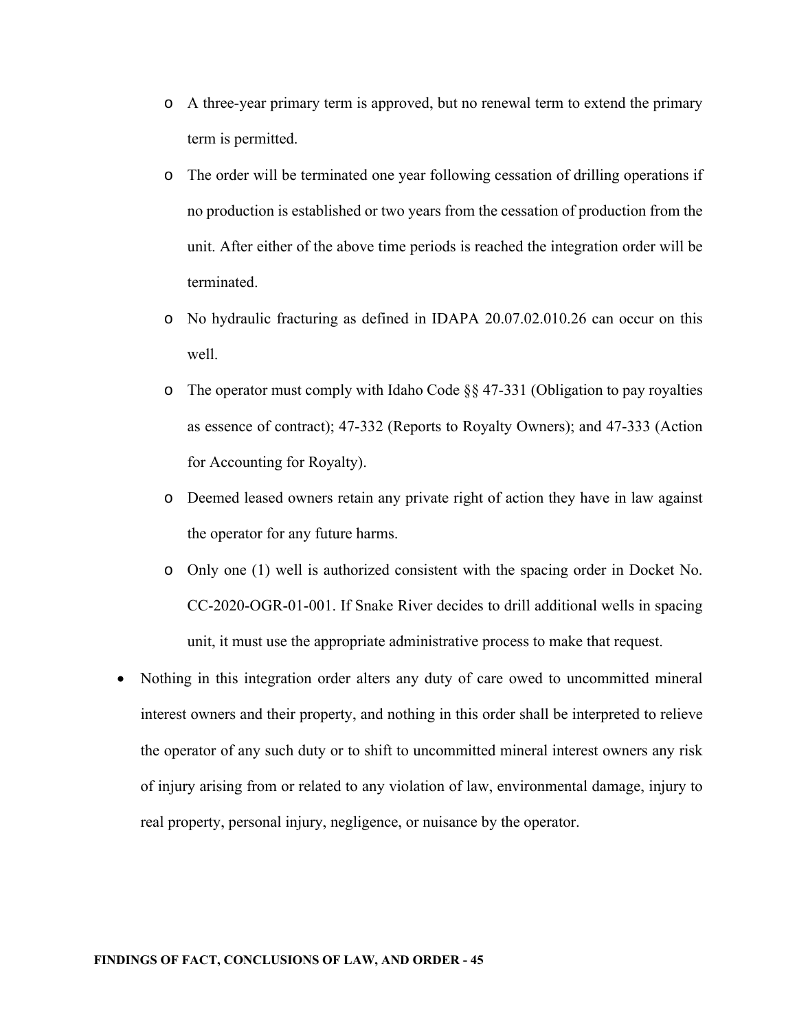- A three-year primary term is approved, but no renewal term to extend the primary term is permitted.
  - The order will be terminated one year following cessation of drilling operations if no production is established or two years from the cessation of production from the unit. After either of the above time periods is reached the integration order will be terminated.
  - No hydraulic fracturing as defined in IDAPA 20.07.02.010.26 can occur on this well.
  - The operator must comply with Idaho Code §§ 47-331 (Obligation to pay royalties as essence of contract); 47-332 (Reports to Royalty Owners); and 47-333 (Action for Accounting for Royalty).
  - Deemed leased owners retain any private right of action they have in law against the operator for any future harms.
  - Only one (1) well is authorized consistent with the spacing order in Docket No. CC-2020-OGR-01-001. If Snake River decides to drill additional wells in spacing unit, it must use the appropriate administrative process to make that request.

- Nothing in this integration order alters any duty of care owed to uncommitted mineral interest owners and their property, and nothing in this order shall be interpreted to relieve the operator of any such duty or to shift to uncommitted mineral interest owners any risk of injury arising from or related to any violation of law, environmental damage, injury to real property, personal injury, negligence, or nuisance by the operator.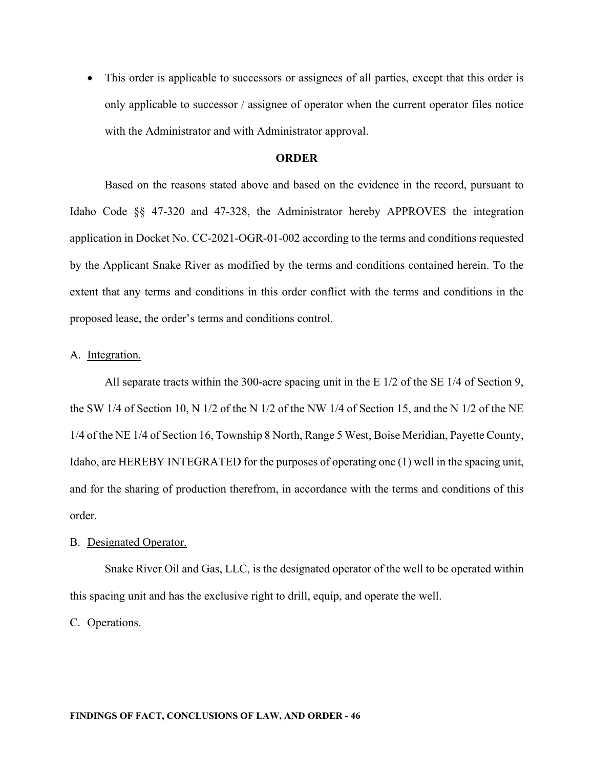- This order is applicable to successors or assignees of all parties, except that this order is only applicable to successor / assignee of operator when the current operator files notice with the Administrator and with Administrator approval.

## ORDER

Based on the reasons stated above and based on the evidence in the record, pursuant to Idaho Code §§ 47-320 and 47-328, the Administrator hereby APPROVES the integration application in Docket No. CC-2021-OGR-01-002 according to the terms and conditions requested by the Applicant Snake River as modified by the terms and conditions contained herein. To the extent that any terms and conditions in this order conflict with the terms and conditions in the proposed lease, the order's terms and conditions control.

A. Integration.

All separate tracts within the 300-acre spacing unit in the E 1/2 of the SE 1/4 of Section 9, the SW 1/4 of Section 10, N 1/2 of the N 1/2 of the NW 1/4 of Section 15, and the N 1/2 of the NE 1/4 of the NE 1/4 of Section 16, Township 8 North, Range 5 West, Boise Meridian, Payette County, Idaho, are HEREBY INTEGRATED for the purposes of operating one (1) well in the spacing unit, and for the sharing of production therefrom, in accordance with the terms and conditions of this order.

B. Designated Operator.

Snake River Oil and Gas, LLC, is the designated operator of the well to be operated within this spacing unit and has the exclusive right to drill, equip, and operate the well.

C. Operations.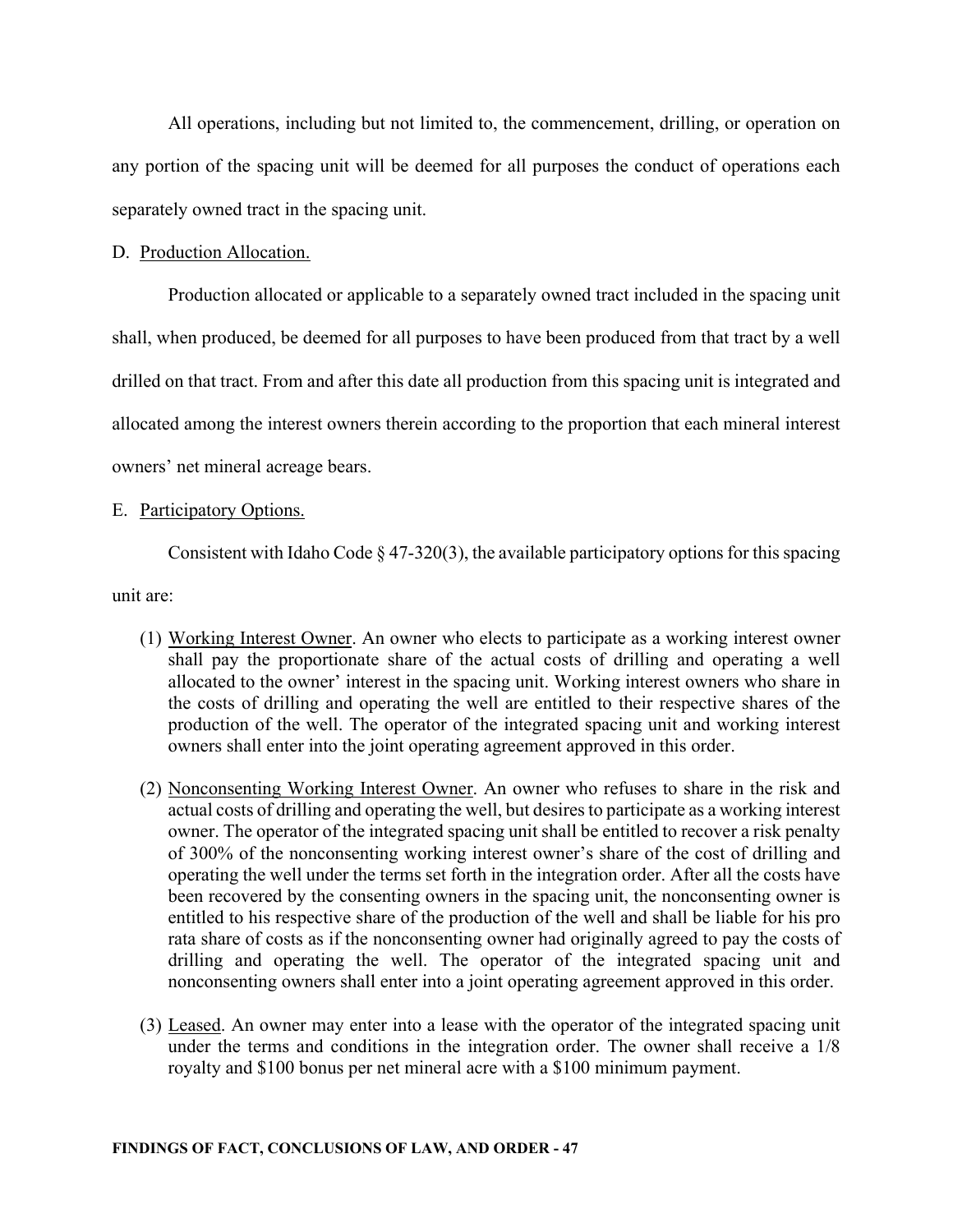All operations, including but not limited to, the commencement, drilling, or operation on any portion of the spacing unit will be deemed for all purposes the conduct of operations each separately owned tract in the spacing unit.

D. Production Allocation.

Production allocated or applicable to a separately owned tract included in the spacing unit shall, when produced, be deemed for all purposes to have been produced from that tract by a well drilled on that tract. From and after this date all production from this spacing unit is integrated and allocated among the interest owners therein according to the proportion that each mineral interest owners' net mineral acreage bears.

E. Participatory Options.

Consistent with Idaho Code § 47-320(3), the available participatory options for this spacing unit are:

(1) Working Interest Owner. An owner who elects to participate as a working interest owner shall pay the proportionate share of the actual costs of drilling and operating a well allocated to the owner' interest in the spacing unit. Working interest owners who share in the costs of drilling and operating the well are entitled to their respective shares of the production of the well. The operator of the integrated spacing unit and working interest owners shall enter into the joint operating agreement approved in this order.

(2) Nonconsenting Working Interest Owner. An owner who refuses to share in the risk and actual costs of drilling and operating the well, but desires to participate as a working interest owner. The operator of the integrated spacing unit shall be entitled to recover a risk penalty of 300% of the nonconsenting working interest owner's share of the cost of drilling and operating the well under the terms set forth in the integration order. After all the costs have been recovered by the consenting owners in the spacing unit, the nonconsenting owner is entitled to his respective share of the production of the well and shall be liable for his pro rata share of costs as if the nonconsenting owner had originally agreed to pay the costs of drilling and operating the well. The operator of the integrated spacing unit and nonconsenting owners shall enter into a joint operating agreement approved in this order.

(3) Leased. An owner may enter into a lease with the operator of the integrated spacing unit under the terms and conditions in the integration order. The owner shall receive a 1/8 royalty and $100 bonus per net mineral acre with a $100 minimum payment.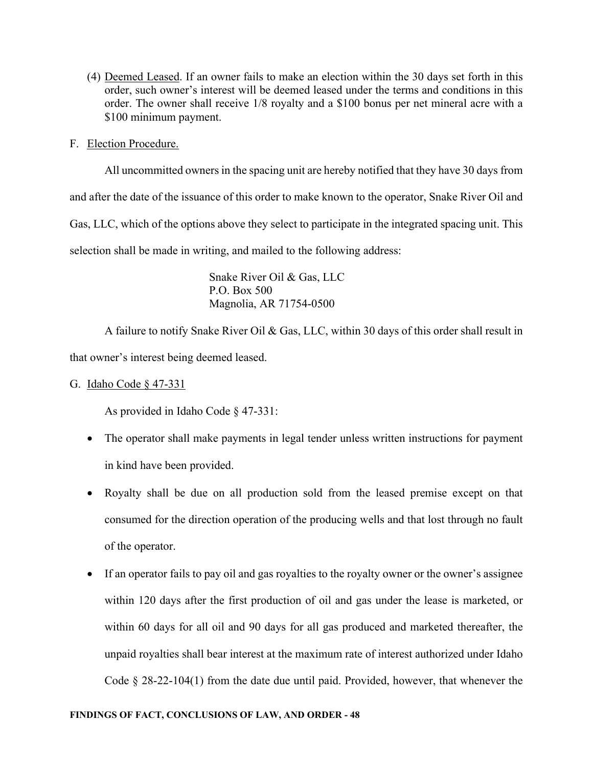(4) Deemed Leased. If an owner fails to make an election within the 30 days set forth in this order, such owner's interest will be deemed leased under the terms and conditions in this order. The owner shall receive 1/8 royalty and a $100 bonus per net mineral acre with a $100 minimum payment.

F. Election Procedure.

All uncommitted owners in the spacing unit are hereby notified that they have 30 days from and after the date of the issuance of this order to make known to the operator, Snake River Oil and Gas, LLC, which of the options above they select to participate in the integrated spacing unit. This selection shall be made in writing, and mailed to the following address:

Snake River Oil & Gas, LLC
P.O. Box 500
Magnolia, AR 71754-0500

A failure to notify Snake River Oil & Gas, LLC, within 30 days of this order shall result in that owner's interest being deemed leased.

G. Idaho Code § 47-331

As provided in Idaho Code § 47-331:

- The operator shall make payments in legal tender unless written instructions for payment in kind have been provided.
- Royalty shall be due on all production sold from the leased premise except on that consumed for the direction operation of the producing wells and that lost through no fault of the operator.
- If an operator fails to pay oil and gas royalties to the royalty owner or the owner's assignee within 120 days after the first production of oil and gas under the lease is marketed, or within 60 days for all oil and 90 days for all gas produced and marketed thereafter, the unpaid royalties shall bear interest at the maximum rate of interest authorized under Idaho Code § 28-22-104(1) from the date due until paid. Provided, however, that whenever the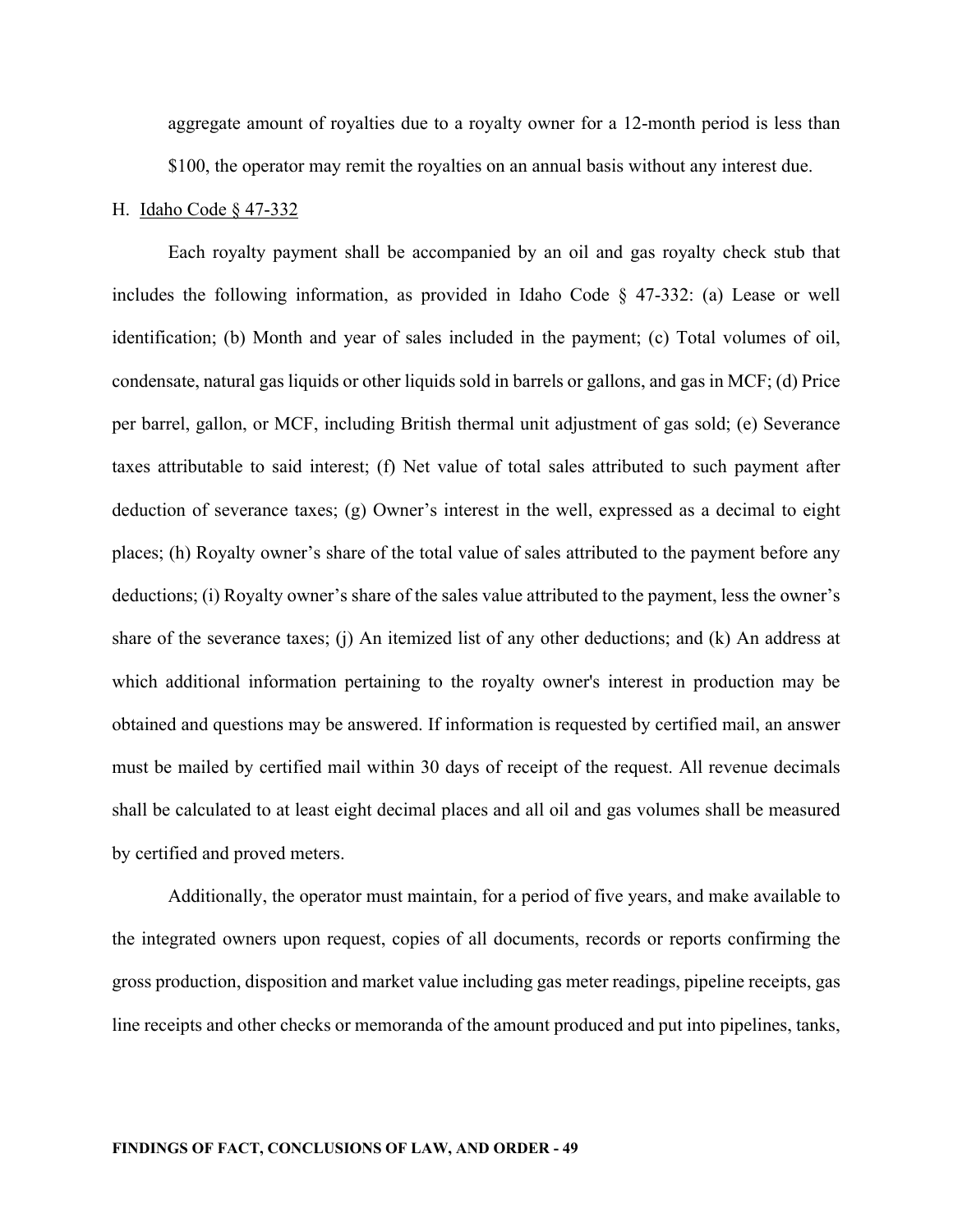aggregate amount of royalties due to a royalty owner for a 12-month period is less than $100, the operator may remit the royalties on an annual basis without any interest due.

H. Idaho Code § 47-332

Each royalty payment shall be accompanied by an oil and gas royalty check stub that includes the following information, as provided in Idaho Code § 47-332: (a) Lease or well identification; (b) Month and year of sales included in the payment; (c) Total volumes of oil, condensate, natural gas liquids or other liquids sold in barrels or gallons, and gas in MCF; (d) Price per barrel, gallon, or MCF, including British thermal unit adjustment of gas sold; (e) Severance taxes attributable to said interest; (f) Net value of total sales attributed to such payment after deduction of severance taxes; (g) Owner's interest in the well, expressed as a decimal to eight places; (h) Royalty owner's share of the total value of sales attributed to the payment before any deductions; (i) Royalty owner's share of the sales value attributed to the payment, less the owner's share of the severance taxes; (j) An itemized list of any other deductions; and (k) An address at which additional information pertaining to the royalty owner's interest in production may be obtained and questions may be answered. If information is requested by certified mail, an answer must be mailed by certified mail within 30 days of receipt of the request. All revenue decimals shall be calculated to at least eight decimal places and all oil and gas volumes shall be measured by certified and proved meters.

Additionally, the operator must maintain, for a period of five years, and make available to the integrated owners upon request, copies of all documents, records or reports confirming the gross production, disposition and market value including gas meter readings, pipeline receipts, gas line receipts and other checks or memoranda of the amount produced and put into pipelines, tanks,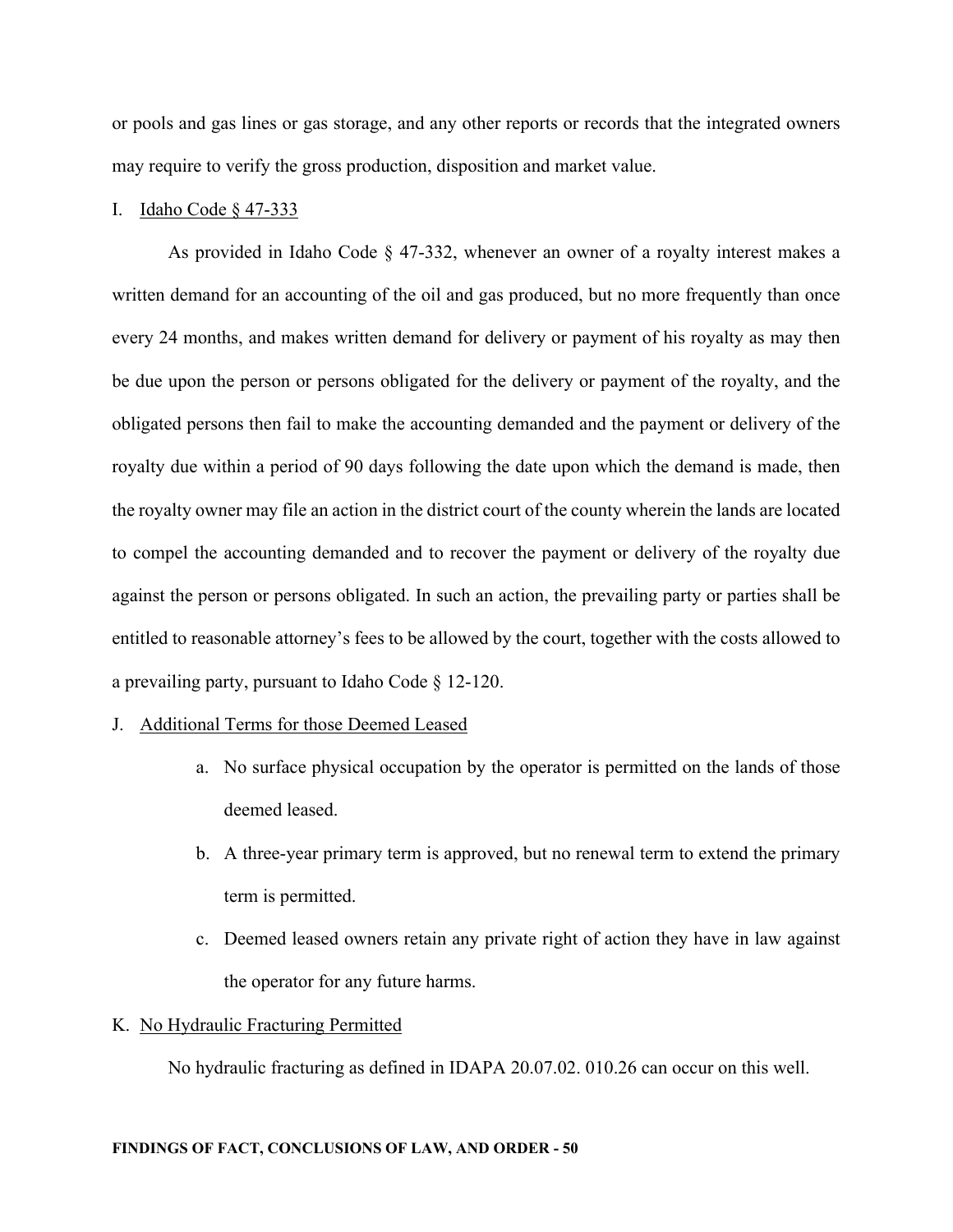or pools and gas lines or gas storage, and any other reports or records that the integrated owners may require to verify the gross production, disposition and market value.

I. Idaho Code § 47-333

As provided in Idaho Code § 47-332, whenever an owner of a royalty interest makes a written demand for an accounting of the oil and gas produced, but no more frequently than once every 24 months, and makes written demand for delivery or payment of his royalty as may then be due upon the person or persons obligated for the delivery or payment of the royalty, and the obligated persons then fail to make the accounting demanded and the payment or delivery of the royalty due within a period of 90 days following the date upon which the demand is made, then the royalty owner may file an action in the district court of the county wherein the lands are located to compel the accounting demanded and to recover the payment or delivery of the royalty due against the person or persons obligated. In such an action, the prevailing party or parties shall be entitled to reasonable attorney's fees to be allowed by the court, together with the costs allowed to a prevailing party, pursuant to Idaho Code § 12-120.

J. Additional Terms for those Deemed Leased

a. No surface physical occupation by the operator is permitted on the lands of those deemed leased.
b. A three-year primary term is approved, but no renewal term to extend the primary term is permitted.
c. Deemed leased owners retain any private right of action they have in law against the operator for any future harms.

K. No Hydraulic Fracturing Permitted

No hydraulic fracturing as defined in IDAPA 20.07.02. 010.26 can occur on this well.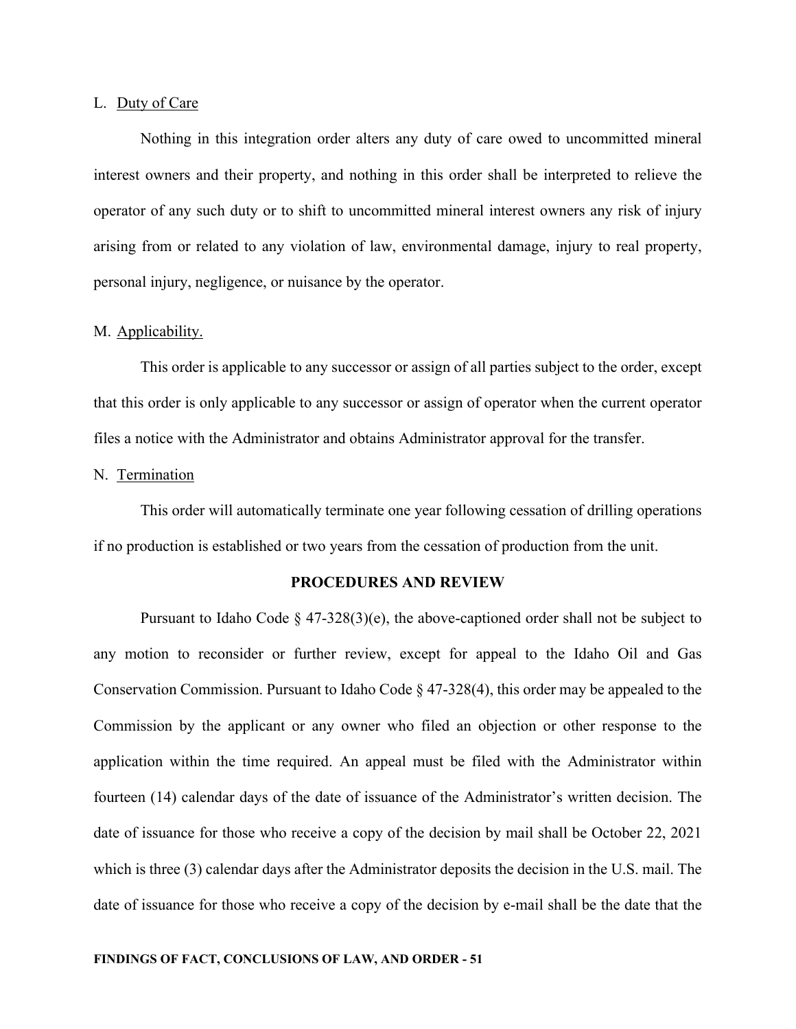L. Duty of Care

Nothing in this integration order alters any duty of care owed to uncommitted mineral interest owners and their property, and nothing in this order shall be interpreted to relieve the operator of any such duty or to shift to uncommitted mineral interest owners any risk of injury arising from or related to any violation of law, environmental damage, injury to real property, personal injury, negligence, or nuisance by the operator.

M. Applicability.

This order is applicable to any successor or assign of all parties subject to the order, except that this order is only applicable to any successor or assign of operator when the current operator files a notice with the Administrator and obtains Administrator approval for the transfer.

N. Termination

This order will automatically terminate one year following cessation of drilling operations if no production is established or two years from the cessation of production from the unit.

## PROCEDURES AND REVIEW

Pursuant to Idaho Code § 47-328(3)(e), the above-captioned order shall not be subject to any motion to reconsider or further review, except for appeal to the Idaho Oil and Gas Conservation Commission. Pursuant to Idaho Code § 47-328(4), this order may be appealed to the Commission by the applicant or any owner who filed an objection or other response to the application within the time required. An appeal must be filed with the Administrator within fourteen (14) calendar days of the date of issuance of the Administrator's written decision. The date of issuance for those who receive a copy of the decision by mail shall be October 22, 2021 which is three (3) calendar days after the Administrator deposits the decision in the U.S. mail. The date of issuance for those who receive a copy of the decision by e-mail shall be the date that the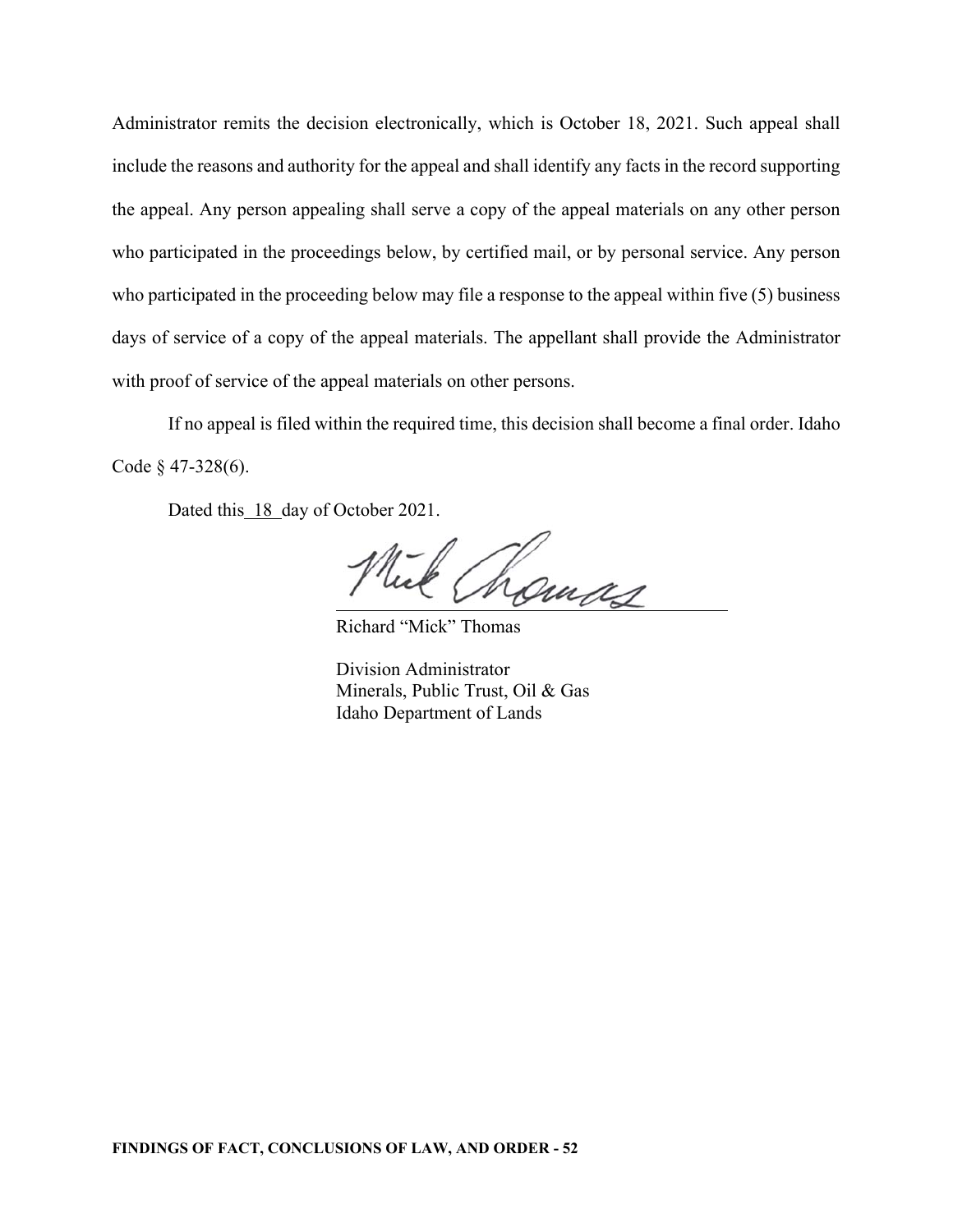Administrator remits the decision electronically, which is October 18, 2021. Such appeal shall include the reasons and authority for the appeal and shall identify any facts in the record supporting the appeal. Any person appealing shall serve a copy of the appeal materials on any other person who participated in the proceedings below, by certified mail, or by personal service. Any person who participated in the proceeding below may file a response to the appeal within five (5) business days of service of a copy of the appeal materials. The appellant shall provide the Administrator with proof of service of the appeal materials on other persons.

If no appeal is filed within the required time, this decision shall become a final order. Idaho Code § 47-328(6).

Dated this 18 day of October 2021.

Richard "Mick" Thomas

Division Administrator
Minerals, Public Trust, Oil & Gas
Idaho Department of Lands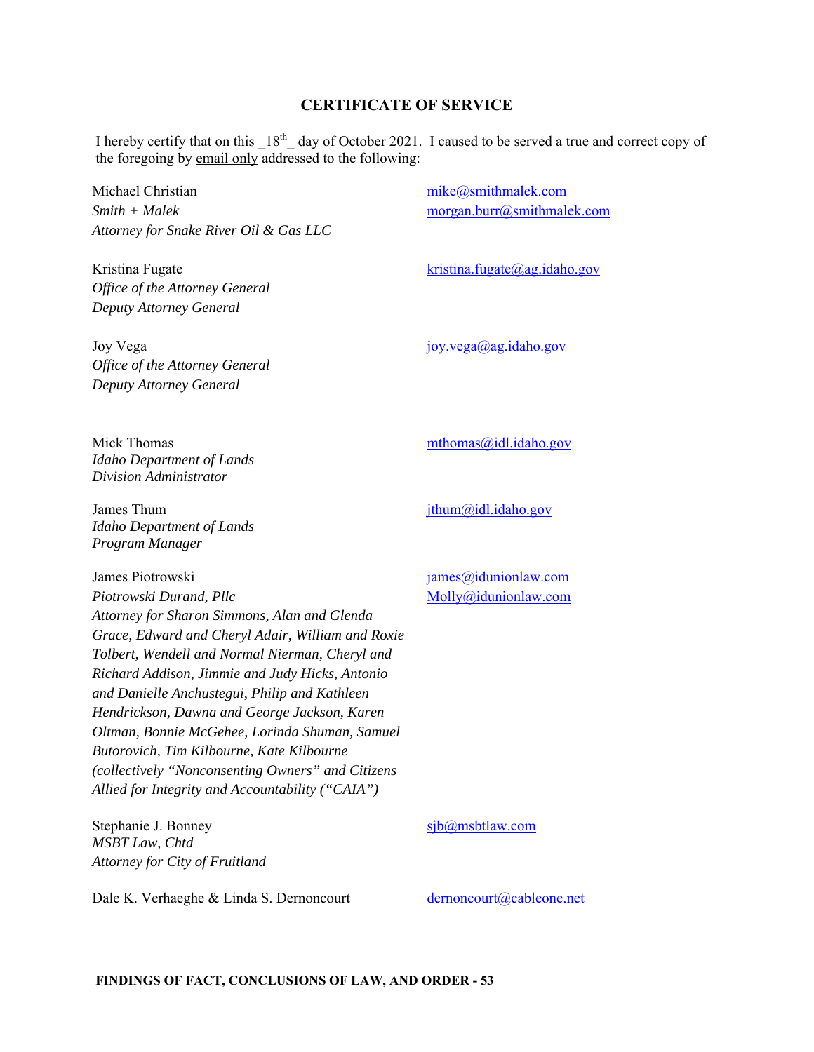## CERTIFICATE OF SERVICE

I hereby certify that on this _18th_ day of October 2021. I caused to be served a true and correct copy of the foregoing by email only addressed to the following:

Michael Christian
*Smith + Malek*
*Attorney for Snake River Oil & Gas LLC*
mike@smithmalek.com
morgan.burr@smithmalek.com

Kristina Fugate
*Office of the Attorney General*
*Deputy Attorney General*
kristina.fugate@ag.idaho.gov

Joy Vega
*Office of the Attorney General*
*Deputy Attorney General*
joy.vega@ag.idaho.gov

Mick Thomas
*Idaho Department of Lands*
*Division Administrator*
mthomas@idl.idaho.gov

James Thum
*Idaho Department of Lands*
*Program Manager*
jthum@idl.idaho.gov

James Piotrowski
*Piotrowski Durand, Pllc*
*Attorney for Sharon Simmons, Alan and Glenda Grace, Edward and Cheryl Adair, William and Roxie Tolbert, Wendell and Normal Nierman, Cheryl and Richard Addison, Jimmie and Judy Hicks, Antonio and Danielle Anchustegui, Philip and Kathleen Hendrickson, Dawna and George Jackson, Karen Oltman, Bonnie McGehee, Lorinda Shuman, Samuel Butorovich, Tim Kilbourne, Kate Kilbourne (collectively "Nonconsenting Owners" and Citizens Allied for Integrity and Accountability ("CAIA")*
james@idunionlaw.com
Molly@idunionlaw.com

Stephanie J. Bonney
*MSBT Law, Chtd*
*Attorney for City of Fruitland*
sjb@msbtlaw.com

Dale K. Verhaeghe & Linda S. Dernoncourt
dernoncourt@cableone.net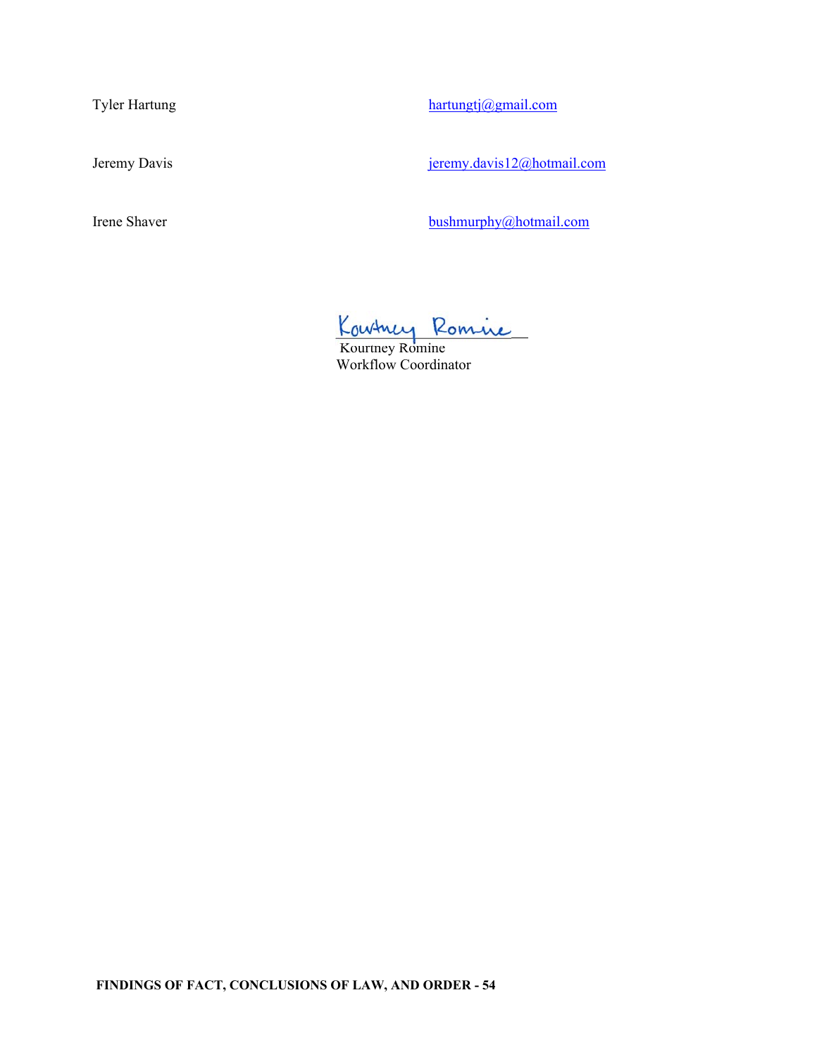| | |
|---|---|
| Tyler Hartung | hartungtj@gmail.com |
| Jeremy Davis | jeremy.davis12@hotmail.com |
| Irene Shaver | bushmurphy@hotmail.com |

Kourtney Romine

Kourtney Romine
Workflow Coordinator

**FINDINGS OF FACT, CONCLUSIONS OF LAW, AND ORDER - 54**